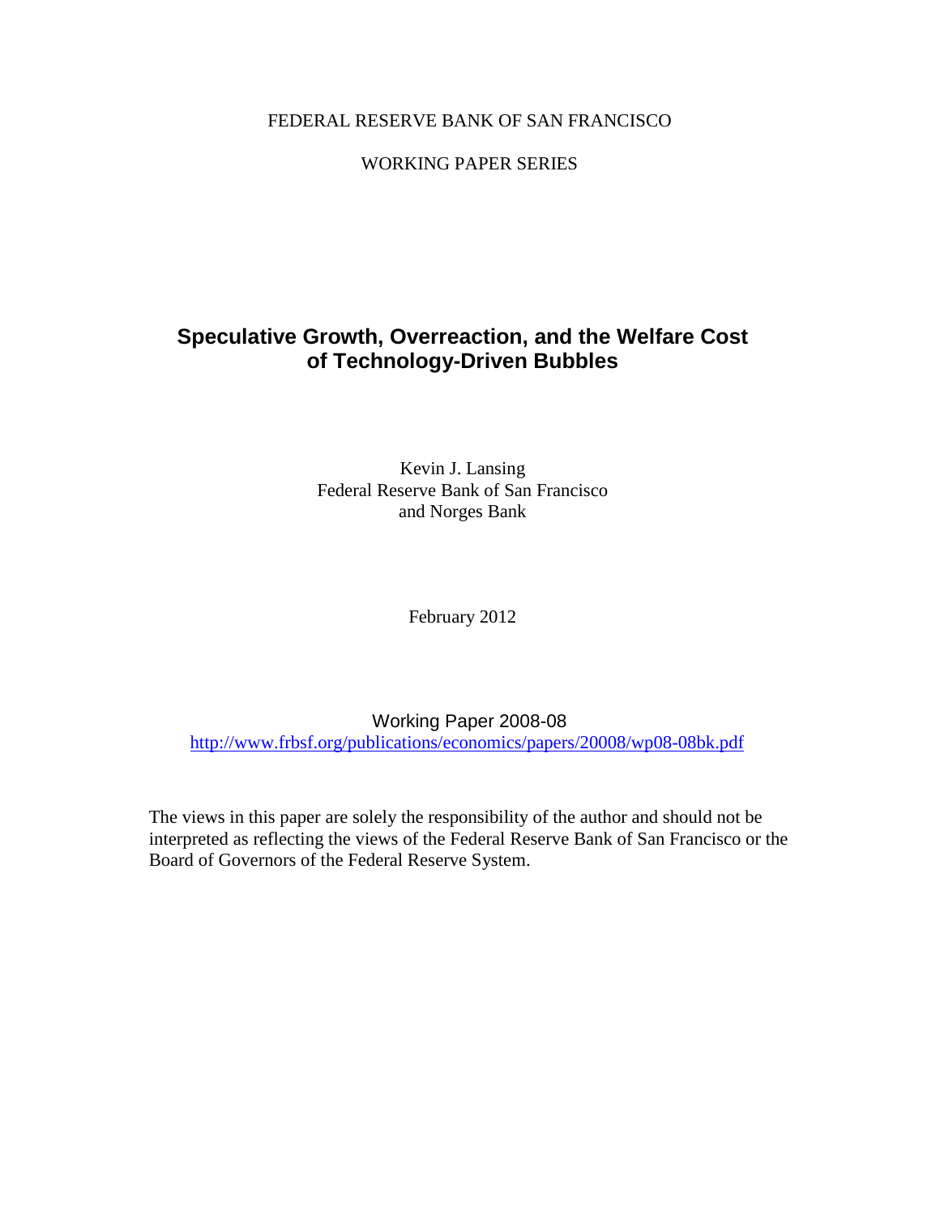FEDERAL RESERVE BANK OF SAN FRANCISCO

WORKING PAPER SERIES

# Speculative Growth, Overreaction, and the Welfare Cost of Technology-Driven Bubbles

Kevin J. Lansing
Federal Reserve Bank of San Francisco
and Norges Bank

February 2012

Working Paper 2008-08
http://www.frbsf.org/publications/economics/papers/20008/wp08-08bk.pdf

The views in this paper are solely the responsibility of the author and should not be interpreted as reflecting the views of the Federal Reserve Bank of San Francisco or the Board of Governors of the Federal Reserve System.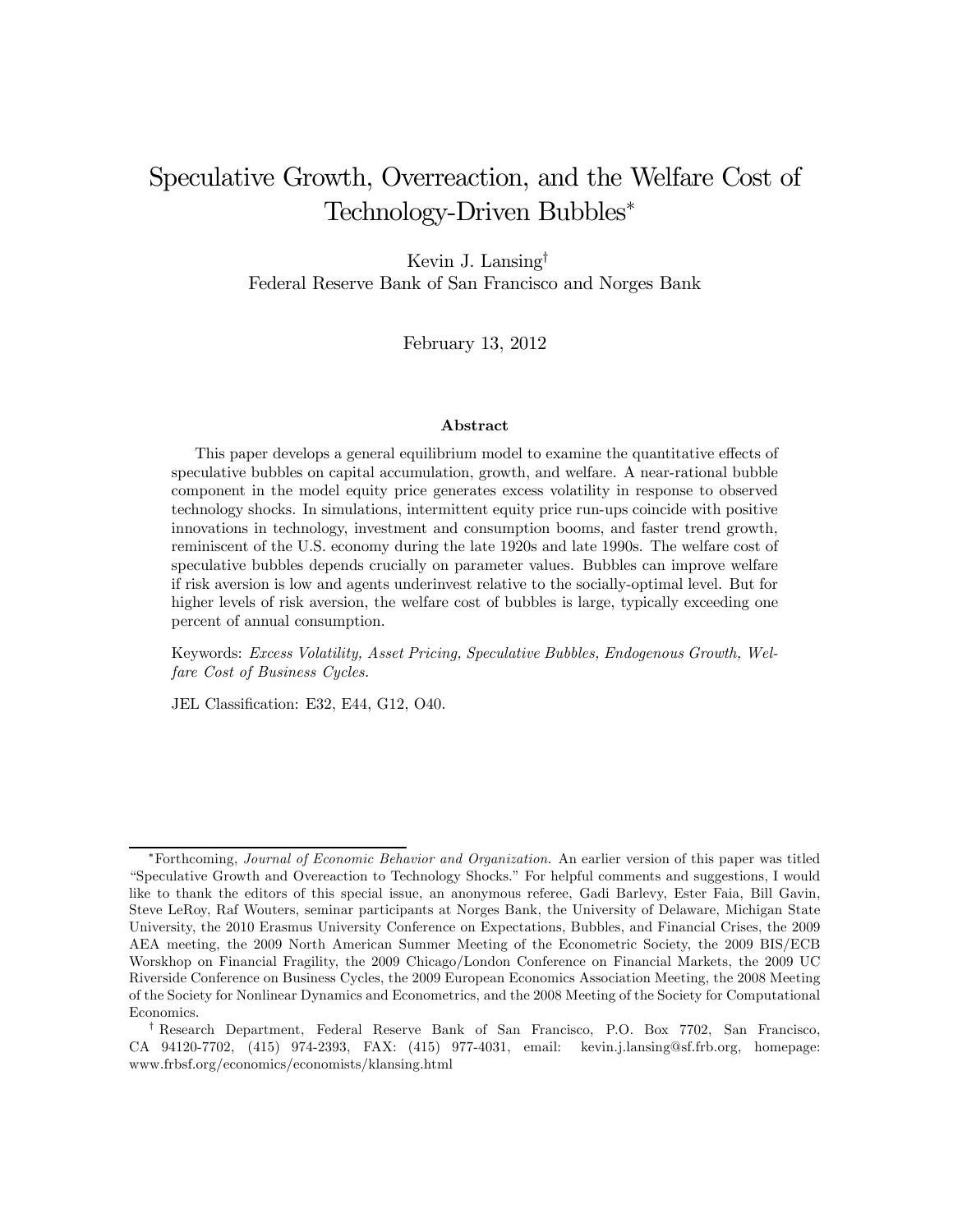# Speculative Growth, Overreaction, and the Welfare Cost of Technology-Driven Bubbles*

Kevin J. Lansing[†]
Federal Reserve Bank of San Francisco and Norges Bank

February 13, 2012

## Abstract

This paper develops a general equilibrium model to examine the quantitative effects of speculative bubbles on capital accumulation, growth, and welfare. A near-rational bubble component in the model equity price generates excess volatility in response to observed technology shocks. In simulations, intermittent equity price run-ups coincide with positive innovations in technology, investment and consumption booms, and faster trend growth, reminiscent of the U.S. economy during the late 1920s and late 1990s. The welfare cost of speculative bubbles depends crucially on parameter values. Bubbles can improve welfare if risk aversion is low and agents underinvest relative to the socially-optimal level. But for higher levels of risk aversion, the welfare cost of bubbles is large, typically exceeding one percent of annual consumption.

Keywords: *Excess Volatility, Asset Pricing, Speculative Bubbles, Endogenous Growth, Welfare Cost of Business Cycles.*

JEL Classification: E32, E44, G12, O40.

---

*Forthcoming, *Journal of Economic Behavior and Organization.* An earlier version of this paper was titled "Speculative Growth and Overreaction to Technology Shocks." For helpful comments and suggestions, I would like to thank the editors of this special issue, an anonymous referee, Gadi Barlevy, Ester Faia, Bill Gavin, Steve LeRoy, Raf Wouters, seminar participants at Norges Bank, the University of Delaware, Michigan State University, the 2010 Erasmus University Conference on Expectations, Bubbles, and Financial Crises, the 2009 AEA meeting, the 2009 North American Summer Meeting of the Econometric Society, the 2009 BIS/ECB Worskhop on Financial Fragility, the 2009 Chicago/London Conference on Financial Markets, the 2009 UC Riverside Conference on Business Cycles, the 2009 European Economics Association Meeting, the 2008 Meeting of the Society for Nonlinear Dynamics and Econometrics, and the 2008 Meeting of the Society for Computational Economics.

[†] Research Department, Federal Reserve Bank of San Francisco, P.O. Box 7702, San Francisco, CA 94120-7702, (415) 974-2393, FAX: (415) 977-4031, email: kevin.j.lansing@sf.frb.org, homepage: www.frbsf.org/economics/economists/klansing.html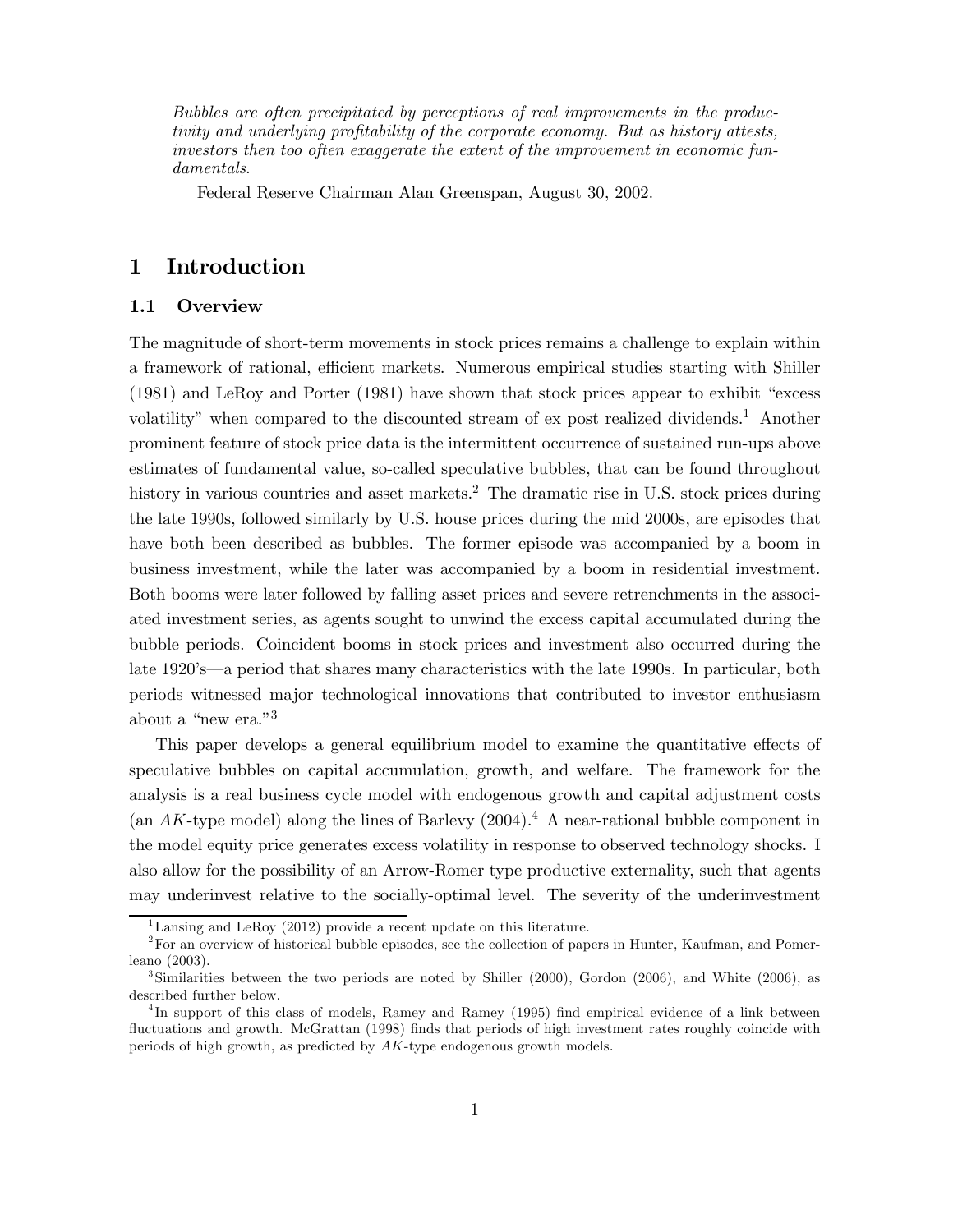*Bubbles are often precipitated by perceptions of real improvements in the productivity and underlying profitability of the corporate economy. But as history attests, investors then too often exaggerate the extent of the improvement in economic fundamentals.*

Federal Reserve Chairman Alan Greenspan, August 30, 2002.

# 1 Introduction

## 1.1 Overview

The magnitude of short-term movements in stock prices remains a challenge to explain within a framework of rational, efficient markets. Numerous empirical studies starting with Shiller (1981) and LeRoy and Porter (1981) have shown that stock prices appear to exhibit "excess volatility" when compared to the discounted stream of ex post realized dividends.[1] Another prominent feature of stock price data is the intermittent occurrence of sustained run-ups above estimates of fundamental value, so-called speculative bubbles, that can be found throughout history in various countries and asset markets.[2] The dramatic rise in U.S. stock prices during the late 1990s, followed similarly by U.S. house prices during the mid 2000s, are episodes that have both been described as bubbles. The former episode was accompanied by a boom in business investment, while the later was accompanied by a boom in residential investment. Both booms were later followed by falling asset prices and severe retrenchments in the associated investment series, as agents sought to unwind the excess capital accumulated during the bubble periods. Coincident booms in stock prices and investment also occurred during the late 1920's—a period that shares many characteristics with the late 1990s. In particular, both periods witnessed major technological innovations that contributed to investor enthusiasm about a "new era."[3]

This paper develops a general equilibrium model to examine the quantitative effects of speculative bubbles on capital accumulation, growth, and welfare. The framework for the analysis is a real business cycle model with endogenous growth and capital adjustment costs (an $AK$-type model) along the lines of Barlevy (2004).[4] A near-rational bubble component in the model equity price generates excess volatility in response to observed technology shocks. I also allow for the possibility of an Arrow-Romer type productive externality, such that agents may underinvest relative to the socially-optimal level. The severity of the underinvestment

[1] Lansing and LeRoy (2012) provide a recent update on this literature.

[2] For an overview of historical bubble episodes, see the collection of papers in Hunter, Kaufman, and Pomerleano (2003).

[3] Similarities between the two periods are noted by Shiller (2000), Gordon (2006), and White (2006), as described further below.

[4] In support of this class of models, Ramey and Ramey (1995) find empirical evidence of a link between fluctuations and growth. McGrattan (1998) finds that periods of high investment rates roughly coincide with periods of high growth, as predicted by $AK$-type endogenous growth models.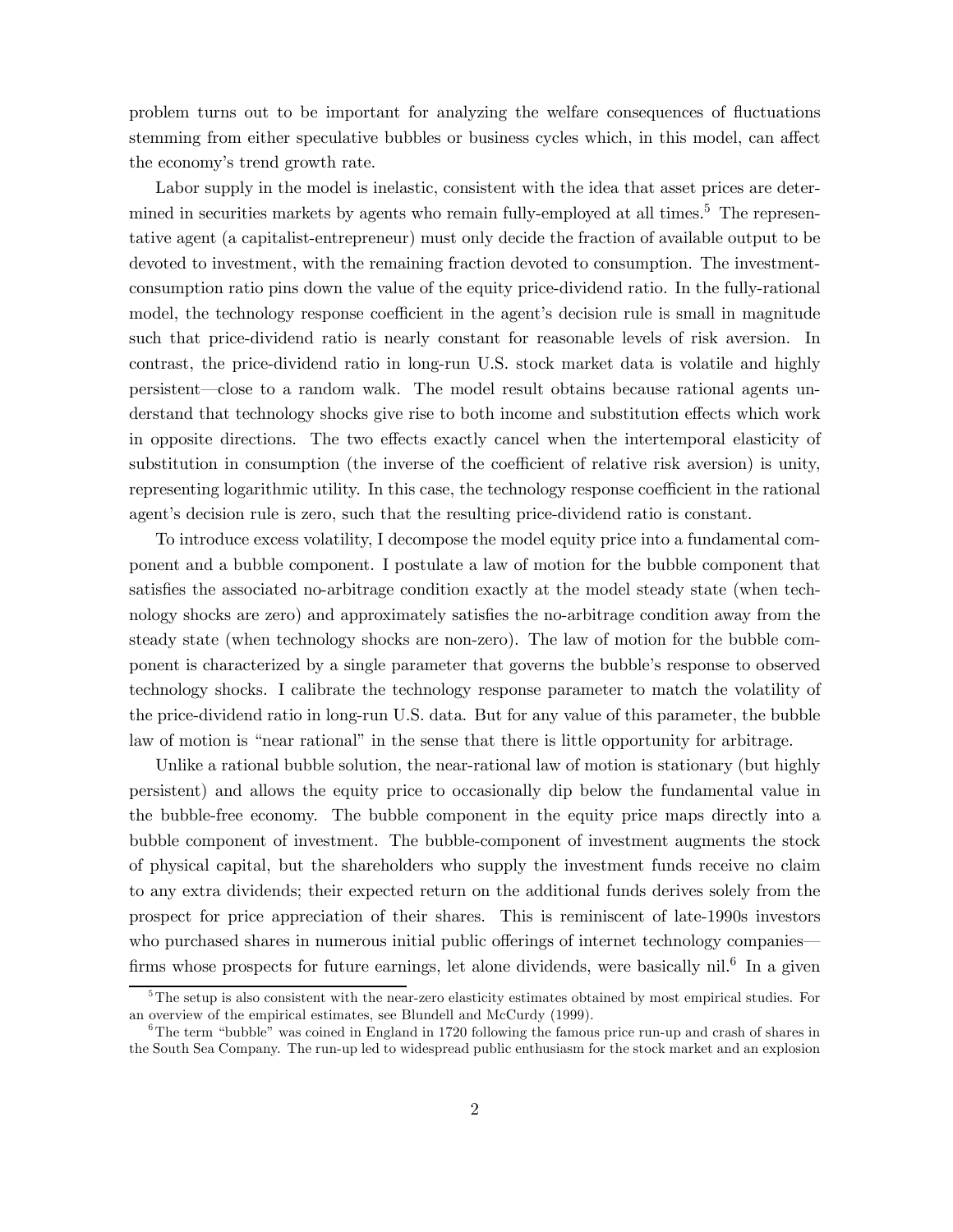problem turns out to be important for analyzing the welfare consequences of fluctuations stemming from either speculative bubbles or business cycles which, in this model, can affect the economy's trend growth rate.

Labor supply in the model is inelastic, consistent with the idea that asset prices are determined in securities markets by agents who remain fully-employed at all times.[5] The representative agent (a capitalist-entrepreneur) must only decide the fraction of available output to be devoted to investment, with the remaining fraction devoted to consumption. The investment-consumption ratio pins down the value of the equity price-dividend ratio. In the fully-rational model, the technology response coefficient in the agent's decision rule is small in magnitude such that price-dividend ratio is nearly constant for reasonable levels of risk aversion. In contrast, the price-dividend ratio in long-run U.S. stock market data is volatile and highly persistent—close to a random walk. The model result obtains because rational agents understand that technology shocks give rise to both income and substitution effects which work in opposite directions. The two effects exactly cancel when the intertemporal elasticity of substitution in consumption (the inverse of the coefficient of relative risk aversion) is unity, representing logarithmic utility. In this case, the technology response coefficient in the rational agent's decision rule is zero, such that the resulting price-dividend ratio is constant.

To introduce excess volatility, I decompose the model equity price into a fundamental component and a bubble component. I postulate a law of motion for the bubble component that satisfies the associated no-arbitrage condition exactly at the model steady state (when technology shocks are zero) and approximately satisfies the no-arbitrage condition away from the steady state (when technology shocks are non-zero). The law of motion for the bubble component is characterized by a single parameter that governs the bubble's response to observed technology shocks. I calibrate the technology response parameter to match the volatility of the price-dividend ratio in long-run U.S. data. But for any value of this parameter, the bubble law of motion is "near rational" in the sense that there is little opportunity for arbitrage.

Unlike a rational bubble solution, the near-rational law of motion is stationary (but highly persistent) and allows the equity price to occasionally dip below the fundamental value in the bubble-free economy. The bubble component in the equity price maps directly into a bubble component of investment. The bubble-component of investment augments the stock of physical capital, but the shareholders who supply the investment funds receive no claim to any extra dividends; their expected return on the additional funds derives solely from the prospect for price appreciation of their shares. This is reminiscent of late-1990s investors who purchased shares in numerous initial public offerings of internet technology companies—firms whose prospects for future earnings, let alone dividends, were basically nil.[6] In a given

[5] The setup is also consistent with the near-zero elasticity estimates obtained by most empirical studies. For an overview of the empirical estimates, see Blundell and McCurdy (1999).

[6] The term "bubble" was coined in England in 1720 following the famous price run-up and crash of shares in the South Sea Company. The run-up led to widespread public enthusiasm for the stock market and an explosion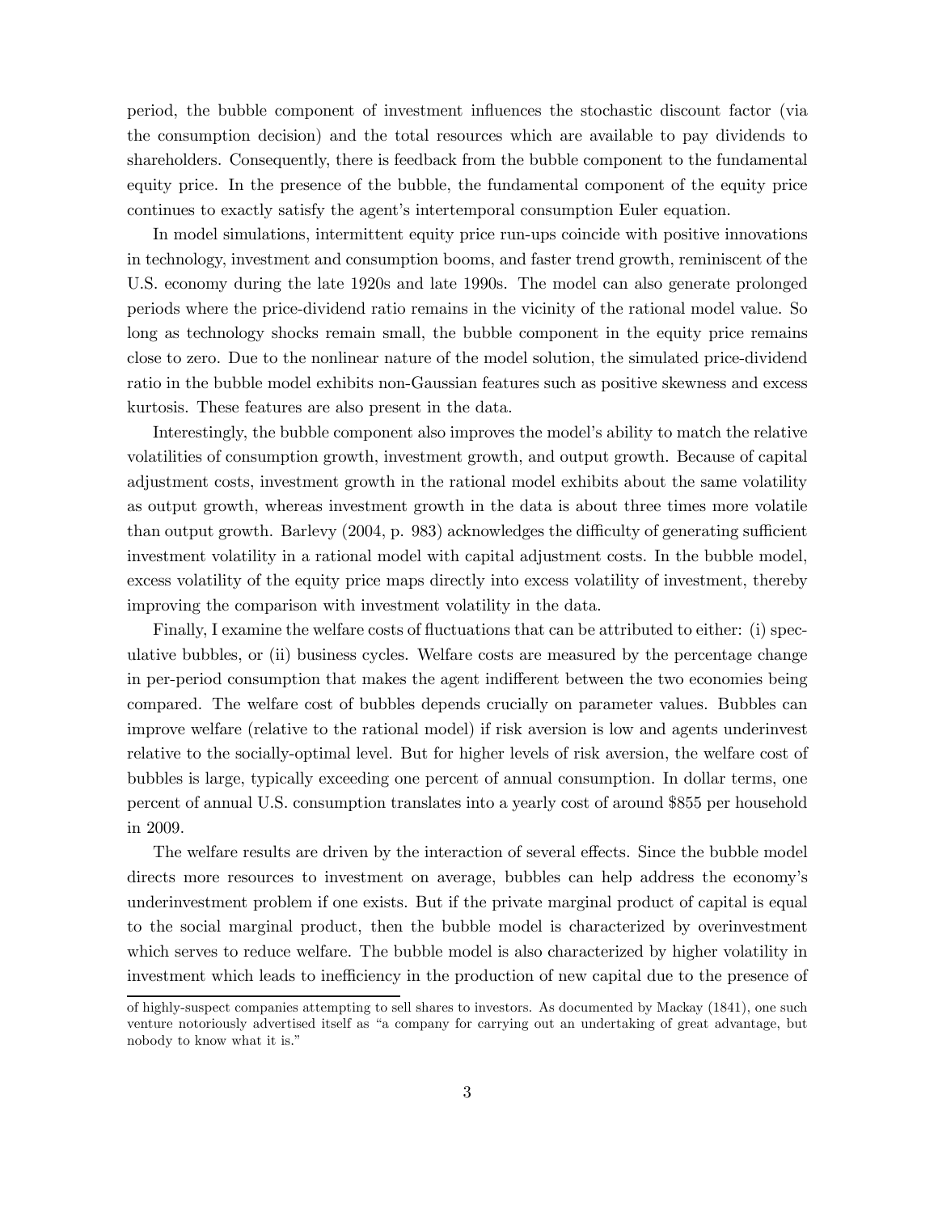period, the bubble component of investment influences the stochastic discount factor (via the consumption decision) and the total resources which are available to pay dividends to shareholders. Consequently, there is feedback from the bubble component to the fundamental equity price. In the presence of the bubble, the fundamental component of the equity price continues to exactly satisfy the agent's intertemporal consumption Euler equation.

In model simulations, intermittent equity price run-ups coincide with positive innovations in technology, investment and consumption booms, and faster trend growth, reminiscent of the U.S. economy during the late 1920s and late 1990s. The model can also generate prolonged periods where the price-dividend ratio remains in the vicinity of the rational model value. So long as technology shocks remain small, the bubble component in the equity price remains close to zero. Due to the nonlinear nature of the model solution, the simulated price-dividend ratio in the bubble model exhibits non-Gaussian features such as positive skewness and excess kurtosis. These features are also present in the data.

Interestingly, the bubble component also improves the model's ability to match the relative volatilities of consumption growth, investment growth, and output growth. Because of capital adjustment costs, investment growth in the rational model exhibits about the same volatility as output growth, whereas investment growth in the data is about three times more volatile than output growth. Barlevy (2004, p. 983) acknowledges the difficulty of generating sufficient investment volatility in a rational model with capital adjustment costs. In the bubble model, excess volatility of the equity price maps directly into excess volatility of investment, thereby improving the comparison with investment volatility in the data.

Finally, I examine the welfare costs of fluctuations that can be attributed to either: (i) speculative bubbles, or (ii) business cycles. Welfare costs are measured by the percentage change in per-period consumption that makes the agent indifferent between the two economies being compared. The welfare cost of bubbles depends crucially on parameter values. Bubbles can improve welfare (relative to the rational model) if risk aversion is low and agents underinvest relative to the socially-optimal level. But for higher levels of risk aversion, the welfare cost of bubbles is large, typically exceeding one percent of annual consumption. In dollar terms, one percent of annual U.S. consumption translates into a yearly cost of around $855 per household in 2009.

The welfare results are driven by the interaction of several effects. Since the bubble model directs more resources to investment on average, bubbles can help address the economy's underinvestment problem if one exists. But if the private marginal product of capital is equal to the social marginal product, then the bubble model is characterized by overinvestment which serves to reduce welfare. The bubble model is also characterized by higher volatility in investment which leads to inefficiency in the production of new capital due to the presence of

of highly-suspect companies attempting to sell shares to investors. As documented by Mackay (1841), one such venture notoriously advertised itself as "a company for carrying out an undertaking of great advantage, but nobody to know what it is."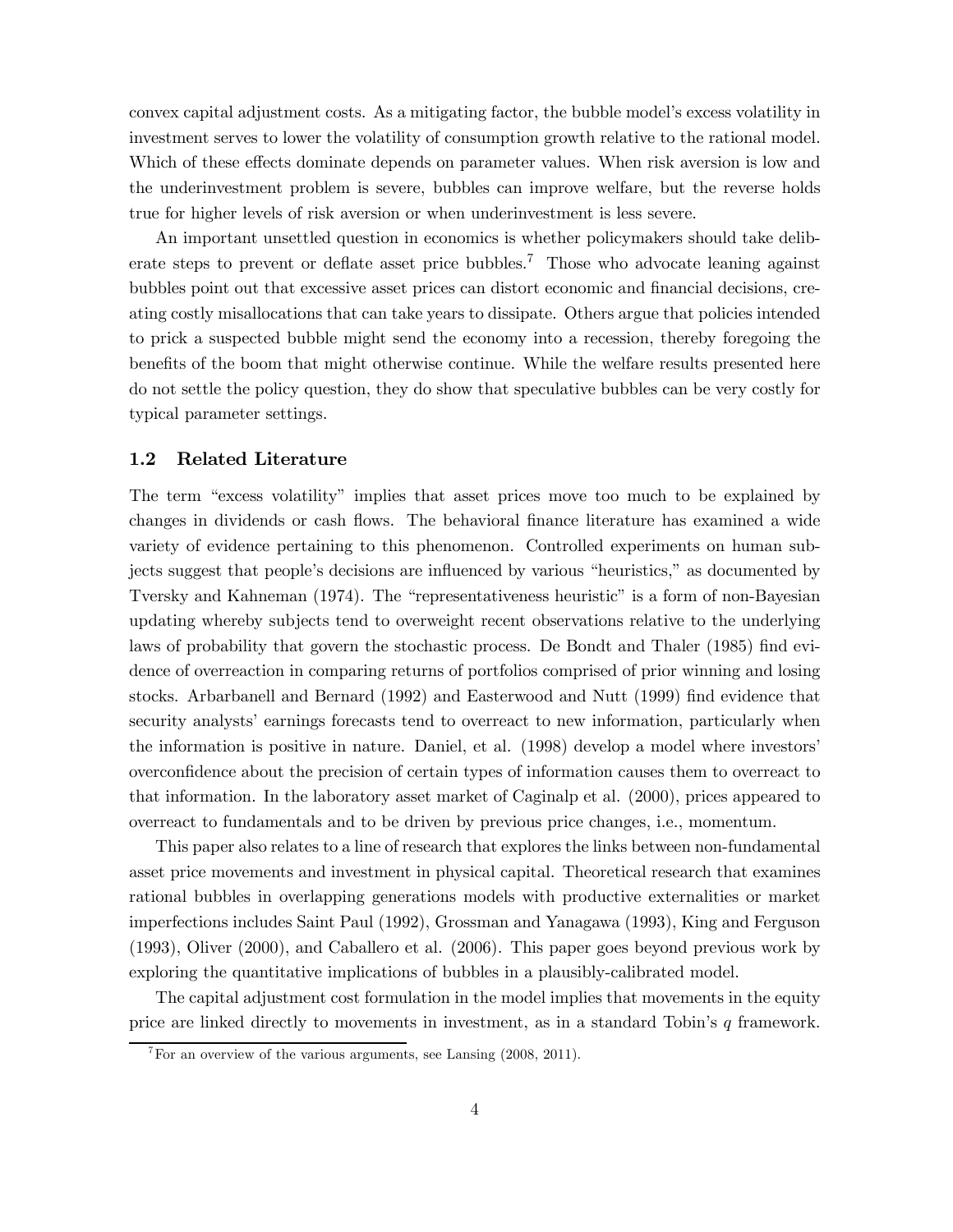convex capital adjustment costs. As a mitigating factor, the bubble model's excess volatility in investment serves to lower the volatility of consumption growth relative to the rational model. Which of these effects dominate depends on parameter values. When risk aversion is low and the underinvestment problem is severe, bubbles can improve welfare, but the reverse holds true for higher levels of risk aversion or when underinvestment is less severe.

An important unsettled question in economics is whether policymakers should take deliberate steps to prevent or deflate asset price bubbles.[7] Those who advocate leaning against bubbles point out that excessive asset prices can distort economic and financial decisions, creating costly misallocations that can take years to dissipate. Others argue that policies intended to prick a suspected bubble might send the economy into a recession, thereby foregoing the benefits of the boom that might otherwise continue. While the welfare results presented here do not settle the policy question, they do show that speculative bubbles can be very costly for typical parameter settings.

### 1.2 Related Literature

The term "excess volatility" implies that asset prices move too much to be explained by changes in dividends or cash flows. The behavioral finance literature has examined a wide variety of evidence pertaining to this phenomenon. Controlled experiments on human subjects suggest that people's decisions are influenced by various "heuristics," as documented by Tversky and Kahneman (1974). The "representativeness heuristic" is a form of non-Bayesian updating whereby subjects tend to overweight recent observations relative to the underlying laws of probability that govern the stochastic process. De Bondt and Thaler (1985) find evidence of overreaction in comparing returns of portfolios comprised of prior winning and losing stocks. Arbarbanell and Bernard (1992) and Easterwood and Nutt (1999) find evidence that security analysts' earnings forecasts tend to overreact to new information, particularly when the information is positive in nature. Daniel, et al. (1998) develop a model where investors' overconfidence about the precision of certain types of information causes them to overreact to that information. In the laboratory asset market of Caginalp et al. (2000), prices appeared to overreact to fundamentals and to be driven by previous price changes, i.e., momentum.

This paper also relates to a line of research that explores the links between non-fundamental asset price movements and investment in physical capital. Theoretical research that examines rational bubbles in overlapping generations models with productive externalities or market imperfections includes Saint Paul (1992), Grossman and Yanagawa (1993), King and Ferguson (1993), Oliver (2000), and Caballero et al. (2006). This paper goes beyond previous work by exploring the quantitative implications of bubbles in a plausibly-calibrated model.

The capital adjustment cost formulation in the model implies that movements in the equity price are linked directly to movements in investment, as in a standard Tobin's $q$ framework.

[7] For an overview of the various arguments, see Lansing (2008, 2011).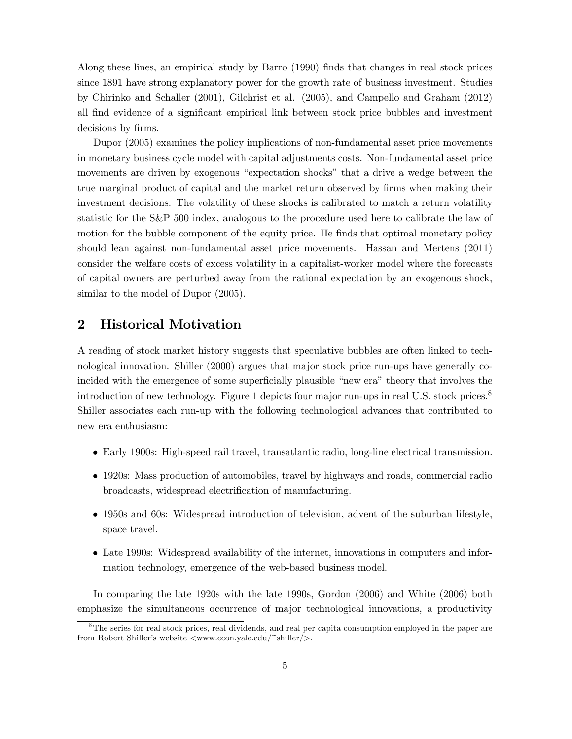Along these lines, an empirical study by Barro (1990) finds that changes in real stock prices since 1891 have strong explanatory power for the growth rate of business investment. Studies by Chirinko and Schaller (2001), Gilchrist et al. (2005), and Campello and Graham (2012) all find evidence of a significant empirical link between stock price bubbles and investment decisions by firms.

Dupor (2005) examines the policy implications of non-fundamental asset price movements in monetary business cycle model with capital adjustments costs. Non-fundamental asset price movements are driven by exogenous "expectation shocks" that a drive a wedge between the true marginal product of capital and the market return observed by firms when making their investment decisions. The volatility of these shocks is calibrated to match a return volatility statistic for the S&P 500 index, analogous to the procedure used here to calibrate the law of motion for the bubble component of the equity price. He finds that optimal monetary policy should lean against non-fundamental asset price movements. Hassan and Mertens (2011) consider the welfare costs of excess volatility in a capitalist-worker model where the forecasts of capital owners are perturbed away from the rational expectation by an exogenous shock, similar to the model of Dupor (2005).

## 2 Historical Motivation

A reading of stock market history suggests that speculative bubbles are often linked to technological innovation. Shiller (2000) argues that major stock price run-ups have generally coincided with the emergence of some superficially plausible "new era" theory that involves the introduction of new technology. Figure 1 depicts four major run-ups in real U.S. stock prices.[8] Shiller associates each run-up with the following technological advances that contributed to new era enthusiasm:

- Early 1900s: High-speed rail travel, transatlantic radio, long-line electrical transmission.
- 1920s: Mass production of automobiles, travel by highways and roads, commercial radio broadcasts, widespread electrification of manufacturing.
- 1950s and 60s: Widespread introduction of television, advent of the suburban lifestyle, space travel.
- Late 1990s: Widespread availability of the internet, innovations in computers and information technology, emergence of the web-based business model.

In comparing the late 1920s with the late 1990s, Gordon (2006) and White (2006) both emphasize the simultaneous occurrence of major technological innovations, a productivity

[8] The series for real stock prices, real dividends, and real per capita consumption employed in the paper are from Robert Shiller's website <www.econ.yale.edu/~shiller/>.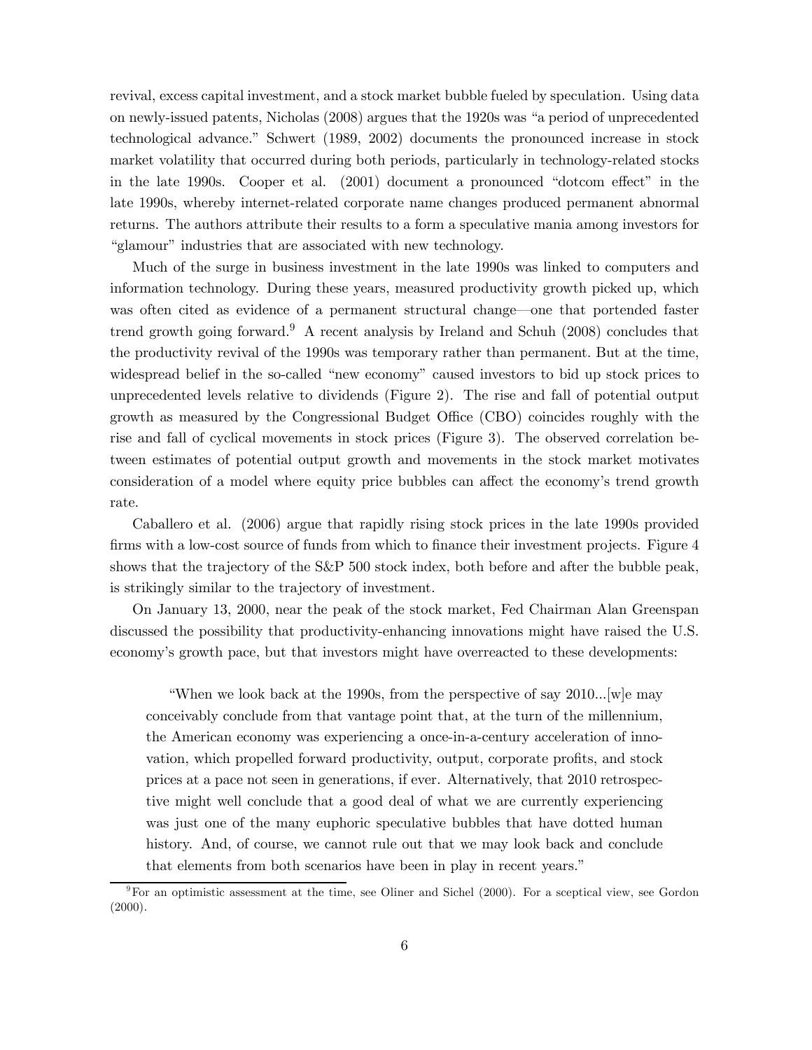revival, excess capital investment, and a stock market bubble fueled by speculation. Using data on newly-issued patents, Nicholas (2008) argues that the 1920s was "a period of unprecedented technological advance." Schwert (1989, 2002) documents the pronounced increase in stock market volatility that occurred during both periods, particularly in technology-related stocks in the late 1990s. Cooper et al. (2001) document a pronounced "dotcom effect" in the late 1990s, whereby internet-related corporate name changes produced permanent abnormal returns. The authors attribute their results to a form a speculative mania among investors for "glamour" industries that are associated with new technology.

Much of the surge in business investment in the late 1990s was linked to computers and information technology. During these years, measured productivity growth picked up, which was often cited as evidence of a permanent structural change—one that portended faster trend growth going forward.[9] A recent analysis by Ireland and Schuh (2008) concludes that the productivity revival of the 1990s was temporary rather than permanent. But at the time, widespread belief in the so-called "new economy" caused investors to bid up stock prices to unprecedented levels relative to dividends (Figure 2). The rise and fall of potential output growth as measured by the Congressional Budget Office (CBO) coincides roughly with the rise and fall of cyclical movements in stock prices (Figure 3). The observed correlation between estimates of potential output growth and movements in the stock market motivates consideration of a model where equity price bubbles can affect the economy's trend growth rate.

Caballero et al. (2006) argue that rapidly rising stock prices in the late 1990s provided firms with a low-cost source of funds from which to finance their investment projects. Figure 4 shows that the trajectory of the S&P 500 stock index, both before and after the bubble peak, is strikingly similar to the trajectory of investment.

On January 13, 2000, near the peak of the stock market, Fed Chairman Alan Greenspan discussed the possibility that productivity-enhancing innovations might have raised the U.S. economy's growth pace, but that investors might have overreacted to these developments:

> "When we look back at the 1990s, from the perspective of say 2010...[w]e may conceivably conclude from that vantage point that, at the turn of the millennium, the American economy was experiencing a once-in-a-century acceleration of innovation, which propelled forward productivity, output, corporate profits, and stock prices at a pace not seen in generations, if ever. Alternatively, that 2010 retrospective might well conclude that a good deal of what we are currently experiencing was just one of the many euphoric speculative bubbles that have dotted human history. And, of course, we cannot rule out that we may look back and conclude that elements from both scenarios have been in play in recent years."

[9] For an optimistic assessment at the time, see Oliner and Sichel (2000). For a sceptical view, see Gordon (2000).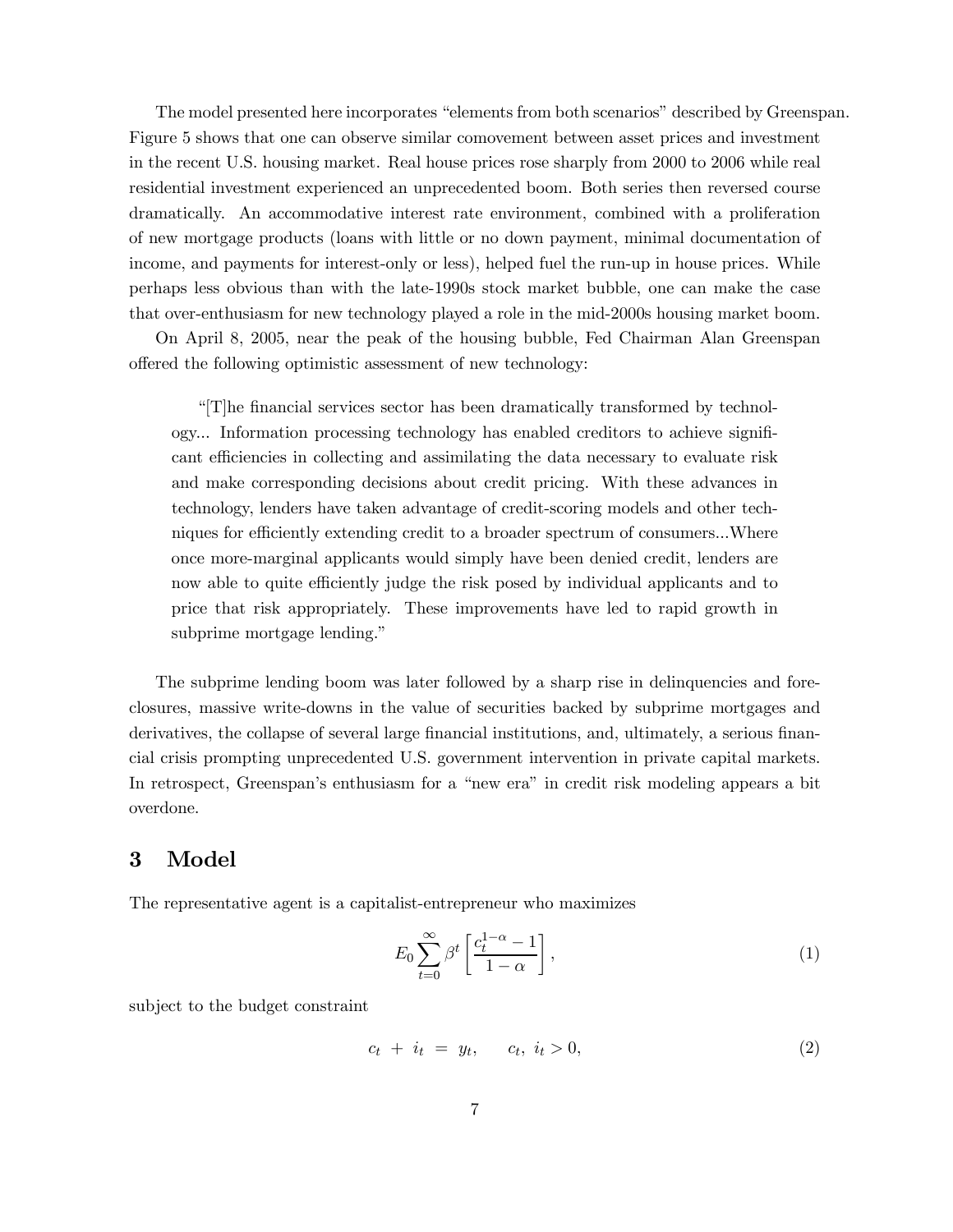The model presented here incorporates "elements from both scenarios" described by Greenspan. Figure 5 shows that one can observe similar comovement between asset prices and investment in the recent U.S. housing market. Real house prices rose sharply from 2000 to 2006 while real residential investment experienced an unprecedented boom. Both series then reversed course dramatically. An accommodative interest rate environment, combined with a proliferation of new mortgage products (loans with little or no down payment, minimal documentation of income, and payments for interest-only or less), helped fuel the run-up in house prices. While perhaps less obvious than with the late-1990s stock market bubble, one can make the case that over-enthusiasm for new technology played a role in the mid-2000s housing market boom.

On April 8, 2005, near the peak of the housing bubble, Fed Chairman Alan Greenspan offered the following optimistic assessment of new technology:

> "[T]he financial services sector has been dramatically transformed by technology... Information processing technology has enabled creditors to achieve significant efficiencies in collecting and assimilating the data necessary to evaluate risk and make corresponding decisions about credit pricing. With these advances in technology, lenders have taken advantage of credit-scoring models and other techniques for efficiently extending credit to a broader spectrum of consumers...Where once more-marginal applicants would simply have been denied credit, lenders are now able to quite efficiently judge the risk posed by individual applicants and to price that risk appropriately. These improvements have led to rapid growth in subprime mortgage lending."

The subprime lending boom was later followed by a sharp rise in delinquencies and foreclosures, massive write-downs in the value of securities backed by subprime mortgages and derivatives, the collapse of several large financial institutions, and, ultimately, a serious financial crisis prompting unprecedented U.S. government intervention in private capital markets. In retrospect, Greenspan's enthusiasm for a "new era" in credit risk modeling appears a bit overdone.

## 3 Model

The representative agent is a capitalist-entrepreneur who maximizes

$$E_0 \sum_{t=0}^{\infty} \beta^t \left[ \frac{c_t^{1-\alpha} - 1}{1 - \alpha} \right], \tag{1}$$

subject to the budget constraint

$$c_t + i_t = y_t, \qquad c_t, \ i_t > 0, \tag{2}$$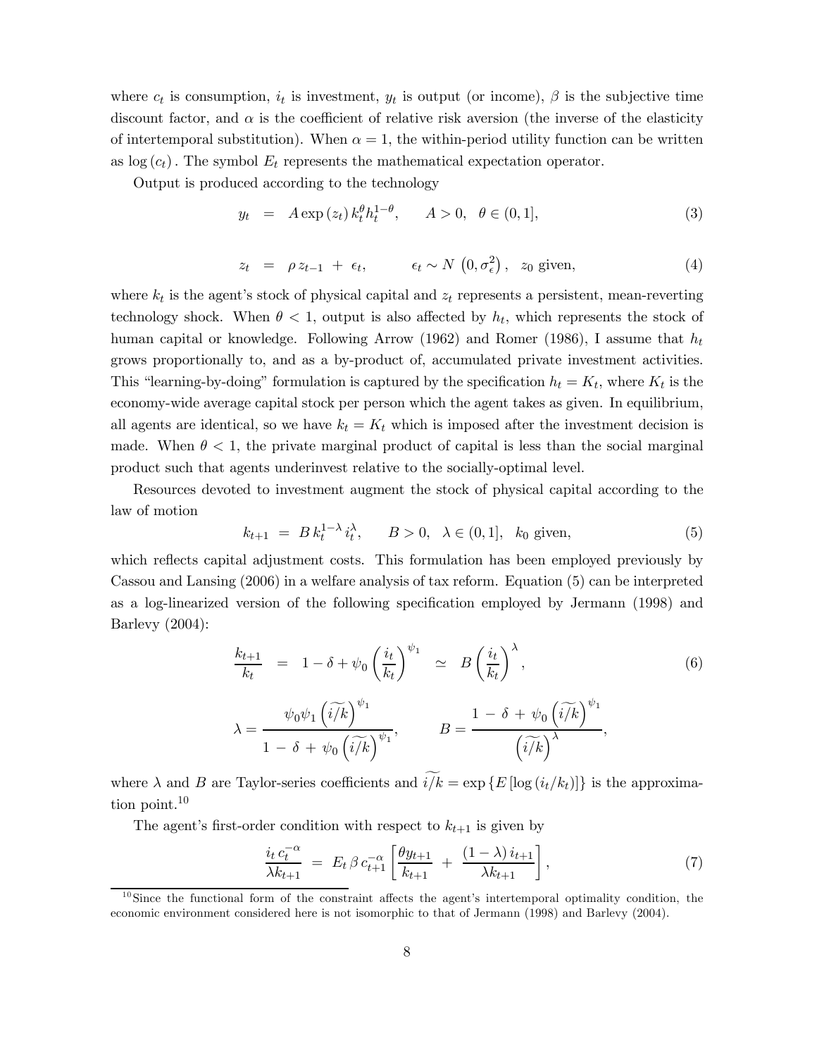where $c_t$ is consumption, $i_t$ is investment, $y_t$ is output (or income), $\beta$ is the subjective time discount factor, and $\alpha$ is the coefficient of relative risk aversion (the inverse of the elasticity of intertemporal substitution). When $\alpha = 1$, the within-period utility function can be written as $\log(c_t)$. The symbol $E_t$ represents the mathematical expectation operator.

Output is produced according to the technology

$$y_t = A\exp(z_t)\, k_t^{\theta} h_t^{1-\theta}, \qquad A > 0, \;\; \theta \in (0,1], \tag{3}$$

$$z_t = \rho\, z_{t-1} + \epsilon_t, \qquad \epsilon_t \sim N\left(0, \sigma_\epsilon^2\right), \;\; z_0 \text{ given}, \tag{4}$$

where $k_t$ is the agent's stock of physical capital and $z_t$ represents a persistent, mean-reverting technology shock. When $\theta < 1$, output is also affected by $h_t$, which represents the stock of human capital or knowledge. Following Arrow (1962) and Romer (1986), I assume that $h_t$ grows proportionally to, and as a by-product of, accumulated private investment activities. This "learning-by-doing" formulation is captured by the specification $h_t = K_t$, where $K_t$ is the economy-wide average capital stock per person which the agent takes as given. In equilibrium, all agents are identical, so we have $k_t = K_t$ which is imposed after the investment decision is made. When $\theta < 1$, the private marginal product of capital is less than the social marginal product such that agents underinvest relative to the socially-optimal level.

Resources devoted to investment augment the stock of physical capital according to the law of motion

$$k_{t+1} = B\, k_t^{1-\lambda}\, i_t^{\lambda}, \qquad B > 0, \;\; \lambda \in (0,1], \;\; k_0 \text{ given}, \tag{5}$$

which reflects capital adjustment costs. This formulation has been employed previously by Cassou and Lansing (2006) in a welfare analysis of tax reform. Equation (5) can be interpreted as a log-linearized version of the following specification employed by Jermann (1998) and Barlevy (2004):

$$\frac{k_{t+1}}{k_t} = 1 - \delta + \psi_0 \left(\frac{i_t}{k_t}\right)^{\psi_1} \simeq B\left(\frac{i_t}{k_t}\right)^{\lambda}, \tag{6}$$

$$\lambda = \frac{\psi_0 \psi_1 \left(\widetilde{i/k}\right)^{\psi_1}}{1 - \delta + \psi_0 \left(\widetilde{i/k}\right)^{\psi_1}}, \qquad B = \frac{1 - \delta + \psi_0 \left(\widetilde{i/k}\right)^{\psi_1}}{\left(\widetilde{i/k}\right)^{\lambda}},$$

where $\lambda$ and $B$ are Taylor-series coefficients and $\widetilde{i/k} = \exp\{E[\log(i_t/k_t)]\}$ is the approximation point.[10]

The agent's first-order condition with respect to $k_{t+1}$ is given by

$$\frac{i_t\, c_t^{-\alpha}}{\lambda k_{t+1}} = E_t\, \beta\, c_{t+1}^{-\alpha}\left[\frac{\theta y_{t+1}}{k_{t+1}} + \frac{(1-\lambda)\, i_{t+1}}{\lambda k_{t+1}}\right], \tag{7}$$

[10] Since the functional form of the constraint affects the agent's intertemporal optimality condition, the economic environment considered here is not isomorphic to that of Jermann (1998) and Barlevy (2004).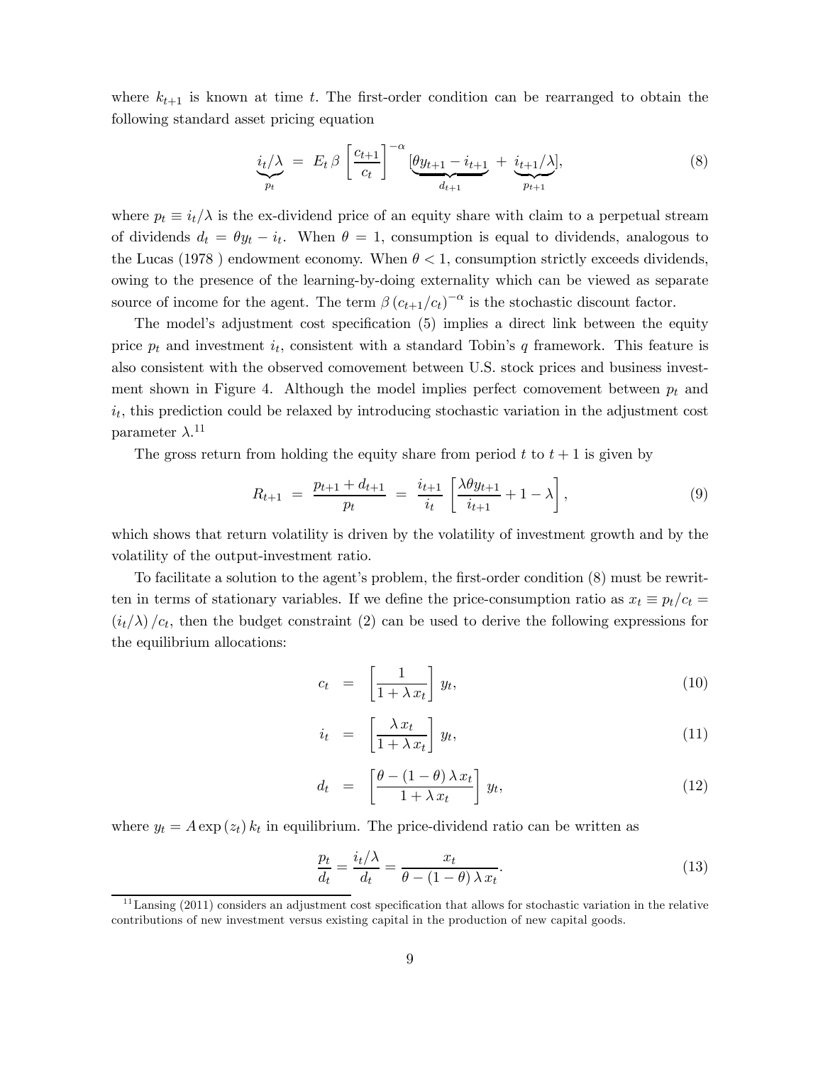where $k_{t+1}$ is known at time $t$. The first-order condition can be rearranged to obtain the following standard asset pricing equation

$$\underbrace{i_t/\lambda}_{p_t} \;=\; E_t\,\beta\left[\frac{c_{t+1}}{c_t}\right]^{-\alpha}[\underbrace{\theta y_{t+1}-i_{t+1}}_{d_{t+1}} \;+\; \underbrace{i_{t+1}/\lambda}_{p_{t+1}}], \tag{8}$$

where $p_t \equiv i_t/\lambda$ is the ex-dividend price of an equity share with claim to a perpetual stream of dividends $d_t = \theta y_t - i_t$. When $\theta = 1$, consumption is equal to dividends, analogous to the Lucas (1978 ) endowment economy. When $\theta < 1$, consumption strictly exceeds dividends, owing to the presence of the learning-by-doing externality which can be viewed as separate source of income for the agent. The term $\beta\,(c_{t+1}/c_t)^{-\alpha}$ is the stochastic discount factor.

The model's adjustment cost specification (5) implies a direct link between the equity price $p_t$ and investment $i_t$, consistent with a standard Tobin's $q$ framework. This feature is also consistent with the observed comovement between U.S. stock prices and business investment shown in Figure 4. Although the model implies perfect comovement between $p_t$ and $i_t$, this prediction could be relaxed by introducing stochastic variation in the adjustment cost parameter $\lambda$.[11]

The gross return from holding the equity share from period $t$ to $t+1$ is given by

$$R_{t+1} \;=\; \frac{p_{t+1}+d_{t+1}}{p_t} \;=\; \frac{i_{t+1}}{i_t}\left[\frac{\lambda\theta y_{t+1}}{i_{t+1}}+1-\lambda\right], \tag{9}$$

which shows that return volatility is driven by the volatility of investment growth and by the volatility of the output-investment ratio.

To facilitate a solution to the agent's problem, the first-order condition (8) must be rewritten in terms of stationary variables. If we define the price-consumption ratio as $x_t \equiv p_t/c_t = (i_t/\lambda)/c_t$, then the budget constraint (2) can be used to derive the following expressions for the equilibrium allocations:

$$c_t \;=\; \left[\frac{1}{1+\lambda\,x_t}\right]y_t, \tag{10}$$

$$i_t \;=\; \left[\frac{\lambda\,x_t}{1+\lambda\,x_t}\right]y_t, \tag{11}$$

$$d_t \;=\; \left[\frac{\theta-(1-\theta)\,\lambda\,x_t}{1+\lambda\,x_t}\right]y_t, \tag{12}$$

where $y_t = A\exp(z_t)\,k_t$ in equilibrium. The price-dividend ratio can be written as

$$\frac{p_t}{d_t} = \frac{i_t/\lambda}{d_t} = \frac{x_t}{\theta-(1-\theta)\,\lambda\,x_t}. \tag{13}$$

[11] Lansing (2011) considers an adjustment cost specification that allows for stochastic variation in the relative contributions of new investment versus existing capital in the production of new capital goods.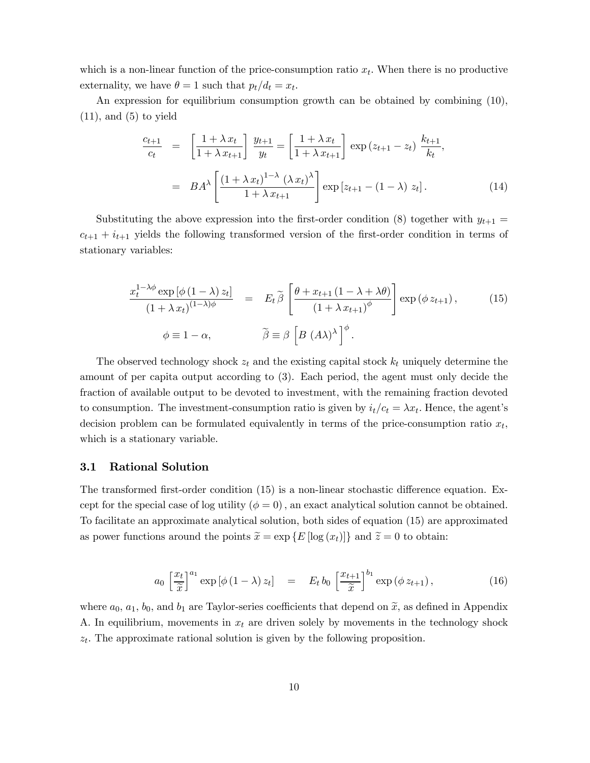which is a non-linear function of the price-consumption ratio $x_t$. When there is no productive externality, we have $\theta = 1$ such that $p_t/d_t = x_t$.

An expression for equilibrium consumption growth can be obtained by combining (10), (11), and (5) to yield

$$\frac{c_{t+1}}{c_t} = \left[\frac{1+\lambda\, x_t}{1+\lambda\, x_{t+1}}\right] \frac{y_{t+1}}{y_t} = \left[\frac{1+\lambda\, x_t}{1+\lambda\, x_{t+1}}\right] \exp\left(z_{t+1} - z_t\right) \frac{k_{t+1}}{k_t},$$

$$= BA^{\lambda}\left[\frac{\left(1+\lambda\, x_t\right)^{1-\lambda}\left(\lambda\, x_t\right)^{\lambda}}{1+\lambda\, x_{t+1}}\right] \exp\left[z_{t+1} - (1-\lambda)\; z_t\right]. \tag{14}$$

Substituting the above expression into the first-order condition (8) together with $y_{t+1} = c_{t+1} + i_{t+1}$ yields the following transformed version of the first-order condition in terms of stationary variables:

$$\frac{x_t^{1-\lambda\phi}\exp\left[\phi\,(1-\lambda)\; z_t\right]}{\left(1+\lambda\, x_t\right)^{(1-\lambda)\phi}} = E_t\, \widetilde{\beta}\left[\frac{\theta + x_{t+1}\left(1-\lambda+\lambda\theta\right)}{\left(1+\lambda\, x_{t+1}\right)^{\phi}}\right]\exp\left(\phi\, z_{t+1}\right), \tag{15}$$

$$\phi \equiv 1-\alpha, \qquad \widetilde{\beta} \equiv \beta\left[B\;(A\lambda)^{\lambda}\right]^{\phi}.$$

The observed technology shock $z_t$ and the existing capital stock $k_t$ uniquely determine the amount of per capita output according to (3). Each period, the agent must only decide the fraction of available output to be devoted to investment, with the remaining fraction devoted to consumption. The investment-consumption ratio is given by $i_t/c_t = \lambda x_t$. Hence, the agent's decision problem can be formulated equivalently in terms of the price-consumption ratio $x_t$, which is a stationary variable.

### 3.1 Rational Solution

The transformed first-order condition (15) is a non-linear stochastic difference equation. Except for the special case of log utility $(\phi = 0)$, an exact analytical solution cannot be obtained. To facilitate an approximate analytical solution, both sides of equation (15) are approximated as power functions around the points $\widetilde{x} = \exp\left\{E\left[\log\left(x_t\right)\right]\right\}$ and $\widetilde{z} = 0$ to obtain:

$$a_0\left[\frac{x_t}{\widetilde{x}}\right]^{a_1}\exp\left[\phi\,(1-\lambda)\; z_t\right] = E_t\, b_0\left[\frac{x_{t+1}}{\widetilde{x}}\right]^{b_1}\exp\left(\phi\, z_{t+1}\right), \tag{16}$$

where $a_0$, $a_1$, $b_0$, and $b_1$ are Taylor-series coefficients that depend on $\widetilde{x}$, as defined in Appendix A. In equilibrium, movements in $x_t$ are driven solely by movements in the technology shock $z_t$. The approximate rational solution is given by the following proposition.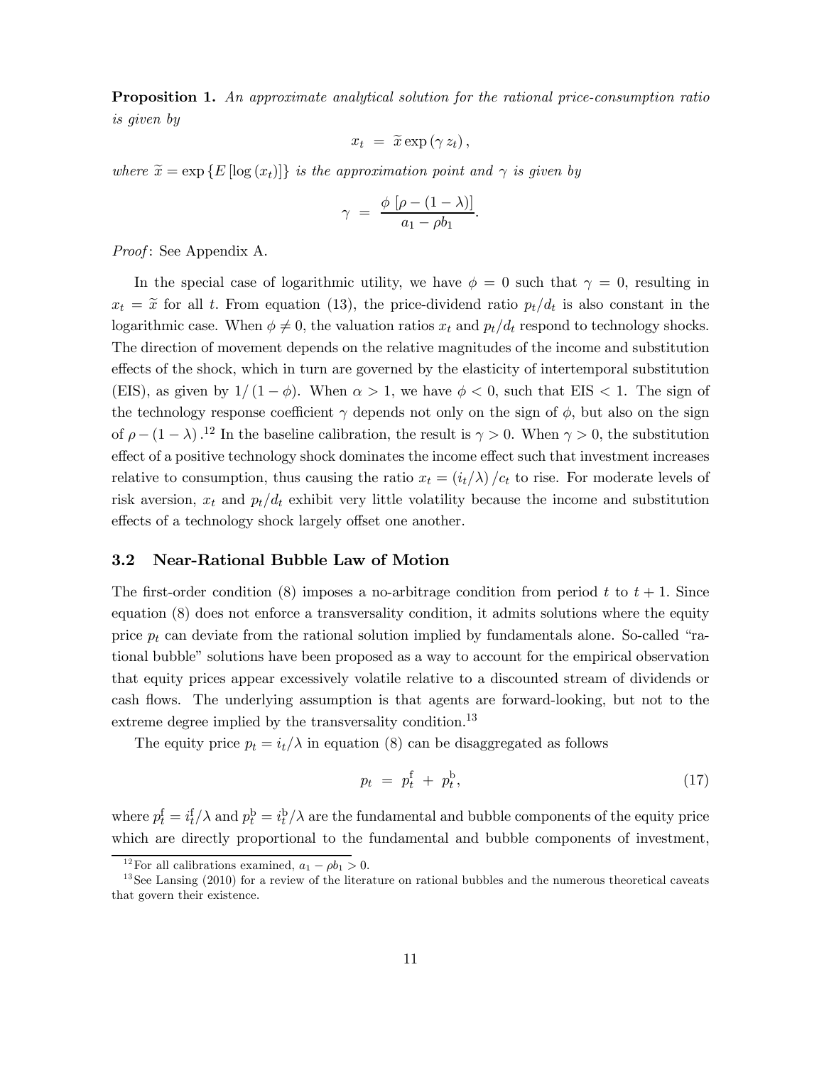**Proposition 1.** *An approximate analytical solution for the rational price-consumption ratio is given by*

$$x_t \;=\; \widetilde{x}\exp\left(\gamma\, z_t\right),$$

*where* $\widetilde{x} = \exp\left\{E\left[\log\left(x_t\right)\right]\right\}$ *is the approximation point and* $\gamma$ *is given by*

$$\gamma \;=\; \frac{\phi\,\left[\rho - (1-\lambda)\right]}{a_1 - \rho b_1}.$$

*Proof*: See Appendix A.

In the special case of logarithmic utility, we have $\phi = 0$ such that $\gamma = 0$, resulting in $x_t = \widetilde{x}$ for all $t$. From equation (13), the price-dividend ratio $p_t/d_t$ is also constant in the logarithmic case. When $\phi \neq 0$, the valuation ratios $x_t$ and $p_t/d_t$ respond to technology shocks. The direction of movement depends on the relative magnitudes of the income and substitution effects of the shock, which in turn are governed by the elasticity of intertemporal substitution (EIS), as given by $1/(1-\phi)$. When $\alpha > 1$, we have $\phi < 0$, such that EIS $< 1$. The sign of the technology response coefficient $\gamma$ depends not only on the sign of $\phi$, but also on the sign of $\rho - (1-\lambda)$.[12] In the baseline calibration, the result is $\gamma > 0$. When $\gamma > 0$, the substitution effect of a positive technology shock dominates the income effect such that investment increases relative to consumption, thus causing the ratio $x_t = (i_t/\lambda)/c_t$ to rise. For moderate levels of risk aversion, $x_t$ and $p_t/d_t$ exhibit very little volatility because the income and substitution effects of a technology shock largely offset one another.

## 3.2 Near-Rational Bubble Law of Motion

The first-order condition (8) imposes a no-arbitrage condition from period $t$ to $t+1$. Since equation (8) does not enforce a transversality condition, it admits solutions where the equity price $p_t$ can deviate from the rational solution implied by fundamentals alone. So-called "rational bubble" solutions have been proposed as a way to account for the empirical observation that equity prices appear excessively volatile relative to a discounted stream of dividends or cash flows. The underlying assumption is that agents are forward-looking, but not to the extreme degree implied by the transversality condition.[13]

The equity price $p_t = i_t/\lambda$ in equation (8) can be disaggregated as follows

$$p_t \;=\; p_t^{\mathrm{f}} \;+\; p_t^{\mathrm{b}}, \tag{17}$$

where $p_t^{\mathrm{f}} = i_t^{\mathrm{f}}/\lambda$ and $p_t^{\mathrm{b}} = i_t^{\mathrm{b}}/\lambda$ are the fundamental and bubble components of the equity price which are directly proportional to the fundamental and bubble components of investment,

[12] For all calibrations examined, $a_1 - \rho b_1 > 0$.

[13] See Lansing (2010) for a review of the literature on rational bubbles and the numerous theoretical caveats that govern their existence.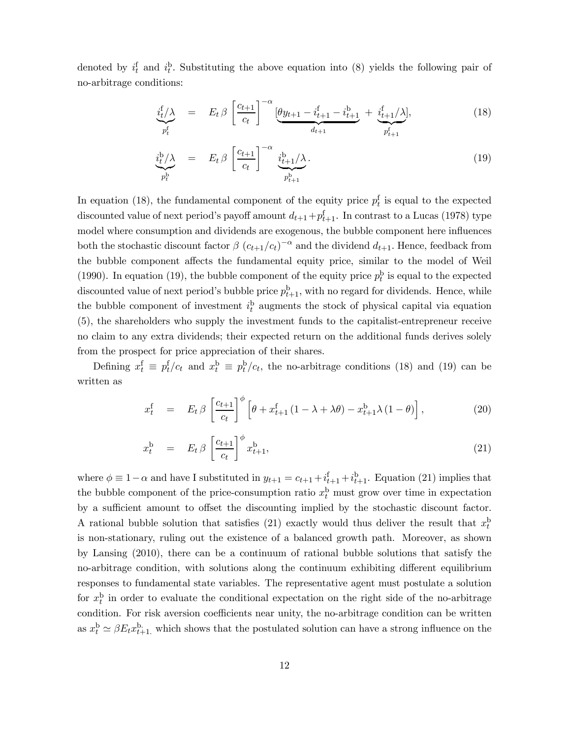denoted by $i_t^{\rm f}$ and $i_t^{\rm b}$. Substituting the above equation into (8) yields the following pair of no-arbitrage conditions:

$$\underbrace{i_t^{\rm f}/\lambda}_{p_t^{\rm f}} = E_t\, \beta \left[\frac{c_{t+1}}{c_t}\right]^{-\alpha} [\underbrace{\theta y_{t+1} - i_{t+1}^{\rm f} - i_{t+1}^{\rm b}}_{d_{t+1}} + \underbrace{i_{t+1}^{\rm f}/\lambda}_{p_{t+1}^{\rm f}}], \tag{18}$$

$$\underbrace{i_t^{\rm b}/\lambda}_{p_t^{\rm b}} = E_t\, \beta \left[\frac{c_{t+1}}{c_t}\right]^{-\alpha} \underbrace{i_{t+1}^{\rm b}/\lambda}_{p_{t+1}^{\rm b}}. \tag{19}$$

In equation (18), the fundamental component of the equity price $p_t^{\rm f}$ is equal to the expected discounted value of next period's payoff amount $d_{t+1}+p_{t+1}^{\rm f}$. In contrast to a Lucas (1978) type model where consumption and dividends are exogenous, the bubble component here influences both the stochastic discount factor $\beta\, (c_{t+1}/c_t)^{-\alpha}$ and the dividend $d_{t+1}$. Hence, feedback from the bubble component affects the fundamental equity price, similar to the model of Weil (1990). In equation (19), the bubble component of the equity price $p_t^{\rm b}$ is equal to the expected discounted value of next period's bubble price $p_{t+1}^{\rm b}$, with no regard for dividends. Hence, while the bubble component of investment $i_t^{\rm b}$ augments the stock of physical capital via equation (5), the shareholders who supply the investment funds to the capitalist-entrepreneur receive no claim to any extra dividends; their expected return on the additional funds derives solely from the prospect for price appreciation of their shares.

Defining $x_t^{\rm f} \equiv p_t^{\rm f}/c_t$ and $x_t^{\rm b} \equiv p_t^{\rm b}/c_t$, the no-arbitrage conditions (18) and (19) can be written as

$$x_t^{\rm f} = E_t\, \beta \left[\frac{c_{t+1}}{c_t}\right]^{\phi} \left[\theta + x_{t+1}^{\rm f}\,(1-\lambda+\lambda\theta) - x_{t+1}^{\rm b}\lambda\,(1-\theta)\right], \tag{20}$$

$$x_t^{\rm b} = E_t\, \beta \left[\frac{c_{t+1}}{c_t}\right]^{\phi} x_{t+1}^{\rm b}, \tag{21}$$

where $\phi \equiv 1-\alpha$ and have I substituted in $y_{t+1} = c_{t+1} + i_{t+1}^{\rm f} + i_{t+1}^{\rm b}$. Equation (21) implies that the bubble component of the price-consumption ratio $x_t^{\rm b}$ must grow over time in expectation by a sufficient amount to offset the discounting implied by the stochastic discount factor. A rational bubble solution that satisfies (21) exactly would thus deliver the result that $x_t^{\rm b}$ is non-stationary, ruling out the existence of a balanced growth path. Moreover, as shown by Lansing (2010), there can be a continuum of rational bubble solutions that satisfy the no-arbitrage condition, with solutions along the continuum exhibiting different equilibrium responses to fundamental state variables. The representative agent must postulate a solution for $x_t^{\rm b}$ in order to evaluate the conditional expectation on the right side of the no-arbitrage condition. For risk aversion coefficients near unity, the no-arbitrage condition can be written as $x_t^{\rm b} \simeq \beta E_t x_{t+1}^{\rm b}$, which shows that the postulated solution can have a strong influence on the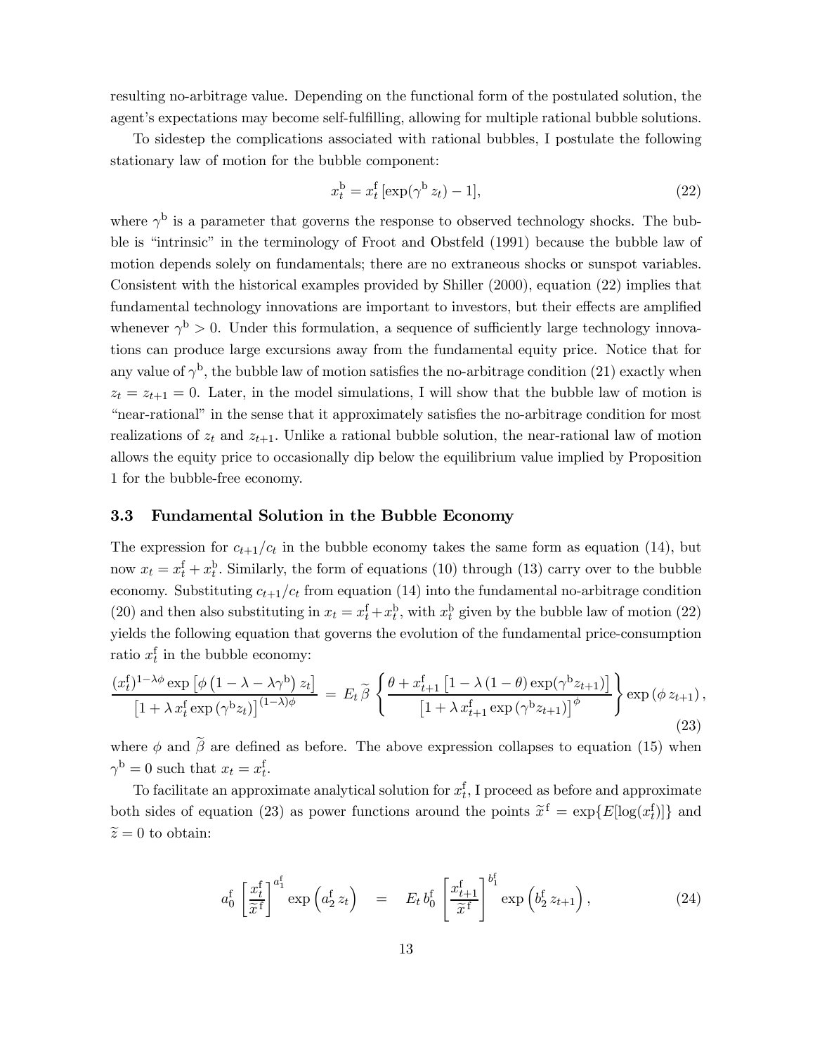resulting no-arbitrage value. Depending on the functional form of the postulated solution, the agent's expectations may become self-fulfilling, allowing for multiple rational bubble solutions.

To sidestep the complications associated with rational bubbles, I postulate the following stationary law of motion for the bubble component:

$$x_t^{\mathrm{b}} = x_t^{\mathrm{f}} \left[\exp(\gamma^{\mathrm{b}} z_t) - 1\right], \tag{22}$$

where $\gamma^{\mathrm{b}}$ is a parameter that governs the response to observed technology shocks. The bubble is "intrinsic" in the terminology of Froot and Obstfeld (1991) because the bubble law of motion depends solely on fundamentals; there are no extraneous shocks or sunspot variables. Consistent with the historical examples provided by Shiller (2000), equation (22) implies that fundamental technology innovations are important to investors, but their effects are amplified whenever $\gamma^{\mathrm{b}} > 0$. Under this formulation, a sequence of sufficiently large technology innovations can produce large excursions away from the fundamental equity price. Notice that for any value of $\gamma^{\mathrm{b}}$, the bubble law of motion satisfies the no-arbitrage condition (21) exactly when $z_t = z_{t+1} = 0$. Later, in the model simulations, I will show that the bubble law of motion is "near-rational" in the sense that it approximately satisfies the no-arbitrage condition for most realizations of $z_t$ and $z_{t+1}$. Unlike a rational bubble solution, the near-rational law of motion allows the equity price to occasionally dip below the equilibrium value implied by Proposition 1 for the bubble-free economy.

### 3.3 Fundamental Solution in the Bubble Economy

The expression for $c_{t+1}/c_t$ in the bubble economy takes the same form as equation (14), but now $x_t = x_t^{\mathrm{f}} + x_t^{\mathrm{b}}$. Similarly, the form of equations (10) through (13) carry over to the bubble economy. Substituting $c_{t+1}/c_t$ from equation (14) into the fundamental no-arbitrage condition (20) and then also substituting in $x_t = x_t^{\mathrm{f}} + x_t^{\mathrm{b}}$, with $x_t^{\mathrm{b}}$ given by the bubble law of motion (22) yields the following equation that governs the evolution of the fundamental price-consumption ratio $x_t^{\mathrm{f}}$ in the bubble economy:

$$\frac{(x_t^{\mathrm{f}})^{1-\lambda\phi} \exp\left[\phi\left(1-\lambda-\lambda\gamma^{\mathrm{b}}\right) z_t\right]}{\left[1+\lambda\, x_t^{\mathrm{f}} \exp\left(\gamma^{\mathrm{b}} z_t\right)\right]^{(1-\lambda)\phi}} = E_t\, \widetilde{\beta} \left\{ \frac{\theta + x_{t+1}^{\mathrm{f}}\left[1-\lambda\left(1-\theta\right)\exp(\gamma^{\mathrm{b}} z_{t+1})\right]}{\left[1+\lambda\, x_{t+1}^{\mathrm{f}} \exp\left(\gamma^{\mathrm{b}} z_{t+1}\right)\right]^{\phi}} \right\} \exp\left(\phi\, z_{t+1}\right), \tag{23}$$

where $\phi$ and $\widetilde{\beta}$ are defined as before. The above expression collapses to equation (15) when $\gamma^{\mathrm{b}} = 0$ such that $x_t = x_t^{\mathrm{f}}$.

To facilitate an approximate analytical solution for $x_t^{\mathrm{f}}$, I proceed as before and approximate both sides of equation (23) as power functions around the points $\widetilde{x}^{\,\mathrm{f}} = \exp\{E[\log(x_t^{\mathrm{f}})]\}$ and $\widetilde{z} = 0$ to obtain:

$$a_0^{\mathrm{f}} \left[\frac{x_t^{\mathrm{f}}}{\widetilde{x}^{\,\mathrm{f}}}\right]^{a_1^{\mathrm{f}}} \exp\left(a_2^{\mathrm{f}}\, z_t\right) \quad = \quad E_t\, b_0^{\mathrm{f}} \left[\frac{x_{t+1}^{\mathrm{f}}}{\widetilde{x}^{\,\mathrm{f}}}\right]^{b_1^{\mathrm{f}}} \exp\left(b_2^{\mathrm{f}}\, z_{t+1}\right), \tag{24}$$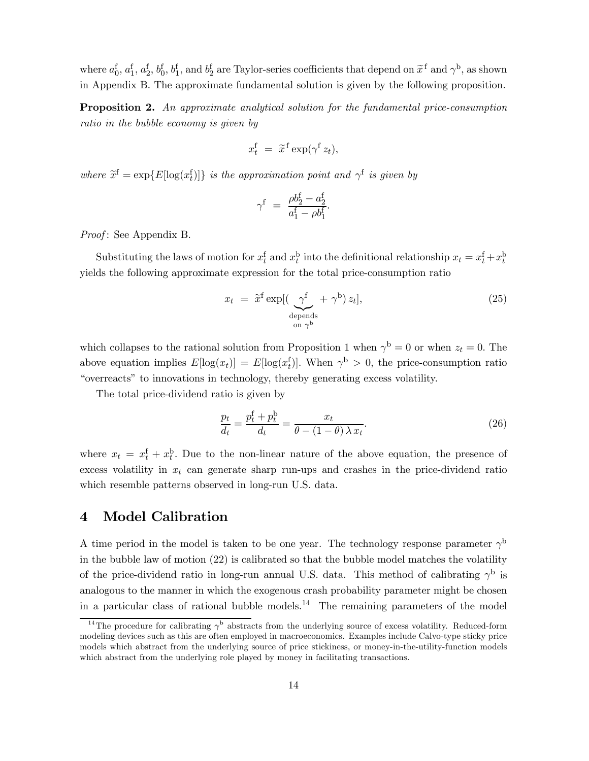where $a_0^{\rm f}$, $a_1^{\rm f}$, $a_2^{\rm f}$, $b_0^{\rm f}$, $b_1^{\rm f}$, and $b_2^{\rm f}$ are Taylor-series coefficients that depend on $\widetilde{x}^{\,\rm f}$ and $\gamma^{\rm b}$, as shown in Appendix B. The approximate fundamental solution is given by the following proposition.

**Proposition 2.** *An approximate analytical solution for the fundamental price-consumption ratio in the bubble economy is given by*

$$x_t^{\rm f} \;=\; \widetilde{x}^{\,\rm f} \exp(\gamma^{\rm f}\, z_t),$$

*where* $\widetilde{x}^{\rm f} = \exp\{E[\log(x_t^{\rm f})]\}$ *is the approximation point and* $\gamma^{\rm f}$ *is given by*

$$\gamma^{\rm f} \;=\; \frac{\rho b_2^{\rm f} - a_2^{\rm f}}{a_1^{\rm f} - \rho b_1^{\rm f}}.$$

*Proof*: See Appendix B.

Substituting the laws of motion for $x_t^{\rm f}$ and $x_t^{\rm b}$ into the definitional relationship $x_t = x_t^{\rm f} + x_t^{\rm b}$ yields the following approximate expression for the total price-consumption ratio

$$x_t \;=\; \widetilde{x}^{\rm f} \exp[(\underbrace{\gamma^{\rm f}}_{\substack{\text{depends}\\ \text{on } \gamma^{\rm b}}} + \gamma^{\rm b})\, z_t], \tag{25}$$

which collapses to the rational solution from Proposition 1 when $\gamma^{\rm b} = 0$ or when $z_t = 0$. The above equation implies $E[\log(x_t)] = E[\log(x_t^{\rm f})]$. When $\gamma^{\rm b} > 0$, the price-consumption ratio "overreacts" to innovations in technology, thereby generating excess volatility.

The total price-dividend ratio is given by

$$\frac{p_t}{d_t} = \frac{p_t^{\rm f} + p_t^{\rm b}}{d_t} = \frac{x_t}{\theta - (1-\theta)\,\lambda\, x_t}. \tag{26}$$

where $x_t = x_t^{\rm f} + x_t^{\rm b}$. Due to the non-linear nature of the above equation, the presence of excess volatility in $x_t$ can generate sharp run-ups and crashes in the price-dividend ratio which resemble patterns observed in long-run U.S. data.

# 4 Model Calibration

A time period in the model is taken to be one year. The technology response parameter $\gamma^{\rm b}$ in the bubble law of motion (22) is calibrated so that the bubble model matches the volatility of the price-dividend ratio in long-run annual U.S. data. This method of calibrating $\gamma^{\rm b}$ is analogous to the manner in which the exogenous crash probability parameter might be chosen in a particular class of rational bubble models.[14] The remaining parameters of the model

[14] The procedure for calibrating $\gamma^{\rm b}$ abstracts from the underlying source of excess volatility. Reduced-form modeling devices such as this are often employed in macroeconomics. Examples include Calvo-type sticky price models which abstract from the underlying source of price stickiness, or money-in-the-utility-function models which abstract from the underlying role played by money in facilitating transactions.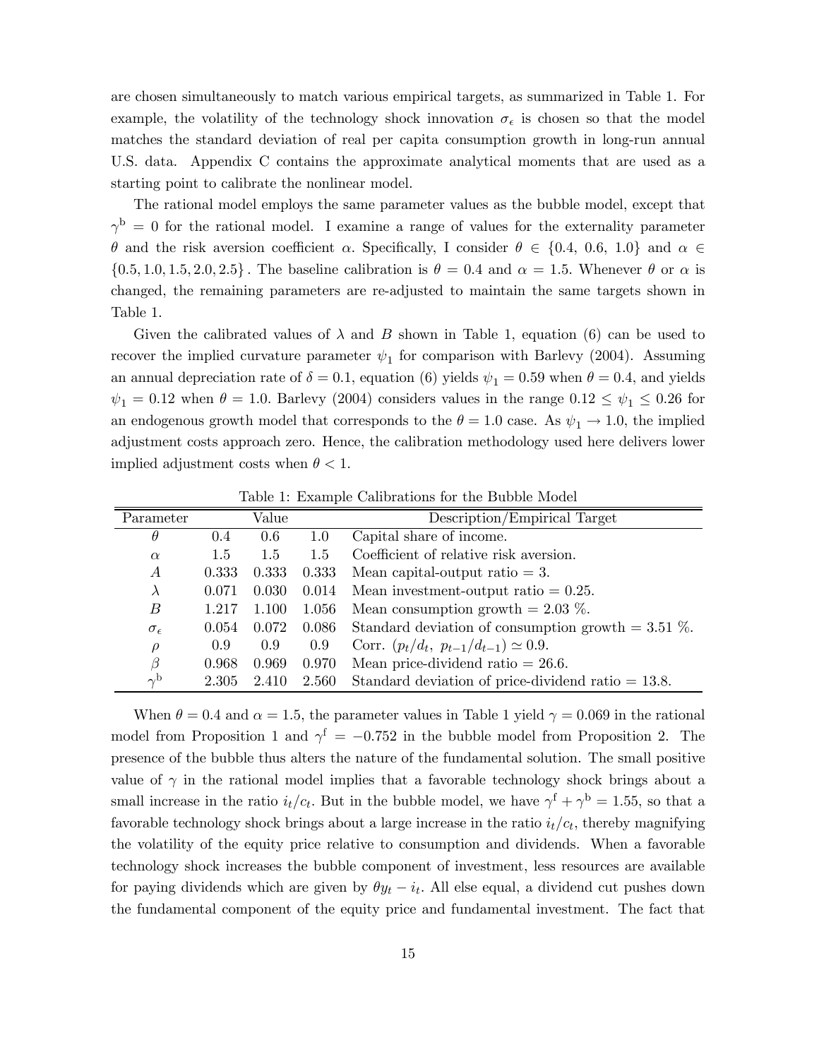are chosen simultaneously to match various empirical targets, as summarized in Table 1. For example, the volatility of the technology shock innovation $\sigma_\epsilon$ is chosen so that the model matches the standard deviation of real per capita consumption growth in long-run annual U.S. data. Appendix C contains the approximate analytical moments that are used as a starting point to calibrate the nonlinear model.

The rational model employs the same parameter values as the bubble model, except that $\gamma^{\text{b}} = 0$ for the rational model. I examine a range of values for the externality parameter $\theta$ and the risk aversion coefficient $\alpha$. Specifically, I consider $\theta \in \{0.4,\ 0.6,\ 1.0\}$ and $\alpha \in \{0.5, 1.0, 1.5, 2.0, 2.5\}$. The baseline calibration is $\theta = 0.4$ and $\alpha = 1.5$. Whenever $\theta$ or $\alpha$ is changed, the remaining parameters are re-adjusted to maintain the same targets shown in Table 1.

Given the calibrated values of $\lambda$ and $B$ shown in Table 1, equation (6) can be used to recover the implied curvature parameter $\psi_1$ for comparison with Barlevy (2004). Assuming an annual depreciation rate of $\delta = 0.1$, equation (6) yields $\psi_1 = 0.59$ when $\theta = 0.4$, and yields $\psi_1 = 0.12$ when $\theta = 1.0$. Barlevy (2004) considers values in the range $0.12 \leq \psi_1 \leq 0.26$ for an endogenous growth model that corresponds to the $\theta = 1.0$ case. As $\psi_1 \to 1.0$, the implied adjustment costs approach zero. Hence, the calibration methodology used here delivers lower implied adjustment costs when $\theta < 1$.

Table 1: Example Calibrations for the Bubble Model

| Parameter | Value | | | Description/Empirical Target |
|---|---|---|---|---|
| $\theta$ | 0.4 | 0.6 | 1.0 | Capital share of income. |
| $\alpha$ | 1.5 | 1.5 | 1.5 | Coefficient of relative risk aversion. |
| $A$ | 0.333 | 0.333 | 0.333 | Mean capital-output ratio = 3. |
| $\lambda$ | 0.071 | 0.030 | 0.014 | Mean investment-output ratio = 0.25. |
| $B$ | 1.217 | 1.100 | 1.056 | Mean consumption growth = 2.03 %. |
| $\sigma_\epsilon$ | 0.054 | 0.072 | 0.086 | Standard deviation of consumption growth = 3.51 %. |
| $\rho$ | 0.9 | 0.9 | 0.9 | Corr. $(p_t/d_t,\ p_{t-1}/d_{t-1}) \simeq 0.9$. |
| $\beta$ | 0.968 | 0.969 | 0.970 | Mean price-dividend ratio = 26.6. |
| $\gamma^{\text{b}}$ | 2.305 | 2.410 | 2.560 | Standard deviation of price-dividend ratio = 13.8. |

When $\theta = 0.4$ and $\alpha = 1.5$, the parameter values in Table 1 yield $\gamma = 0.069$ in the rational model from Proposition 1 and $\gamma^{\text{f}} = -0.752$ in the bubble model from Proposition 2. The presence of the bubble thus alters the nature of the fundamental solution. The small positive value of $\gamma$ in the rational model implies that a favorable technology shock brings about a small increase in the ratio $i_t/c_t$. But in the bubble model, we have $\gamma^{\text{f}} + \gamma^{\text{b}} = 1.55$, so that a favorable technology shock brings about a large increase in the ratio $i_t/c_t$, thereby magnifying the volatility of the equity price relative to consumption and dividends. When a favorable technology shock increases the bubble component of investment, less resources are available for paying dividends which are given by $\theta y_t - i_t$. All else equal, a dividend cut pushes down the fundamental component of the equity price and fundamental investment. The fact that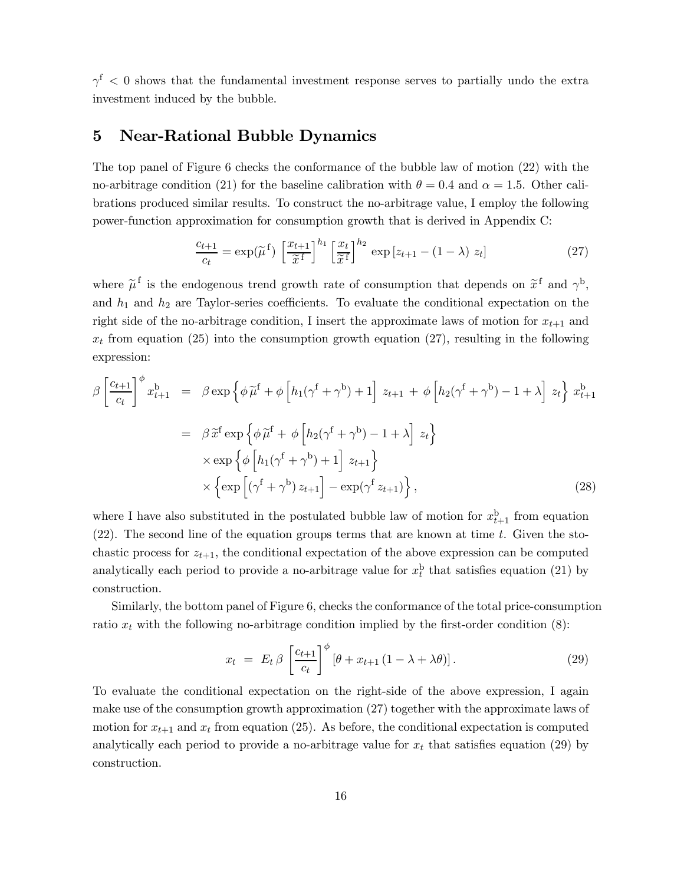$\gamma^{\mathrm{f}} < 0$ shows that the fundamental investment response serves to partially undo the extra investment induced by the bubble.

## 5 Near-Rational Bubble Dynamics

The top panel of Figure 6 checks the conformance of the bubble law of motion (22) with the no-arbitrage condition (21) for the baseline calibration with $\theta = 0.4$ and $\alpha = 1.5$. Other calibrations produced similar results. To construct the no-arbitrage value, I employ the following power-function approximation for consumption growth that is derived in Appendix C:

$$\frac{c_{t+1}}{c_t} = \exp(\widetilde{\mu}^{\mathrm{f}}) \left[\frac{x_{t+1}}{\widetilde{x}^{\mathrm{f}}}\right]^{h_1} \left[\frac{x_t}{\widetilde{x}^{\mathrm{f}}}\right]^{h_2} \exp\left[z_{t+1} - (1-\lambda)\, z_t\right] \tag{27}$$

where $\widetilde{\mu}^{\mathrm{f}}$ is the endogenous trend growth rate of consumption that depends on $\widetilde{x}^{\mathrm{f}}$ and $\gamma^{\mathrm{b}}$, and $h_1$ and $h_2$ are Taylor-series coefficients. To evaluate the conditional expectation on the right side of the no-arbitrage condition, I insert the approximate laws of motion for $x_{t+1}$ and $x_t$ from equation (25) into the consumption growth equation (27), resulting in the following expression:

$$\begin{aligned}
\beta \left[\frac{c_{t+1}}{c_t}\right]^{\phi} x^{\mathrm{b}}_{t+1} &= \beta \exp\left\{\phi\, \widetilde{\mu}^{\mathrm{f}} + \phi\left[h_1(\gamma^{\mathrm{f}} + \gamma^{\mathrm{b}}) + 1\right] z_{t+1} + \phi\left[h_2(\gamma^{\mathrm{f}} + \gamma^{\mathrm{b}}) - 1 + \lambda\right] z_t\right\} x^{\mathrm{b}}_{t+1} \\
&= \beta\, \widetilde{x}^{\mathrm{f}} \exp\left\{\phi\, \widetilde{\mu}^{\mathrm{f}} + \phi\left[h_2(\gamma^{\mathrm{f}} + \gamma^{\mathrm{b}}) - 1 + \lambda\right] z_t\right\} \\
&\quad \times \exp\left\{\phi\left[h_1(\gamma^{\mathrm{f}} + \gamma^{\mathrm{b}}) + 1\right] z_{t+1}\right\} \\
&\quad \times \left\{\exp\left[(\gamma^{\mathrm{f}} + \gamma^{\mathrm{b}})\, z_{t+1}\right] - \exp(\gamma^{\mathrm{f}}\, z_{t+1})\right\},
\end{aligned} \tag{28}$$

where I have also substituted in the postulated bubble law of motion for $x^{\mathrm{b}}_{t+1}$ from equation (22). The second line of the equation groups terms that are known at time $t$. Given the stochastic process for $z_{t+1}$, the conditional expectation of the above expression can be computed analytically each period to provide a no-arbitrage value for $x^{\mathrm{b}}_t$ that satisfies equation (21) by construction.

Similarly, the bottom panel of Figure 6, checks the conformance of the total price-consumption ratio $x_t$ with the following no-arbitrage condition implied by the first-order condition (8):

$$x_t \;=\; E_t\, \beta \left[\frac{c_{t+1}}{c_t}\right]^{\phi} \left[\theta + x_{t+1}\,(1 - \lambda + \lambda\theta)\right]. \tag{29}$$

To evaluate the conditional expectation on the right-side of the above expression, I again make use of the consumption growth approximation (27) together with the approximate laws of motion for $x_{t+1}$ and $x_t$ from equation (25). As before, the conditional expectation is computed analytically each period to provide a no-arbitrage value for $x_t$ that satisfies equation (29) by construction.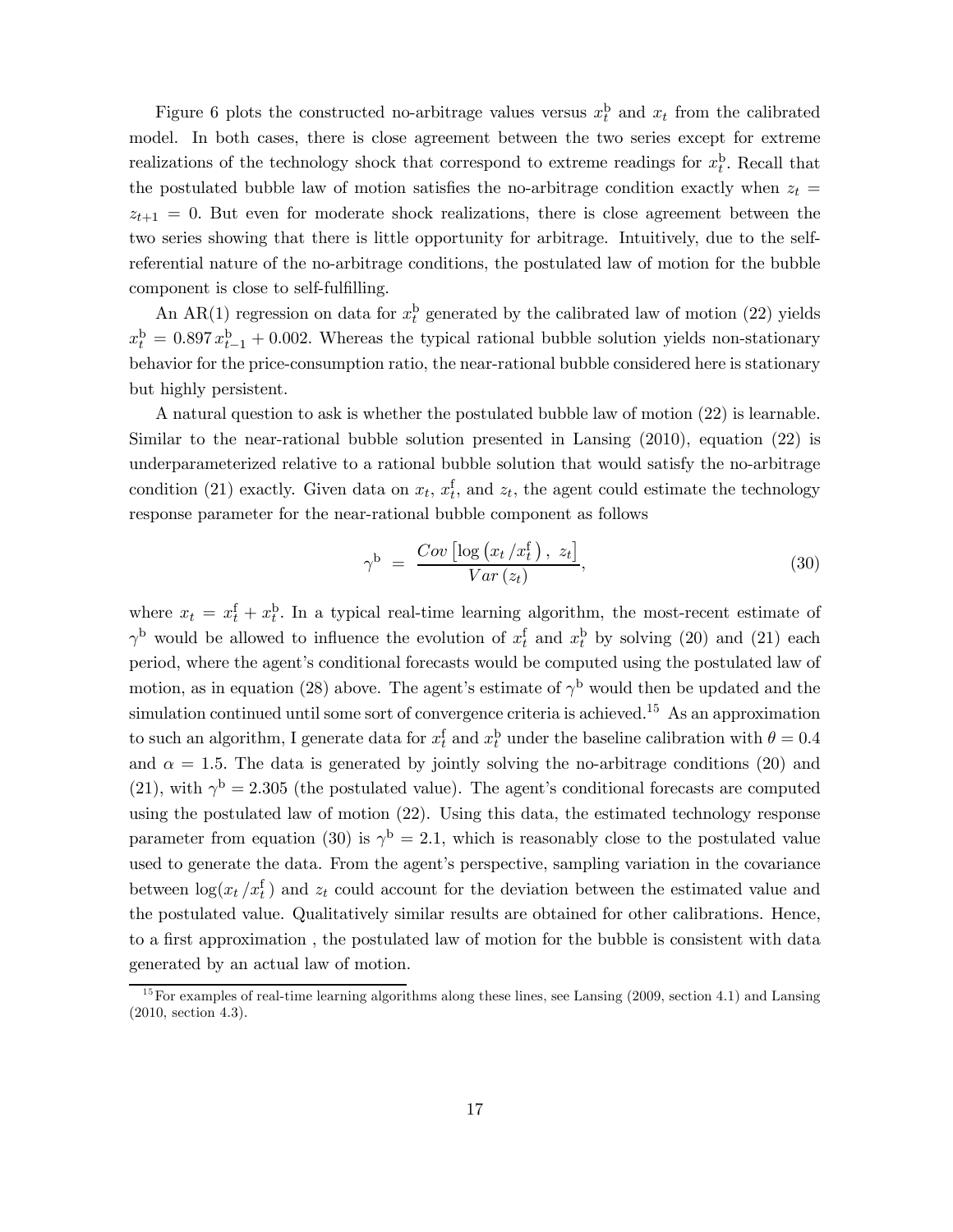Figure 6 plots the constructed no-arbitrage values versus $x_t^{\mathrm{b}}$ and $x_t$ from the calibrated model. In both cases, there is close agreement between the two series except for extreme realizations of the technology shock that correspond to extreme readings for $x_t^{\mathrm{b}}$. Recall that the postulated bubble law of motion satisfies the no-arbitrage condition exactly when $z_t = z_{t+1} = 0$. But even for moderate shock realizations, there is close agreement between the two series showing that there is little opportunity for arbitrage. Intuitively, due to the self-referential nature of the no-arbitrage conditions, the postulated law of motion for the bubble component is close to self-fulfilling.

An AR(1) regression on data for $x_t^{\mathrm{b}}$ generated by the calibrated law of motion (22) yields $x_t^{\mathrm{b}} = 0.897\, x_{t-1}^{\mathrm{b}} + 0.002$. Whereas the typical rational bubble solution yields non-stationary behavior for the price-consumption ratio, the near-rational bubble considered here is stationary but highly persistent.

A natural question to ask is whether the postulated bubble law of motion (22) is learnable. Similar to the near-rational bubble solution presented in Lansing (2010), equation (22) is underparameterized relative to a rational bubble solution that would satisfy the no-arbitrage condition (21) exactly. Given data on $x_t$, $x_t^{\mathrm{f}}$, and $z_t$, the agent could estimate the technology response parameter for the near-rational bubble component as follows

$$\gamma^{\mathrm{b}} \;=\; \frac{Cov\left[\log\left(x_t\,/x_t^{\mathrm{f}}\right),\; z_t\right]}{Var\left(z_t\right)}, \tag{30}$$

where $x_t = x_t^{\mathrm{f}} + x_t^{\mathrm{b}}$. In a typical real-time learning algorithm, the most-recent estimate of $\gamma^{\mathrm{b}}$ would be allowed to influence the evolution of $x_t^{\mathrm{f}}$ and $x_t^{\mathrm{b}}$ by solving (20) and (21) each period, where the agent's conditional forecasts would be computed using the postulated law of motion, as in equation (28) above. The agent's estimate of $\gamma^{\mathrm{b}}$ would then be updated and the simulation continued until some sort of convergence criteria is achieved.[15] As an approximation to such an algorithm, I generate data for $x_t^{\mathrm{f}}$ and $x_t^{\mathrm{b}}$ under the baseline calibration with $\theta = 0.4$ and $\alpha = 1.5$. The data is generated by jointly solving the no-arbitrage conditions (20) and (21), with $\gamma^{\mathrm{b}} = 2.305$ (the postulated value). The agent's conditional forecasts are computed using the postulated law of motion (22). Using this data, the estimated technology response parameter from equation (30) is $\gamma^{\mathrm{b}} = 2.1$, which is reasonably close to the postulated value used to generate the data. From the agent's perspective, sampling variation in the covariance between $\log(x_t\,/x_t^{\mathrm{f}})$ and $z_t$ could account for the deviation between the estimated value and the postulated value. Qualitatively similar results are obtained for other calibrations. Hence, to a first approximation , the postulated law of motion for the bubble is consistent with data generated by an actual law of motion.

[15] For examples of real-time learning algorithms along these lines, see Lansing (2009, section 4.1) and Lansing (2010, section 4.3).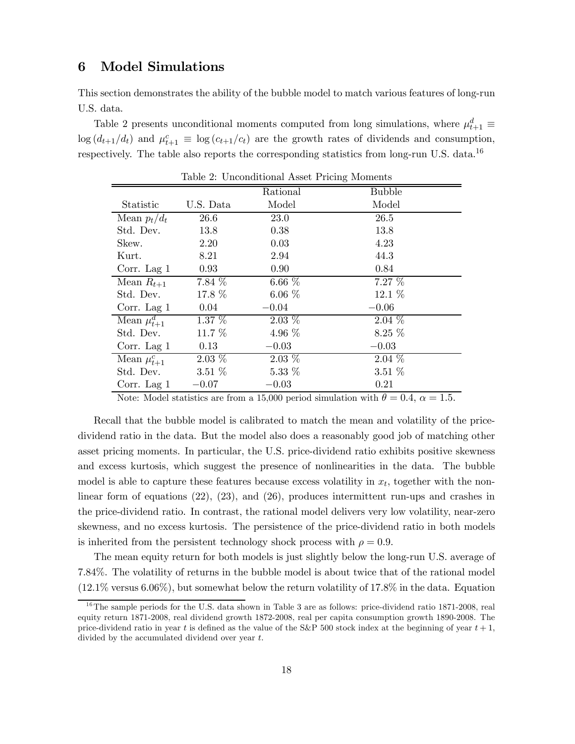## 6 Model Simulations

This section demonstrates the ability of the bubble model to match various features of long-run U.S. data.

Table 2 presents unconditional moments computed from long simulations, where $\mu_{t+1}^{d} \equiv \log(d_{t+1}/d_t)$ and $\mu_{t+1}^{c} \equiv \log(c_{t+1}/c_t)$ are the growth rates of dividends and consumption, respectively. The table also reports the corresponding statistics from long-run U.S. data.[16]

Table 2: Unconditional Asset Pricing Moments

| Statistic | U.S. Data | Rational Model | Bubble Model |
|---|---|---|---|
| Mean $p_t/d_t$ | 26.6 | 23.0 | 26.5 |
| Std. Dev. | 13.8 | 0.38 | 13.8 |
| Skew. | 2.20 | 0.03 | 4.23 |
| Kurt. | 8.21 | 2.94 | 44.3 |
| Corr. Lag 1 | 0.93 | 0.90 | 0.84 |
| Mean $R_{t+1}$ | 7.84 % | 6.66 % | 7.27 % |
| Std. Dev. | 17.8 % | 6.06 % | 12.1 % |
| Corr. Lag 1 | 0.04 | $-0.04$ | $-0.06$ |
| Mean $\mu_{t+1}^{d}$ | 1.37 % | 2.03 % | 2.04 % |
| Std. Dev. | 11.7 % | 4.96 % | 8.25 % |
| Corr. Lag 1 | 0.13 | $-0.03$ | $-0.03$ |
| Mean $\mu_{t+1}^{c}$ | 2.03 % | 2.03 % | 2.04 % |
| Std. Dev. | 3.51 % | 5.33 % | 3.51 % |
| Corr. Lag 1 | $-0.07$ | $-0.03$ | 0.21 |

Note: Model statistics are from a 15,000 period simulation with $\theta = 0.4$, $\alpha = 1.5$.

Recall that the bubble model is calibrated to match the mean and volatility of the price-dividend ratio in the data. But the model also does a reasonably good job of matching other asset pricing moments. In particular, the U.S. price-dividend ratio exhibits positive skewness and excess kurtosis, which suggest the presence of nonlinearities in the data. The bubble model is able to capture these features because excess volatility in $x_t$, together with the nonlinear form of equations (22), (23), and (26), produces intermittent run-ups and crashes in the price-dividend ratio. In contrast, the rational model delivers very low volatility, near-zero skewness, and no excess kurtosis. The persistence of the price-dividend ratio in both models is inherited from the persistent technology shock process with $\rho = 0.9$.

The mean equity return for both models is just slightly below the long-run U.S. average of 7.84%. The volatility of returns in the bubble model is about twice that of the rational model (12.1% versus 6.06%), but somewhat below the return volatility of 17.8% in the data. Equation

[16] The sample periods for the U.S. data shown in Table 3 are as follows: price-dividend ratio 1871-2008, real equity return 1871-2008, real dividend growth 1872-2008, real per capita consumption growth 1890-2008. The price-dividend ratio in year $t$ is defined as the value of the S&P 500 stock index at the beginning of year $t+1$, divided by the accumulated dividend over year $t$.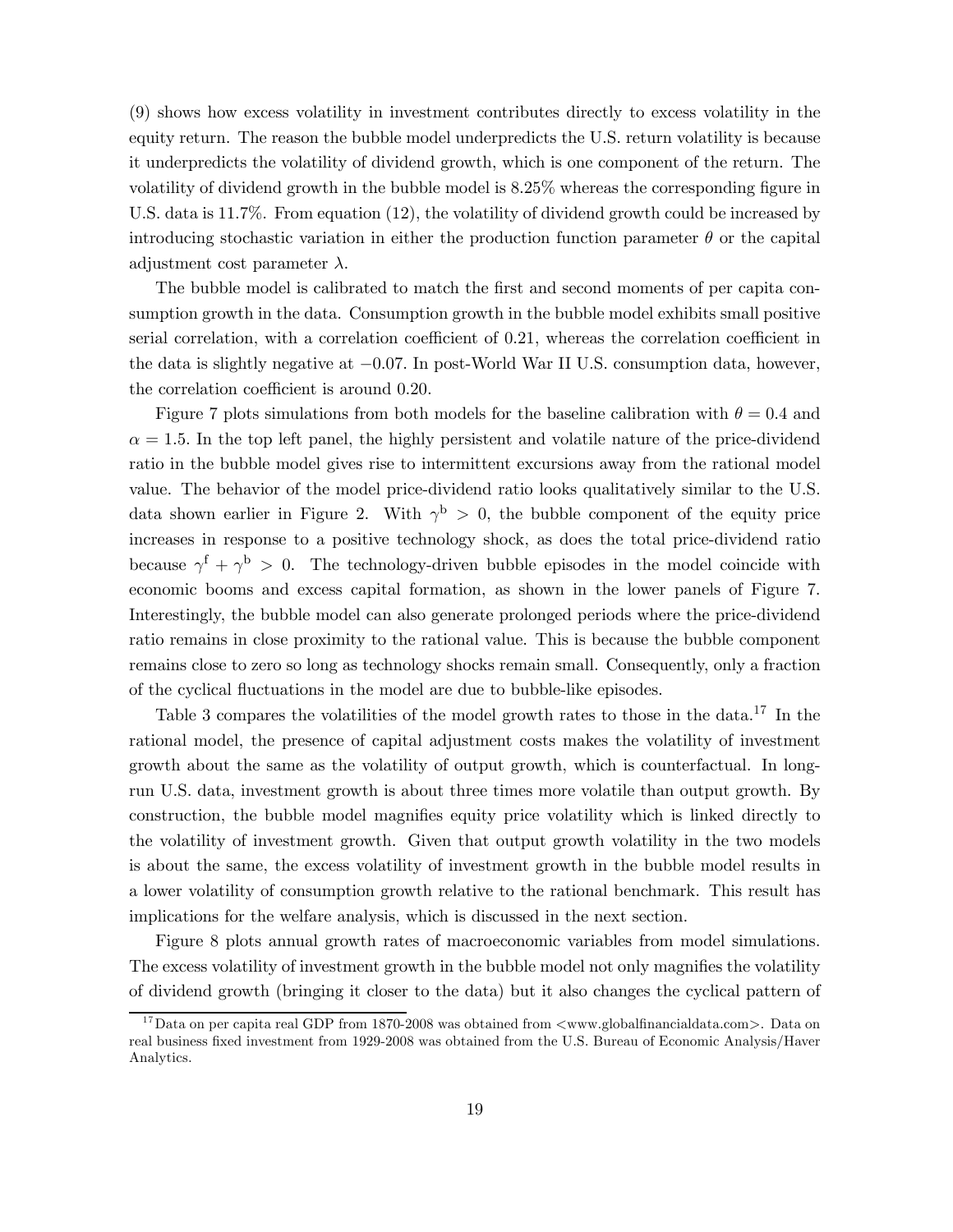(9) shows how excess volatility in investment contributes directly to excess volatility in the equity return. The reason the bubble model underpredicts the U.S. return volatility is because it underpredicts the volatility of dividend growth, which is one component of the return. The volatility of dividend growth in the bubble model is 8.25% whereas the corresponding figure in U.S. data is 11.7%. From equation (12), the volatility of dividend growth could be increased by introducing stochastic variation in either the production function parameter $\theta$ or the capital adjustment cost parameter $\lambda$.

The bubble model is calibrated to match the first and second moments of per capita consumption growth in the data. Consumption growth in the bubble model exhibits small positive serial correlation, with a correlation coefficient of 0.21, whereas the correlation coefficient in the data is slightly negative at $-0.07$. In post-World War II U.S. consumption data, however, the correlation coefficient is around 0.20.

Figure 7 plots simulations from both models for the baseline calibration with $\theta = 0.4$ and $\alpha = 1.5$. In the top left panel, the highly persistent and volatile nature of the price-dividend ratio in the bubble model gives rise to intermittent excursions away from the rational model value. The behavior of the model price-dividend ratio looks qualitatively similar to the U.S. data shown earlier in Figure 2. With $\gamma^{\mathrm{b}} > 0$, the bubble component of the equity price increases in response to a positive technology shock, as does the total price-dividend ratio because $\gamma^{\mathrm{f}} + \gamma^{\mathrm{b}} > 0$. The technology-driven bubble episodes in the model coincide with economic booms and excess capital formation, as shown in the lower panels of Figure 7. Interestingly, the bubble model can also generate prolonged periods where the price-dividend ratio remains in close proximity to the rational value. This is because the bubble component remains close to zero so long as technology shocks remain small. Consequently, only a fraction of the cyclical fluctuations in the model are due to bubble-like episodes.

Table 3 compares the volatilities of the model growth rates to those in the data.[17] In the rational model, the presence of capital adjustment costs makes the volatility of investment growth about the same as the volatility of output growth, which is counterfactual. In long-run U.S. data, investment growth is about three times more volatile than output growth. By construction, the bubble model magnifies equity price volatility which is linked directly to the volatility of investment growth. Given that output growth volatility in the two models is about the same, the excess volatility of investment growth in the bubble model results in a lower volatility of consumption growth relative to the rational benchmark. This result has implications for the welfare analysis, which is discussed in the next section.

Figure 8 plots annual growth rates of macroeconomic variables from model simulations. The excess volatility of investment growth in the bubble model not only magnifies the volatility of dividend growth (bringing it closer to the data) but it also changes the cyclical pattern of

[17] Data on per capita real GDP from 1870-2008 was obtained from <www.globalfinancialdata.com>. Data on real business fixed investment from 1929-2008 was obtained from the U.S. Bureau of Economic Analysis/Haver Analytics.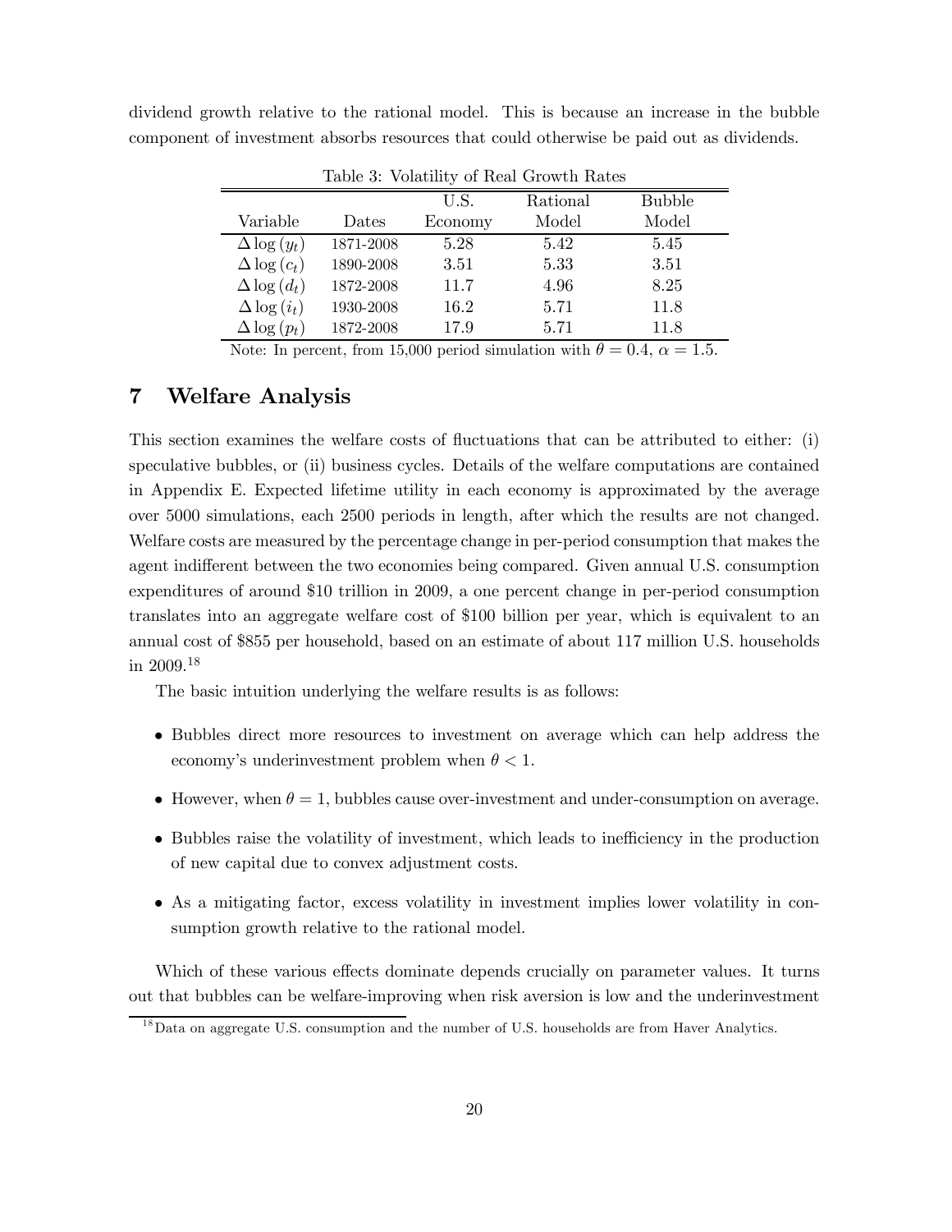dividend growth relative to the rational model. This is because an increase in the bubble component of investment absorbs resources that could otherwise be paid out as dividends.

Table 3: Volatility of Real Growth Rates

| Variable | Dates | U.S. Economy | Rational Model | Bubble Model |
|---|---|---|---|---|
| $\Delta \log(y_t)$ | 1871-2008 | 5.28 | 5.42 | 5.45 |
| $\Delta \log(c_t)$ | 1890-2008 | 3.51 | 5.33 | 3.51 |
| $\Delta \log(d_t)$ | 1872-2008 | 11.7 | 4.96 | 8.25 |
| $\Delta \log(i_t)$ | 1930-2008 | 16.2 | 5.71 | 11.8 |
| $\Delta \log(p_t)$ | 1872-2008 | 17.9 | 5.71 | 11.8 |

Note: In percent, from 15,000 period simulation with $\theta = 0.4$, $\alpha = 1.5$.

# 7 Welfare Analysis

This section examines the welfare costs of fluctuations that can be attributed to either: (i) speculative bubbles, or (ii) business cycles. Details of the welfare computations are contained in Appendix E. Expected lifetime utility in each economy is approximated by the average over 5000 simulations, each 2500 periods in length, after which the results are not changed. Welfare costs are measured by the percentage change in per-period consumption that makes the agent indifferent between the two economies being compared. Given annual U.S. consumption expenditures of around \$10 trillion in 2009, a one percent change in per-period consumption translates into an aggregate welfare cost of \$100 billion per year, which is equivalent to an annual cost of \$855 per household, based on an estimate of about 117 million U.S. households in 2009.[18]

The basic intuition underlying the welfare results is as follows:

- Bubbles direct more resources to investment on average which can help address the economy's underinvestment problem when $\theta < 1$.
- However, when $\theta = 1$, bubbles cause over-investment and under-consumption on average.
- Bubbles raise the volatility of investment, which leads to inefficiency in the production of new capital due to convex adjustment costs.
- As a mitigating factor, excess volatility in investment implies lower volatility in consumption growth relative to the rational model.

Which of these various effects dominate depends crucially on parameter values. It turns out that bubbles can be welfare-improving when risk aversion is low and the underinvestment

[18] Data on aggregate U.S. consumption and the number of U.S. households are from Haver Analytics.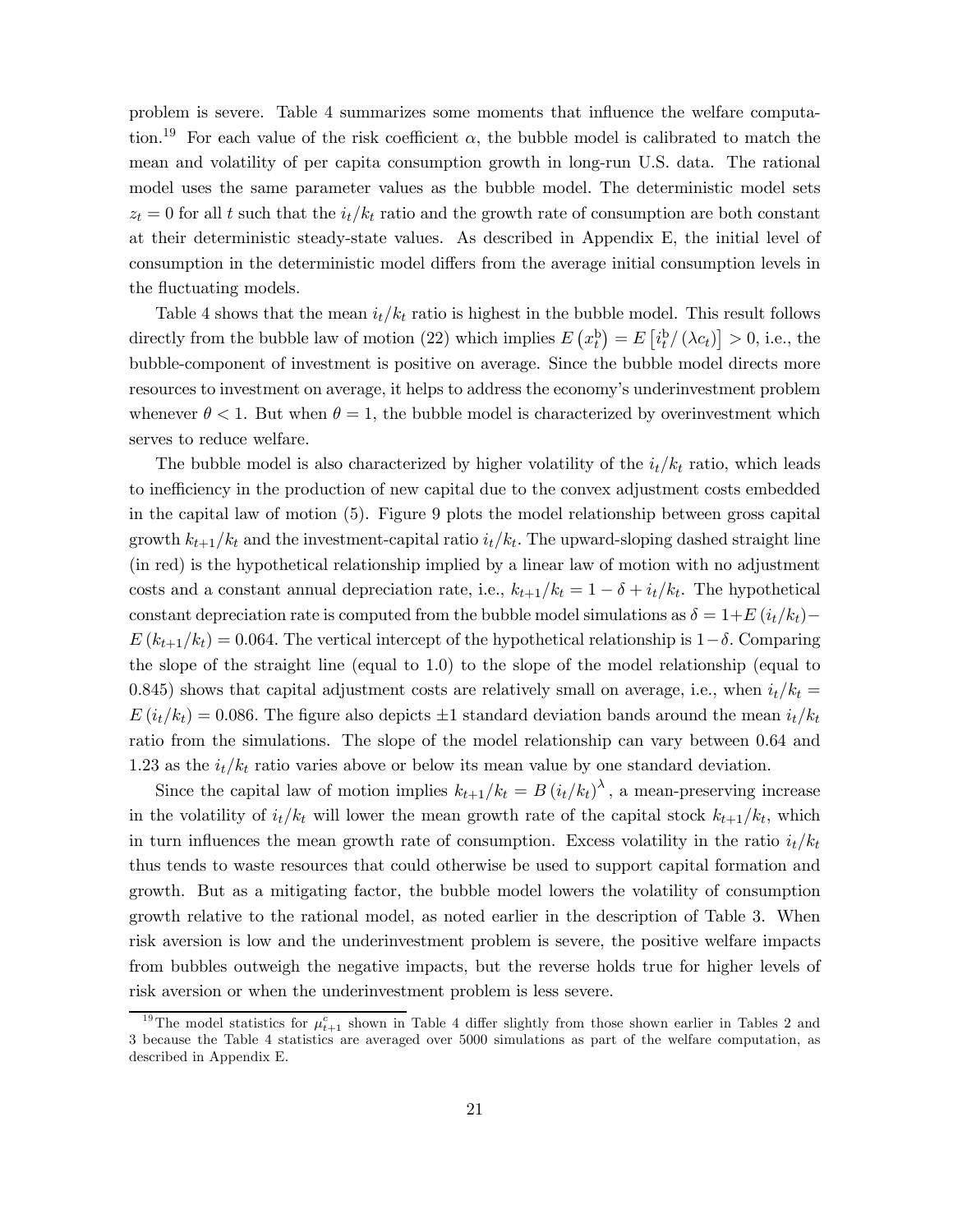problem is severe. Table 4 summarizes some moments that influence the welfare computation.[19] For each value of the risk coefficient $\alpha$, the bubble model is calibrated to match the mean and volatility of per capita consumption growth in long-run U.S. data. The rational model uses the same parameter values as the bubble model. The deterministic model sets $z_t = 0$ for all $t$ such that the $i_t/k_t$ ratio and the growth rate of consumption are both constant at their deterministic steady-state values. As described in Appendix E, the initial level of consumption in the deterministic model differs from the average initial consumption levels in the fluctuating models.

Table 4 shows that the mean $i_t/k_t$ ratio is highest in the bubble model. This result follows directly from the bubble law of motion (22) which implies $E\left(x_t^{\mathrm{b}}\right) = E\left[i_t^{\mathrm{b}}/\left(\lambda c_t\right)\right] > 0$, i.e., the bubble-component of investment is positive on average. Since the bubble model directs more resources to investment on average, it helps to address the economy's underinvestment problem whenever $\theta < 1$. But when $\theta = 1$, the bubble model is characterized by overinvestment which serves to reduce welfare.

The bubble model is also characterized by higher volatility of the $i_t/k_t$ ratio, which leads to inefficiency in the production of new capital due to the convex adjustment costs embedded in the capital law of motion (5). Figure 9 plots the model relationship between gross capital growth $k_{t+1}/k_t$ and the investment-capital ratio $i_t/k_t$. The upward-sloping dashed straight line (in red) is the hypothetical relationship implied by a linear law of motion with no adjustment costs and a constant annual depreciation rate, i.e., $k_{t+1}/k_t = 1 - \delta + i_t/k_t$. The hypothetical constant depreciation rate is computed from the bubble model simulations as $\delta = 1 + E\left(i_t/k_t\right) - E\left(k_{t+1}/k_t\right) = 0.064$. The vertical intercept of the hypothetical relationship is $1-\delta$. Comparing the slope of the straight line (equal to 1.0) to the slope of the model relationship (equal to 0.845) shows that capital adjustment costs are relatively small on average, i.e., when $i_t/k_t = E\left(i_t/k_t\right) = 0.086$. The figure also depicts $\pm 1$ standard deviation bands around the mean $i_t/k_t$ ratio from the simulations. The slope of the model relationship can vary between 0.64 and 1.23 as the $i_t/k_t$ ratio varies above or below its mean value by one standard deviation.

Since the capital law of motion implies $k_{t+1}/k_t = B\left(i_t/k_t\right)^{\lambda}$, a mean-preserving increase in the volatility of $i_t/k_t$ will lower the mean growth rate of the capital stock $k_{t+1}/k_t$, which in turn influences the mean growth rate of consumption. Excess volatility in the ratio $i_t/k_t$ thus tends to waste resources that could otherwise be used to support capital formation and growth. But as a mitigating factor, the bubble model lowers the volatility of consumption growth relative to the rational model, as noted earlier in the description of Table 3. When risk aversion is low and the underinvestment problem is severe, the positive welfare impacts from bubbles outweigh the negative impacts, but the reverse holds true for higher levels of risk aversion or when the underinvestment problem is less severe.

[19] The model statistics for $\mu_{t+1}^{c}$ shown in Table 4 differ slightly from those shown earlier in Tables 2 and 3 because the Table 4 statistics are averaged over 5000 simulations as part of the welfare computation, as described in Appendix E.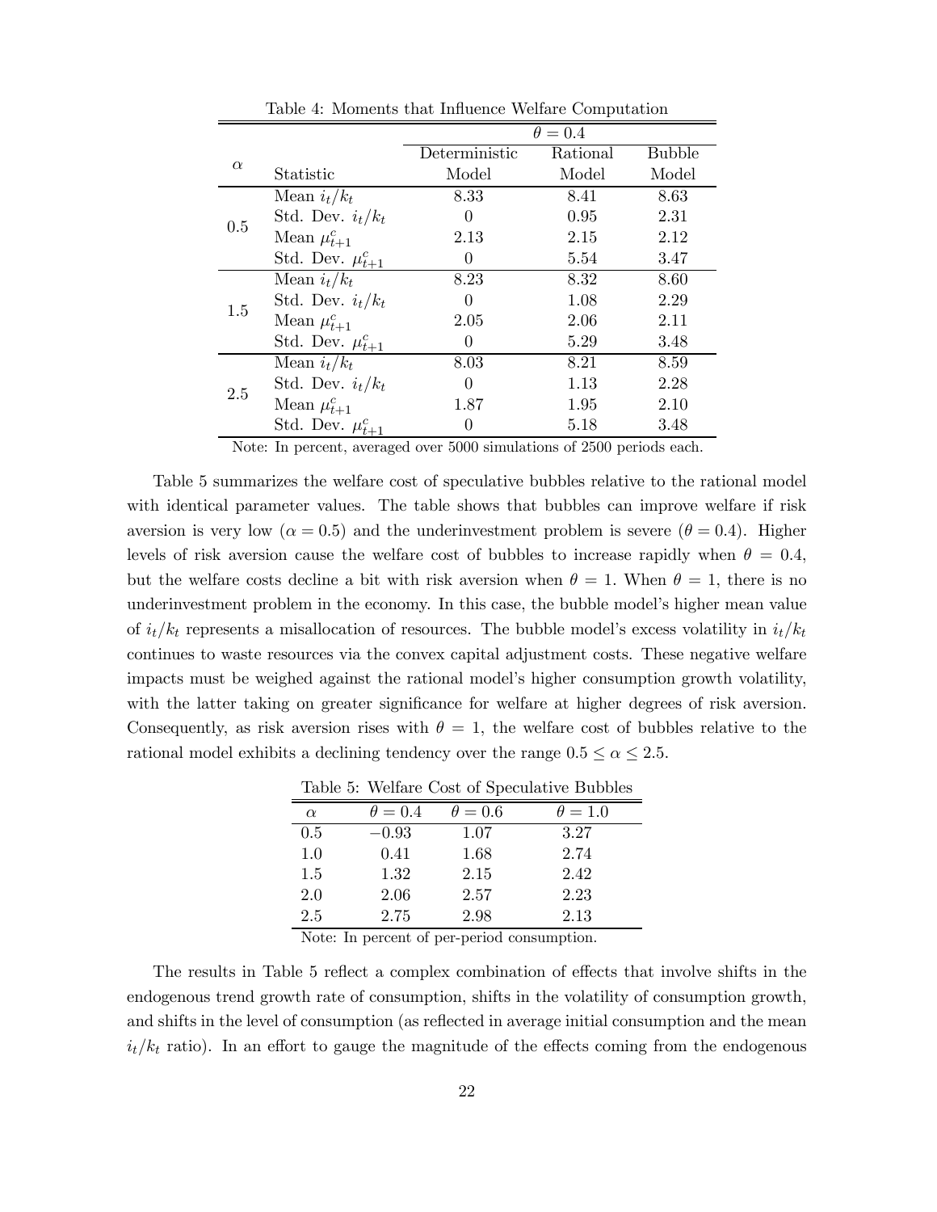Table 4: Moments that Influence Welfare Computation

| $\alpha$ | Statistic | $\theta = 0.4$ Deterministic Model | Rational Model | Bubble Model |
|---|---|---|---|---|
| 0.5 | Mean $i_t/k_t$ | 8.33 | 8.41 | 8.63 |
| | Std. Dev. $i_t/k_t$ | 0 | 0.95 | 2.31 |
| | Mean $\mu^c_{t+1}$ | 2.13 | 2.15 | 2.12 |
| | Std. Dev. $\mu^c_{t+1}$ | 0 | 5.54 | 3.47 |
| 1.5 | Mean $i_t/k_t$ | 8.23 | 8.32 | 8.60 |
| | Std. Dev. $i_t/k_t$ | 0 | 1.08 | 2.29 |
| | Mean $\mu^c_{t+1}$ | 2.05 | 2.06 | 2.11 |
| | Std. Dev. $\mu^c_{t+1}$ | 0 | 5.29 | 3.48 |
| 2.5 | Mean $i_t/k_t$ | 8.03 | 8.21 | 8.59 |
| | Std. Dev. $i_t/k_t$ | 0 | 1.13 | 2.28 |
| | Mean $\mu^c_{t+1}$ | 1.87 | 1.95 | 2.10 |
| | Std. Dev. $\mu^c_{t+1}$ | 0 | 5.18 | 3.48 |

Note: In percent, averaged over 5000 simulations of 2500 periods each.

Table 5 summarizes the welfare cost of speculative bubbles relative to the rational model with identical parameter values. The table shows that bubbles can improve welfare if risk aversion is very low ($\alpha = 0.5$) and the underinvestment problem is severe ($\theta = 0.4$). Higher levels of risk aversion cause the welfare cost of bubbles to increase rapidly when $\theta = 0.4$, but the welfare costs decline a bit with risk aversion when $\theta = 1$. When $\theta = 1$, there is no underinvestment problem in the economy. In this case, the bubble model's higher mean value of $i_t/k_t$ represents a misallocation of resources. The bubble model's excess volatility in $i_t/k_t$ continues to waste resources via the convex capital adjustment costs. These negative welfare impacts must be weighed against the rational model's higher consumption growth volatility, with the latter taking on greater significance for welfare at higher degrees of risk aversion. Consequently, as risk aversion rises with $\theta = 1$, the welfare cost of bubbles relative to the rational model exhibits a declining tendency over the range $0.5 \leq \alpha \leq 2.5$.

Table 5: Welfare Cost of Speculative Bubbles

| $\alpha$ | $\theta = 0.4$ | $\theta = 0.6$ | $\theta = 1.0$ |
|---|---|---|---|
| 0.5 | $-0.93$ | 1.07 | 3.27 |
| 1.0 | 0.41 | 1.68 | 2.74 |
| 1.5 | 1.32 | 2.15 | 2.42 |
| 2.0 | 2.06 | 2.57 | 2.23 |
| 2.5 | 2.75 | 2.98 | 2.13 |

Note: In percent of per-period consumption.

The results in Table 5 reflect a complex combination of effects that involve shifts in the endogenous trend growth rate of consumption, shifts in the volatility of consumption growth, and shifts in the level of consumption (as reflected in average initial consumption and the mean $i_t/k_t$ ratio). In an effort to gauge the magnitude of the effects coming from the endogenous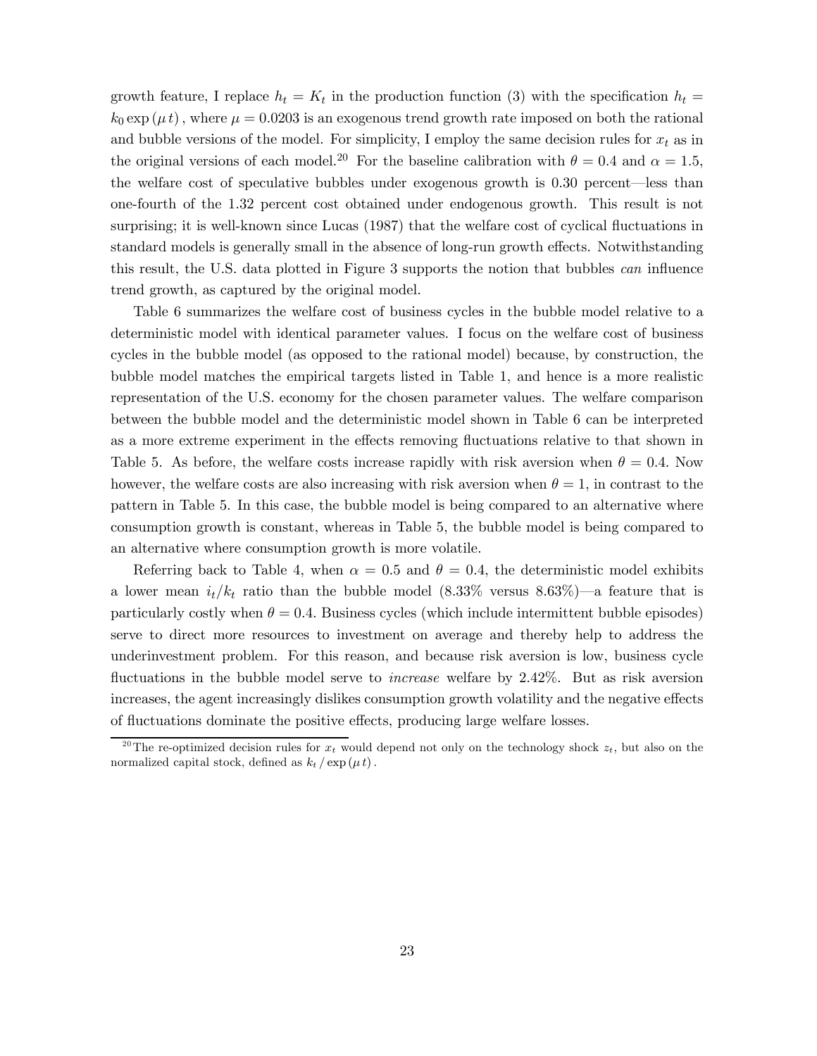growth feature, I replace $h_t = K_t$ in the production function (3) with the specification $h_t = k_0 \exp(\mu t)$, where $\mu = 0.0203$ is an exogenous trend growth rate imposed on both the rational and bubble versions of the model. For simplicity, I employ the same decision rules for $x_t$ as in the original versions of each model.[20] For the baseline calibration with $\theta = 0.4$ and $\alpha = 1.5$, the welfare cost of speculative bubbles under exogenous growth is 0.30 percent—less than one-fourth of the 1.32 percent cost obtained under endogenous growth. This result is not surprising; it is well-known since Lucas (1987) that the welfare cost of cyclical fluctuations in standard models is generally small in the absence of long-run growth effects. Notwithstanding this result, the U.S. data plotted in Figure 3 supports the notion that bubbles *can* influence trend growth, as captured by the original model.

Table 6 summarizes the welfare cost of business cycles in the bubble model relative to a deterministic model with identical parameter values. I focus on the welfare cost of business cycles in the bubble model (as opposed to the rational model) because, by construction, the bubble model matches the empirical targets listed in Table 1, and hence is a more realistic representation of the U.S. economy for the chosen parameter values. The welfare comparison between the bubble model and the deterministic model shown in Table 6 can be interpreted as a more extreme experiment in the effects removing fluctuations relative to that shown in Table 5. As before, the welfare costs increase rapidly with risk aversion when $\theta = 0.4$. Now however, the welfare costs are also increasing with risk aversion when $\theta = 1$, in contrast to the pattern in Table 5. In this case, the bubble model is being compared to an alternative where consumption growth is constant, whereas in Table 5, the bubble model is being compared to an alternative where consumption growth is more volatile.

Referring back to Table 4, when $\alpha = 0.5$ and $\theta = 0.4$, the deterministic model exhibits a lower mean $i_t/k_t$ ratio than the bubble model (8.33% versus 8.63%)—a feature that is particularly costly when $\theta = 0.4$. Business cycles (which include intermittent bubble episodes) serve to direct more resources to investment on average and thereby help to address the underinvestment problem. For this reason, and because risk aversion is low, business cycle fluctuations in the bubble model serve to *increase* welfare by 2.42%. But as risk aversion increases, the agent increasingly dislikes consumption growth volatility and the negative effects of fluctuations dominate the positive effects, producing large welfare losses.

[20] The re-optimized decision rules for $x_t$ would depend not only on the technology shock $z_t$, but also on the normalized capital stock, defined as $k_t / \exp(\mu t)$.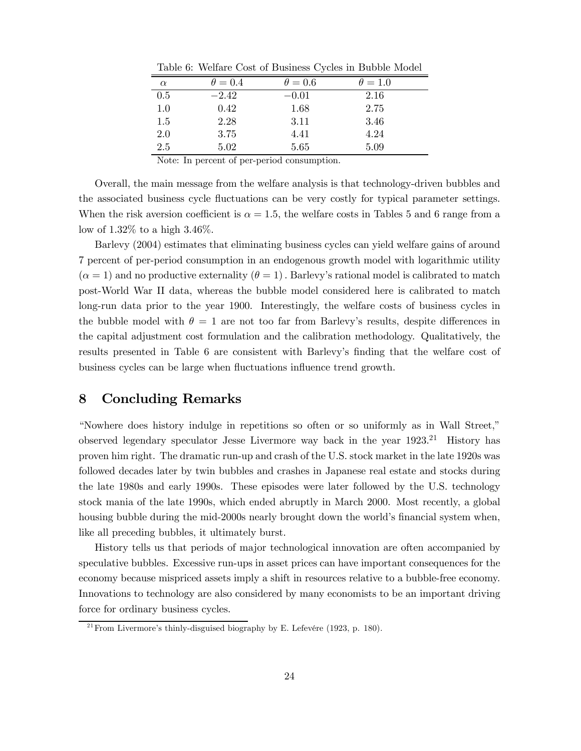Table 6: Welfare Cost of Business Cycles in Bubble Model

| $\alpha$ | $\theta = 0.4$ | $\theta = 0.6$ | $\theta = 1.0$ |
|---|---|---|---|
| 0.5 | $-2.42$ | $-0.01$ | 2.16 |
| 1.0 | 0.42 | 1.68 | 2.75 |
| 1.5 | 2.28 | 3.11 | 3.46 |
| 2.0 | 3.75 | 4.41 | 4.24 |
| 2.5 | 5.02 | 5.65 | 5.09 |

Note: In percent of per-period consumption.

Overall, the main message from the welfare analysis is that technology-driven bubbles and the associated business cycle fluctuations can be very costly for typical parameter settings. When the risk aversion coefficient is $\alpha = 1.5$, the welfare costs in Tables 5 and 6 range from a low of 1.32% to a high 3.46%.

Barlevy (2004) estimates that eliminating business cycles can yield welfare gains of around 7 percent of per-period consumption in an endogenous growth model with logarithmic utility $(\alpha = 1)$ and no productive externality $(\theta = 1)$. Barlevy's rational model is calibrated to match post-World War II data, whereas the bubble model considered here is calibrated to match long-run data prior to the year 1900. Interestingly, the welfare costs of business cycles in the bubble model with $\theta = 1$ are not too far from Barlevy's results, despite differences in the capital adjustment cost formulation and the calibration methodology. Qualitatively, the results presented in Table 6 are consistent with Barlevy's finding that the welfare cost of business cycles can be large when fluctuations influence trend growth.

## 8 Concluding Remarks

"Nowhere does history indulge in repetitions so often or so uniformly as in Wall Street," observed legendary speculator Jesse Livermore way back in the year 1923.[21] History has proven him right. The dramatic run-up and crash of the U.S. stock market in the late 1920s was followed decades later by twin bubbles and crashes in Japanese real estate and stocks during the late 1980s and early 1990s. These episodes were later followed by the U.S. technology stock mania of the late 1990s, which ended abruptly in March 2000. Most recently, a global housing bubble during the mid-2000s nearly brought down the world's financial system when, like all preceding bubbles, it ultimately burst.

History tells us that periods of major technological innovation are often accompanied by speculative bubbles. Excessive run-ups in asset prices can have important consequences for the economy because mispriced assets imply a shift in resources relative to a bubble-free economy. Innovations to technology are also considered by many economists to be an important driving force for ordinary business cycles.

[21] From Livermore's thinly-disguised biography by E. Lefevére (1923, p. 180).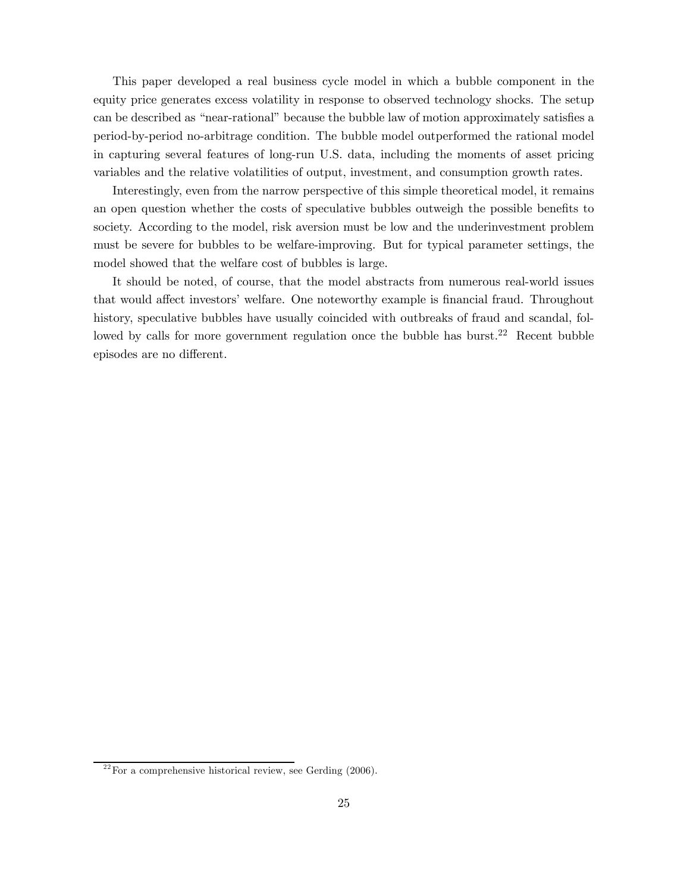This paper developed a real business cycle model in which a bubble component in the equity price generates excess volatility in response to observed technology shocks. The setup can be described as "near-rational" because the bubble law of motion approximately satisfies a period-by-period no-arbitrage condition. The bubble model outperformed the rational model in capturing several features of long-run U.S. data, including the moments of asset pricing variables and the relative volatilities of output, investment, and consumption growth rates.

Interestingly, even from the narrow perspective of this simple theoretical model, it remains an open question whether the costs of speculative bubbles outweigh the possible benefits to society. According to the model, risk aversion must be low and the underinvestment problem must be severe for bubbles to be welfare-improving. But for typical parameter settings, the model showed that the welfare cost of bubbles is large.

It should be noted, of course, that the model abstracts from numerous real-world issues that would affect investors' welfare. One noteworthy example is financial fraud. Throughout history, speculative bubbles have usually coincided with outbreaks of fraud and scandal, followed by calls for more government regulation once the bubble has burst.[22] Recent bubble episodes are no different.

[22] For a comprehensive historical review, see Gerding (2006).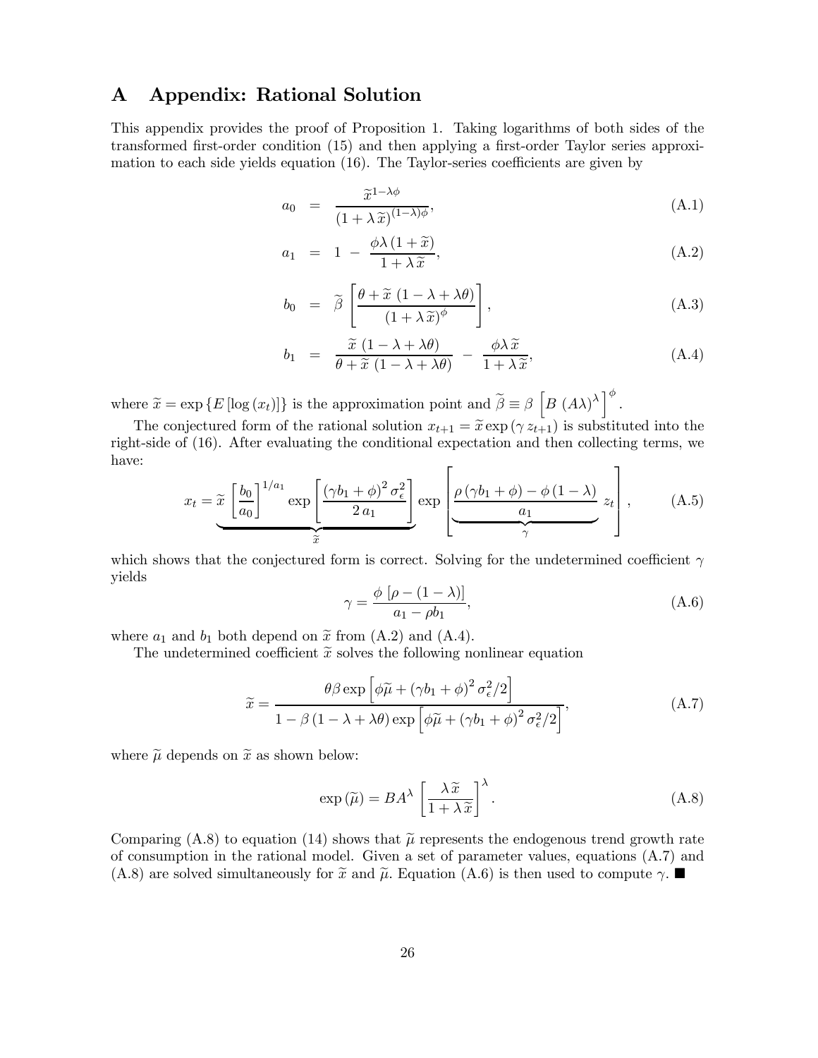# A Appendix: Rational Solution

This appendix provides the proof of Proposition 1. Taking logarithms of both sides of the transformed first-order condition (15) and then applying a first-order Taylor series approximation to each side yields equation (16). The Taylor-series coefficients are given by

$$a_0 = \frac{\widetilde{x}^{1-\lambda\phi}}{(1+\lambda\,\widetilde{x})^{(1-\lambda)\phi}}, \tag{A.1}$$

$$a_1 = 1 - \frac{\phi\lambda\,(1+\widetilde{x})}{1+\lambda\,\widetilde{x}}, \tag{A.2}$$

$$b_0 = \widetilde{\beta}\left[\frac{\theta + \widetilde{x}\,(1-\lambda+\lambda\theta)}{(1+\lambda\,\widetilde{x})^{\phi}}\right], \tag{A.3}$$

$$b_1 = \frac{\widetilde{x}\,(1-\lambda+\lambda\theta)}{\theta+\widetilde{x}\,(1-\lambda+\lambda\theta)} - \frac{\phi\lambda\,\widetilde{x}}{1+\lambda\,\widetilde{x}}, \tag{A.4}$$

where $\widetilde{x} = \exp\{E[\log(x_t)]\}$ is the approximation point and $\widetilde{\beta} \equiv \beta\left[B\,(A\lambda)^{\lambda}\right]^{\phi}$.

The conjectured form of the rational solution $x_{t+1} = \widetilde{x}\exp(\gamma\, z_{t+1})$ is substituted into the right-side of (16). After evaluating the conditional expectation and then collecting terms, we have:

$$x_t = \underbrace{\widetilde{x}\left[\frac{b_0}{a_0}\right]^{1/a_1}\exp\left[\frac{(\gamma b_1+\phi)^2\,\sigma_\epsilon^2}{2\,a_1}\right]}_{\widetilde{x}}\exp\left[\underbrace{\frac{\rho\,(\gamma b_1+\phi)-\phi\,(1-\lambda)}{a_1}}_{\gamma}\,z_t\right], \tag{A.5}$$

which shows that the conjectured form is correct. Solving for the undetermined coefficient $\gamma$ yields

$$\gamma = \frac{\phi\,[\rho-(1-\lambda)]}{a_1-\rho b_1}, \tag{A.6}$$

where $a_1$ and $b_1$ both depend on $\widetilde{x}$ from (A.2) and (A.4).

The undetermined coefficient $\widetilde{x}$ solves the following nonlinear equation

$$\widetilde{x} = \frac{\theta\beta\exp\left[\phi\widetilde{\mu} + (\gamma b_1+\phi)^2\,\sigma_\epsilon^2/2\right]}{1-\beta\,(1-\lambda+\lambda\theta)\exp\left[\phi\widetilde{\mu}+(\gamma b_1+\phi)^2\,\sigma_\epsilon^2/2\right]}, \tag{A.7}$$

where $\widetilde{\mu}$ depends on $\widetilde{x}$ as shown below:

$$\exp(\widetilde{\mu}) = BA^{\lambda}\left[\frac{\lambda\,\widetilde{x}}{1+\lambda\,\widetilde{x}}\right]^{\lambda}. \tag{A.8}$$

Comparing (A.8) to equation (14) shows that $\widetilde{\mu}$ represents the endogenous trend growth rate of consumption in the rational model. Given a set of parameter values, equations (A.7) and (A.8) are solved simultaneously for $\widetilde{x}$ and $\widetilde{\mu}$. Equation (A.6) is then used to compute $\gamma$. ■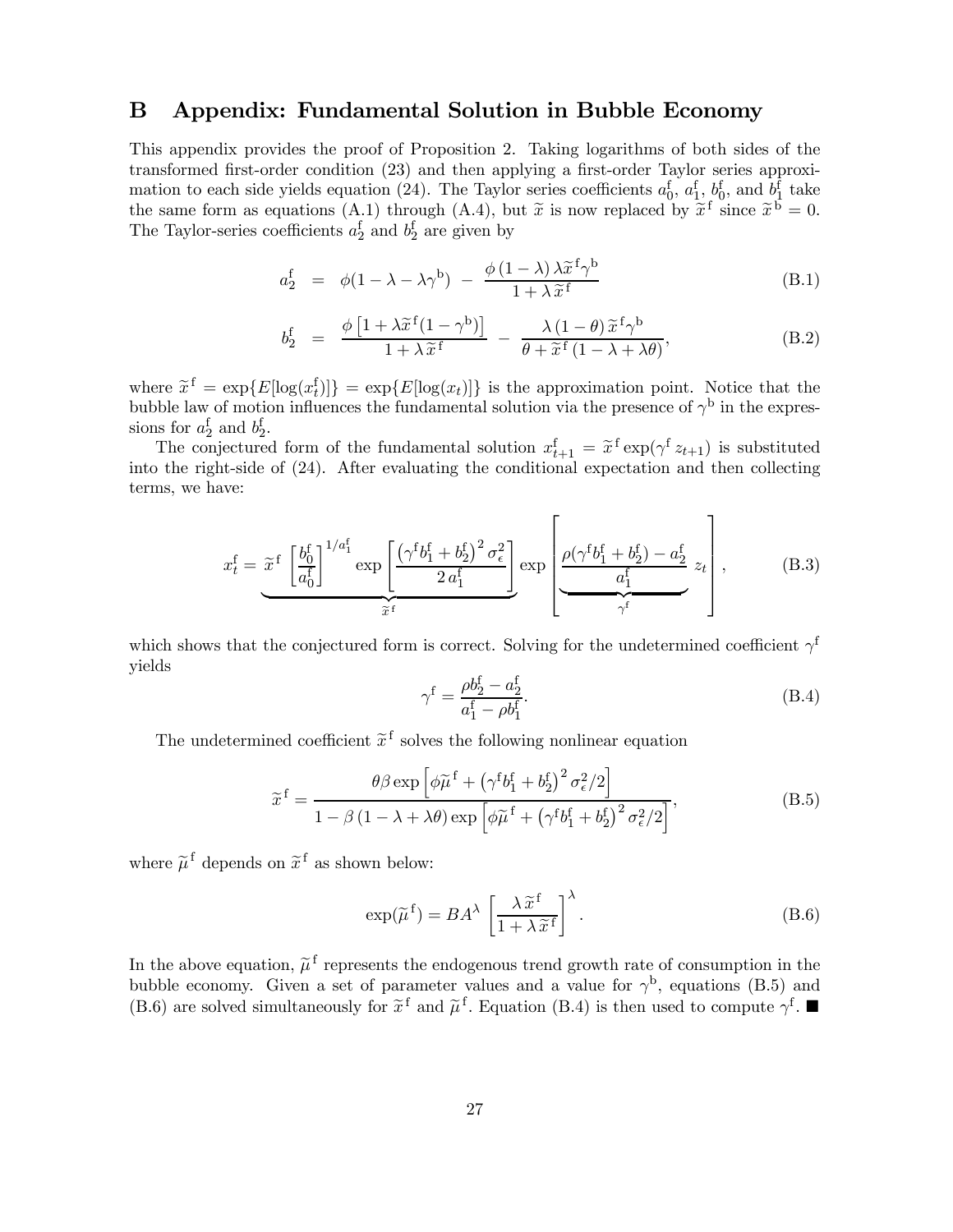# B Appendix: Fundamental Solution in Bubble Economy

This appendix provides the proof of Proposition 2. Taking logarithms of both sides of the transformed first-order condition (23) and then applying a first-order Taylor series approximation to each side yields equation (24). The Taylor series coefficients $a_0^{\rm f}$, $a_1^{\rm f}$, $b_0^{\rm f}$, and $b_1^{\rm f}$ take the same form as equations (A.1) through (A.4), but $\widetilde{x}$ is now replaced by $\widetilde{x}^{\rm f}$ since $\widetilde{x}^{\rm b} = 0$. The Taylor-series coefficients $a_2^{\rm f}$ and $b_2^{\rm f}$ are given by

$$a_2^{\rm f} = \phi(1-\lambda-\lambda\gamma^{\rm b}) - \frac{\phi\,(1-\lambda)\,\lambda\widetilde{x}^{\rm f}\gamma^{\rm b}}{1+\lambda\,\widetilde{x}^{\rm f}} \tag{B.1}$$

$$b_2^{\rm f} = \frac{\phi\left[1+\lambda\widetilde{x}^{\rm f}(1-\gamma^{\rm b})\right]}{1+\lambda\,\widetilde{x}^{\rm f}} - \frac{\lambda\,(1-\theta)\,\widetilde{x}^{\rm f}\gamma^{\rm b}}{\theta+\widetilde{x}^{\rm f}\,(1-\lambda+\lambda\theta)}, \tag{B.2}$$

where $\widetilde{x}^{\rm f} = \exp\{E[\log(x_t^{\rm f})]\} = \exp\{E[\log(x_t)]\}$ is the approximation point. Notice that the bubble law of motion influences the fundamental solution via the presence of $\gamma^{\rm b}$ in the expressions for $a_2^{\rm f}$ and $b_2^{\rm f}$.

The conjectured form of the fundamental solution $x_{t+1}^{\rm f} = \widetilde{x}^{\rm f}\exp(\gamma^{\rm f}\,z_{t+1})$ is substituted into the right-side of (24). After evaluating the conditional expectation and then collecting terms, we have:

$$x_t^{\rm f} = \underbrace{\widetilde{x}^{\rm f}\left[\frac{b_0^{\rm f}}{a_0^{\rm f}}\right]^{1/a_1^{\rm f}}\exp\left[\frac{\left(\gamma^{\rm f}b_1^{\rm f}+b_2^{\rm f}\right)^2\sigma_\epsilon^2}{2\,a_1^{\rm f}}\right]}_{\widetilde{x}^{\rm f}}\exp\left[\underbrace{\frac{\rho(\gamma^{\rm f}b_1^{\rm f}+b_2^{\rm f})-a_2^{\rm f}}{a_1^{\rm f}}}_{\gamma^{\rm f}}\;z_t\right], \tag{B.3}$$

which shows that the conjectured form is correct. Solving for the undetermined coefficient $\gamma^{\rm f}$ yields

$$\gamma^{\rm f} = \frac{\rho b_2^{\rm f} - a_2^{\rm f}}{a_1^{\rm f} - \rho b_1^{\rm f}}. \tag{B.4}$$

The undetermined coefficient $\widetilde{x}^{\rm f}$ solves the following nonlinear equation

$$\widetilde{x}^{\rm f} = \frac{\theta\beta\exp\left[\phi\widetilde{\mu}^{\rm f} + \left(\gamma^{\rm f}b_1^{\rm f}+b_2^{\rm f}\right)^2\sigma_\epsilon^2/2\right]}{1-\beta\,(1-\lambda+\lambda\theta)\exp\left[\phi\widetilde{\mu}^{\rm f} + \left(\gamma^{\rm f}b_1^{\rm f}+b_2^{\rm f}\right)^2\sigma_\epsilon^2/2\right]}, \tag{B.5}$$

where $\widetilde{\mu}^{\rm f}$ depends on $\widetilde{x}^{\rm f}$ as shown below:

$$\exp(\widetilde{\mu}^{\rm f}) = BA^\lambda\left[\frac{\lambda\,\widetilde{x}^{\rm f}}{1+\lambda\,\widetilde{x}^{\rm f}}\right]^\lambda. \tag{B.6}$$

In the above equation, $\widetilde{\mu}^{\rm f}$ represents the endogenous trend growth rate of consumption in the bubble economy. Given a set of parameter values and a value for $\gamma^{\rm b}$, equations (B.5) and (B.6) are solved simultaneously for $\widetilde{x}^{\rm f}$ and $\widetilde{\mu}^{\rm f}$. Equation (B.4) is then used to compute $\gamma^{\rm f}$. ■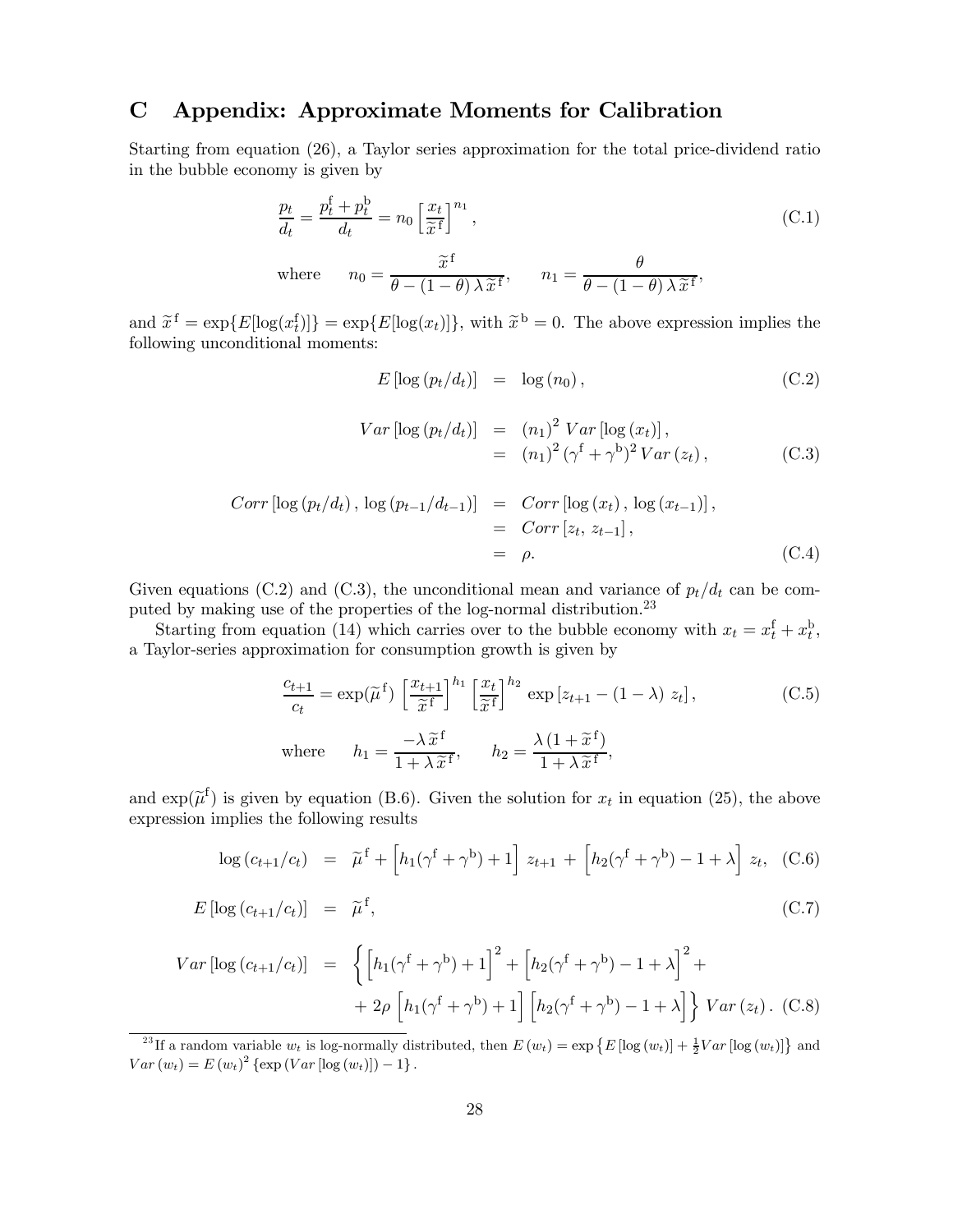# C Appendix: Approximate Moments for Calibration

Starting from equation (26), a Taylor series approximation for the total price-dividend ratio in the bubble economy is given by

$$\frac{p_t}{d_t} = \frac{p_t^{\mathrm{f}} + p_t^{\mathrm{b}}}{d_t} = n_0 \left[\frac{x_t}{\widetilde{x}^{\,\mathrm{f}}}\right]^{n_1}, \tag{C.1}$$

$$\text{where} \qquad n_0 = \frac{\widetilde{x}^{\,\mathrm{f}}}{\theta - (1-\theta)\,\lambda\,\widetilde{x}^{\,\mathrm{f}}}, \qquad n_1 = \frac{\theta}{\theta - (1-\theta)\,\lambda\,\widetilde{x}^{\,\mathrm{f}}},$$

and $\widetilde{x}^{\,\mathrm{f}} = \exp\{E[\log(x_t^{\mathrm{f}})]\} = \exp\{E[\log(x_t)]\}$, with $\widetilde{x}^{\,\mathrm{b}} = 0$. The above expression implies the following unconditional moments:

$$E\left[\log\left(p_t/d_t\right)\right] = \log\left(n_0\right), \tag{C.2}$$

$$\begin{aligned} Var\left[\log\left(p_t/d_t\right)\right] &= \left(n_1\right)^2\, Var\left[\log\left(x_t\right)\right], \\ &= \left(n_1\right)^2 (\gamma^{\mathrm{f}} + \gamma^{\mathrm{b}})^2\, Var\left(z_t\right), \end{aligned} \tag{C.3}$$

$$\begin{aligned} Corr\left[\log\left(p_t/d_t\right),\, \log\left(p_{t-1}/d_{t-1}\right)\right] &= Corr\left[\log\left(x_t\right),\, \log\left(x_{t-1}\right)\right], \\ &= Corr\left[z_t,\, z_{t-1}\right], \\ &= \rho. \end{aligned} \tag{C.4}$$

Given equations (C.2) and (C.3), the unconditional mean and variance of $p_t/d_t$ can be computed by making use of the properties of the log-normal distribution.[23]

Starting from equation (14) which carries over to the bubble economy with $x_t = x_t^{\mathrm{f}} + x_t^{\mathrm{b}}$, a Taylor-series approximation for consumption growth is given by

$$\frac{c_{t+1}}{c_t} = \exp(\widetilde{\mu}^{\,\mathrm{f}}) \left[\frac{x_{t+1}}{\widetilde{x}^{\,\mathrm{f}}}\right]^{h_1} \left[\frac{x_t}{\widetilde{x}^{\,\mathrm{f}}}\right]^{h_2} \exp\left[z_{t+1} - (1-\lambda)\; z_t\right], \tag{C.5}$$

$$\text{where} \qquad h_1 = \frac{-\lambda\,\widetilde{x}^{\,\mathrm{f}}}{1 + \lambda\,\widetilde{x}^{\,\mathrm{f}}}, \qquad h_2 = \frac{\lambda\,(1 + \widetilde{x}^{\,\mathrm{f}})}{1 + \lambda\,\widetilde{x}^{\,\mathrm{f}}},$$

and $\exp(\widetilde{\mu}^{\mathrm{f}})$ is given by equation (B.6). Given the solution for $x_t$ in equation (25), the above expression implies the following results

$$\log\left(c_{t+1}/c_t\right) = \widetilde{\mu}^{\,\mathrm{f}} + \left[h_1(\gamma^{\mathrm{f}} + \gamma^{\mathrm{b}}) + 1\right]\, z_{t+1} + \left[h_2(\gamma^{\mathrm{f}} + \gamma^{\mathrm{b}}) - 1 + \lambda\right]\, z_t, \tag{C.6}$$

$$E\left[\log\left(c_{t+1}/c_t\right)\right] = \widetilde{\mu}^{\,\mathrm{f}}, \tag{C.7}$$

$$\begin{aligned} Var\left[\log\left(c_{t+1}/c_t\right)\right] = \Big\{ &\left[h_1(\gamma^{\mathrm{f}} + \gamma^{\mathrm{b}}) + 1\right]^2 + \left[h_2(\gamma^{\mathrm{f}} + \gamma^{\mathrm{b}}) - 1 + \lambda\right]^2 + \\ &+ 2\rho\,\left[h_1(\gamma^{\mathrm{f}} + \gamma^{\mathrm{b}}) + 1\right]\left[h_2(\gamma^{\mathrm{f}} + \gamma^{\mathrm{b}}) - 1 + \lambda\right]\Big\}\; Var\left(z_t\right). \end{aligned} \tag{C.8}$$

---

[23] If a random variable $w_t$ is log-normally distributed, then $E\left(w_t\right) = \exp\left\{E\left[\log\left(w_t\right)\right] + \frac{1}{2}Var\left[\log\left(w_t\right)\right]\right\}$ and $Var\left(w_t\right) = E\left(w_t\right)^2\left\{\exp\left(Var\left[\log\left(w_t\right)\right]\right) - 1\right\}$.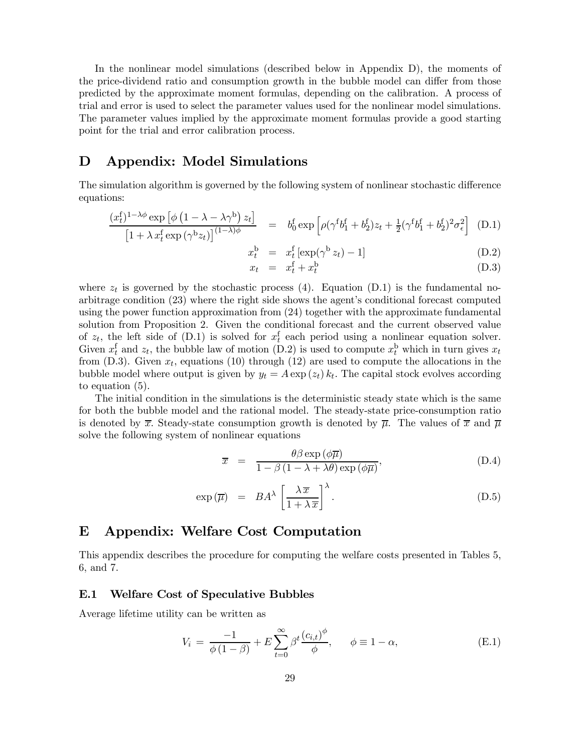In the nonlinear model simulations (described below in Appendix D), the moments of the price-dividend ratio and consumption growth in the bubble model can differ from those predicted by the approximate moment formulas, depending on the calibration. A process of trial and error is used to select the parameter values used for the nonlinear model simulations. The parameter values implied by the approximate moment formulas provide a good starting point for the trial and error calibration process.

# D Appendix: Model Simulations

The simulation algorithm is governed by the following system of nonlinear stochastic difference equations:

$$\frac{(x_t^{\mathrm{f}})^{1-\lambda\phi}\exp\left[\phi\left(1-\lambda-\lambda\gamma^{\mathrm{b}}\right)z_t\right]}{\left[1+\lambda\, x_t^{\mathrm{f}}\exp\left(\gamma^{\mathrm{b}} z_t\right)\right]^{(1-\lambda)\phi}} = b_0^{\mathrm{f}}\exp\left[\rho(\gamma^{\mathrm{f}} b_1^{\mathrm{f}}+b_2^{\mathrm{f}})z_t+\tfrac{1}{2}(\gamma^{\mathrm{f}} b_1^{\mathrm{f}}+b_2^{\mathrm{f}})^2\sigma_\epsilon^2\right] \quad \text{(D.1)}$$

$$x_t^{\mathrm{b}} = x_t^{\mathrm{f}}\left[\exp(\gamma^{\mathrm{b}} z_t)-1\right] \quad \text{(D.2)}$$

$$x_t = x_t^{\mathrm{f}}+x_t^{\mathrm{b}} \quad \text{(D.3)}$$

where $z_t$ is governed by the stochastic process (4). Equation (D.1) is the fundamental no-arbitrage condition (23) where the right side shows the agent's conditional forecast computed using the power function approximation from (24) together with the approximate fundamental solution from Proposition 2. Given the conditional forecast and the current observed value of $z_t$, the left side of (D.1) is solved for $x_t^{\mathrm{f}}$ each period using a nonlinear equation solver. Given $x_t^{\mathrm{f}}$ and $z_t$, the bubble law of motion (D.2) is used to compute $x_t^{\mathrm{b}}$ which in turn gives $x_t$ from (D.3). Given $x_t$, equations (10) through (12) are used to compute the allocations in the bubble model where output is given by $y_t = A\exp(z_t)\,k_t$. The capital stock evolves according to equation (5).

The initial condition in the simulations is the deterministic steady state which is the same for both the bubble model and the rational model. The steady-state price-consumption ratio is denoted by $\overline{x}$. Steady-state consumption growth is denoted by $\overline{\mu}$. The values of $\overline{x}$ and $\overline{\mu}$ solve the following system of nonlinear equations

$$\overline{x} = \frac{\theta\beta\exp(\phi\overline{\mu})}{1-\beta\left(1-\lambda+\lambda\theta\right)\exp(\phi\overline{\mu})}, \quad \text{(D.4)}$$

$$\exp(\overline{\mu}) = BA^{\lambda}\left[\frac{\lambda\,\overline{x}}{1+\lambda\,\overline{x}}\right]^{\lambda}. \quad \text{(D.5)}$$

# E Appendix: Welfare Cost Computation

This appendix describes the procedure for computing the welfare costs presented in Tables 5, 6, and 7.

## E.1 Welfare Cost of Speculative Bubbles

Average lifetime utility can be written as

$$V_i = \frac{-1}{\phi\left(1-\beta\right)} + E\sum_{t=0}^{\infty}\beta^t\frac{(c_{i,t})^{\phi}}{\phi}, \qquad \phi\equiv 1-\alpha, \quad \text{(E.1)}$$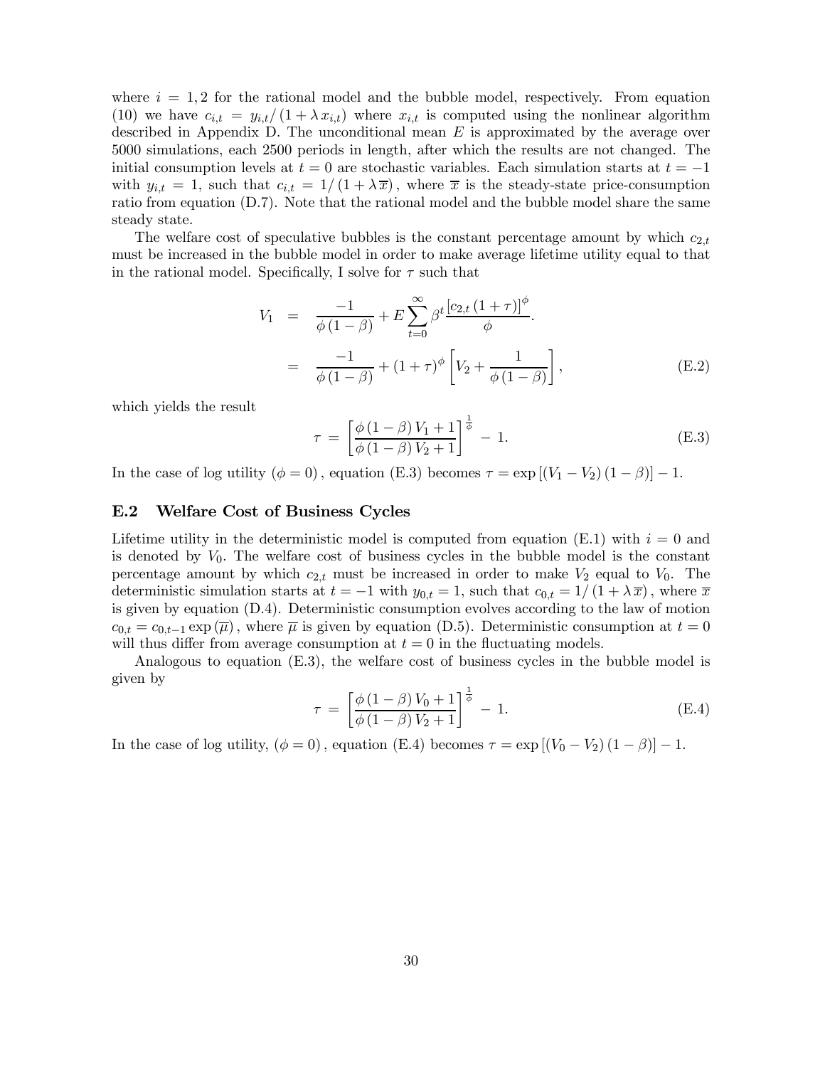where $i = 1, 2$ for the rational model and the bubble model, respectively. From equation (10) we have $c_{i,t} = y_{i,t}/(1 + \lambda x_{i,t})$ where $x_{i,t}$ is computed using the nonlinear algorithm described in Appendix D. The unconditional mean $E$ is approximated by the average over 5000 simulations, each 2500 periods in length, after which the results are not changed. The initial consumption levels at $t = 0$ are stochastic variables. Each simulation starts at $t = -1$ with $y_{i,t} = 1$, such that $c_{i,t} = 1/(1 + \lambda \overline{x})$, where $\overline{x}$ is the steady-state price-consumption ratio from equation (D.7). Note that the rational model and the bubble model share the same steady state.

The welfare cost of speculative bubbles is the constant percentage amount by which $c_{2,t}$ must be increased in the bubble model in order to make average lifetime utility equal to that in the rational model. Specifically, I solve for $\tau$ such that

$$
\begin{aligned}
V_1 &= \frac{-1}{\phi(1-\beta)} + E \sum_{t=0}^{\infty} \beta^t \frac{[c_{2,t}(1+\tau)]^{\phi}}{\phi}. \\
&= \frac{-1}{\phi(1-\beta)} + (1+\tau)^{\phi} \left[ V_2 + \frac{1}{\phi(1-\beta)} \right],
\end{aligned}
\tag{E.2}
$$

which yields the result

$$
\tau = \left[ \frac{\phi(1-\beta)V_1 + 1}{\phi(1-\beta)V_2 + 1} \right]^{\frac{1}{\phi}} - 1. \tag{E.3}
$$

In the case of log utility $(\phi = 0)$, equation (E.3) becomes $\tau = \exp[(V_1 - V_2)(1-\beta)] - 1$.

## E.2 Welfare Cost of Business Cycles

Lifetime utility in the deterministic model is computed from equation (E.1) with $i = 0$ and is denoted by $V_0$. The welfare cost of business cycles in the bubble model is the constant percentage amount by which $c_{2,t}$ must be increased in order to make $V_2$ equal to $V_0$. The deterministic simulation starts at $t = -1$ with $y_{0,t} = 1$, such that $c_{0,t} = 1/(1 + \lambda \overline{x})$, where $\overline{x}$ is given by equation (D.4). Deterministic consumption evolves according to the law of motion $c_{0,t} = c_{0,t-1} \exp(\overline{\mu})$, where $\overline{\mu}$ is given by equation (D.5). Deterministic consumption at $t = 0$ will thus differ from average consumption at $t = 0$ in the fluctuating models.

Analogous to equation (E.3), the welfare cost of business cycles in the bubble model is given by

$$
\tau = \left[ \frac{\phi(1-\beta)V_0 + 1}{\phi(1-\beta)V_2 + 1} \right]^{\frac{1}{\phi}} - 1. \tag{E.4}
$$

In the case of log utility, $(\phi = 0)$, equation (E.4) becomes $\tau = \exp[(V_0 - V_2)(1-\beta)] - 1$.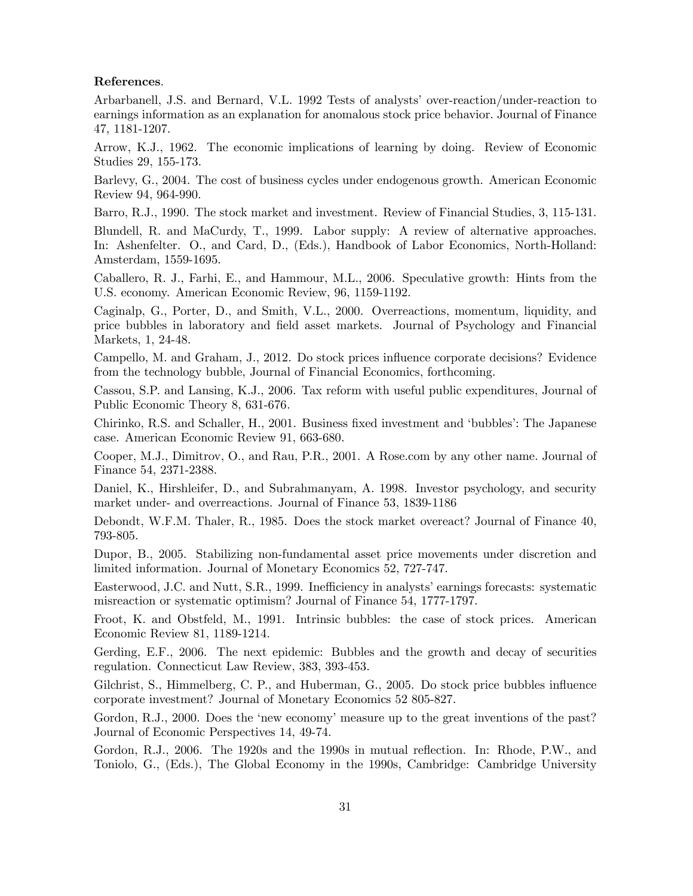**References**.

Arbarbanell, J.S. and Bernard, V.L. 1992 Tests of analysts' over-reaction/under-reaction to earnings information as an explanation for anomalous stock price behavior. Journal of Finance 47, 1181-1207.

Arrow, K.J., 1962. The economic implications of learning by doing. Review of Economic Studies 29, 155-173.

Barlevy, G., 2004. The cost of business cycles under endogenous growth. American Economic Review 94, 964-990.

Barro, R.J., 1990. The stock market and investment. Review of Financial Studies, 3, 115-131.

Blundell, R. and MaCurdy, T., 1999. Labor supply: A review of alternative approaches. In: Ashenfelter. O., and Card, D., (Eds.), Handbook of Labor Economics, North-Holland: Amsterdam, 1559-1695.

Caballero, R. J., Farhi, E., and Hammour, M.L., 2006. Speculative growth: Hints from the U.S. economy. American Economic Review, 96, 1159-1192.

Caginalp, G., Porter, D., and Smith, V.L., 2000. Overreactions, momentum, liquidity, and price bubbles in laboratory and field asset markets. Journal of Psychology and Financial Markets, 1, 24-48.

Campello, M. and Graham, J., 2012. Do stock prices influence corporate decisions? Evidence from the technology bubble, Journal of Financial Economics, forthcoming.

Cassou, S.P. and Lansing, K.J., 2006. Tax reform with useful public expenditures, Journal of Public Economic Theory 8, 631-676.

Chirinko, R.S. and Schaller, H., 2001. Business fixed investment and 'bubbles': The Japanese case. American Economic Review 91, 663-680.

Cooper, M.J., Dimitrov, O., and Rau, P.R., 2001. A Rose.com by any other name. Journal of Finance 54, 2371-2388.

Daniel, K., Hirshleifer, D., and Subrahmanyam, A. 1998. Investor psychology, and security market under- and overreactions. Journal of Finance 53, 1839-1186

Debondt, W.F.M. Thaler, R., 1985. Does the stock market overeact? Journal of Finance 40, 793-805.

Dupor, B., 2005. Stabilizing non-fundamental asset price movements under discretion and limited information. Journal of Monetary Economics 52, 727-747.

Easterwood, J.C. and Nutt, S.R., 1999. Inefficiency in analysts' earnings forecasts: systematic misreaction or systematic optimism? Journal of Finance 54, 1777-1797.

Froot, K. and Obstfeld, M., 1991. Intrinsic bubbles: the case of stock prices. American Economic Review 81, 1189-1214.

Gerding, E.F., 2006. The next epidemic: Bubbles and the growth and decay of securities regulation. Connecticut Law Review, 383, 393-453.

Gilchrist, S., Himmelberg, C. P., and Huberman, G., 2005. Do stock price bubbles influence corporate investment? Journal of Monetary Economics 52 805-827.

Gordon, R.J., 2000. Does the 'new economy' measure up to the great inventions of the past? Journal of Economic Perspectives 14, 49-74.

Gordon, R.J., 2006. The 1920s and the 1990s in mutual reflection. In: Rhode, P.W., and Toniolo, G., (Eds.), The Global Economy in the 1990s, Cambridge: Cambridge University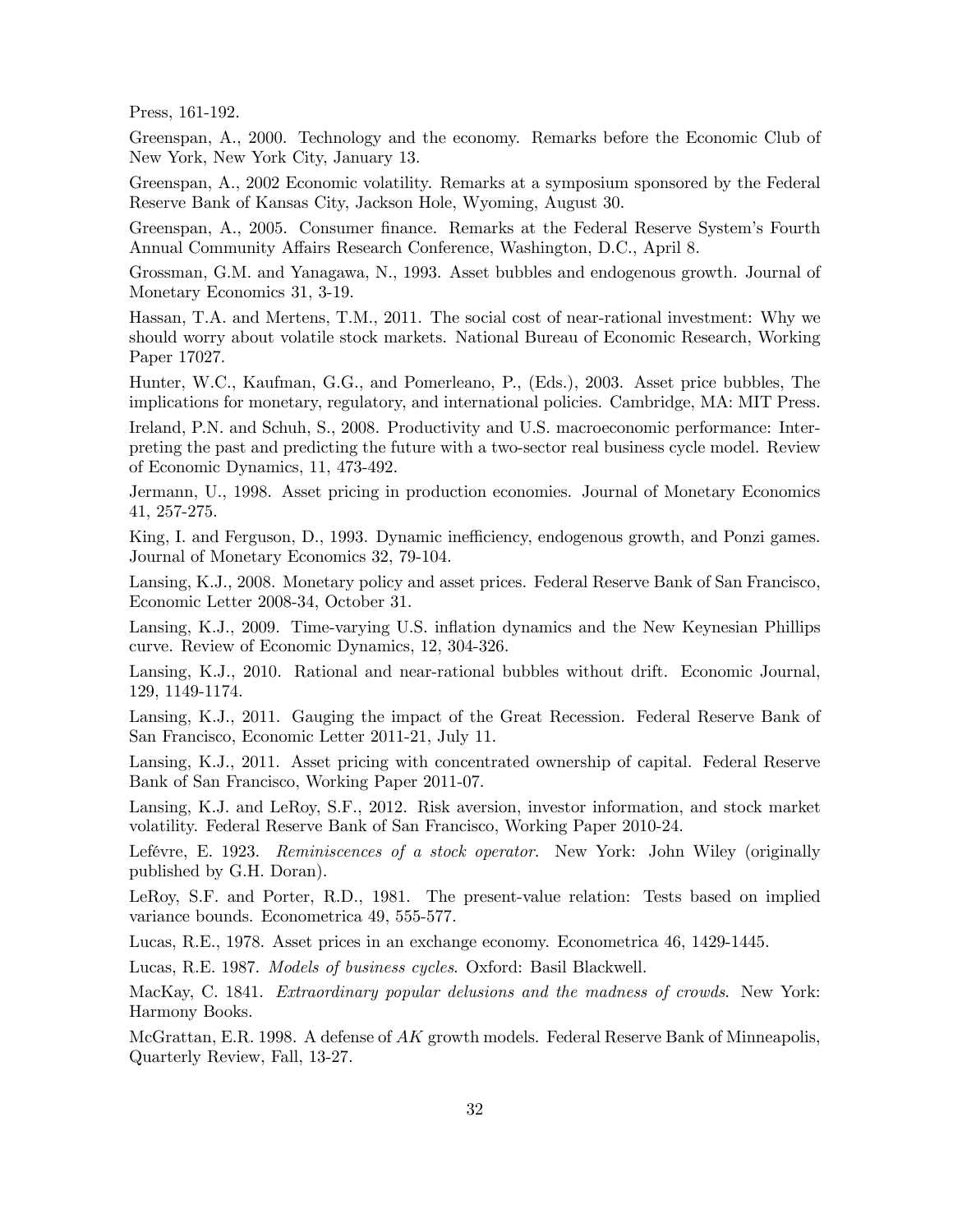Press, 161-192.

Greenspan, A., 2000. Technology and the economy. Remarks before the Economic Club of New York, New York City, January 13.

Greenspan, A., 2002 Economic volatility. Remarks at a symposium sponsored by the Federal Reserve Bank of Kansas City, Jackson Hole, Wyoming, August 30.

Greenspan, A., 2005. Consumer finance. Remarks at the Federal Reserve System's Fourth Annual Community Affairs Research Conference, Washington, D.C., April 8.

Grossman, G.M. and Yanagawa, N., 1993. Asset bubbles and endogenous growth. Journal of Monetary Economics 31, 3-19.

Hassan, T.A. and Mertens, T.M., 2011. The social cost of near-rational investment: Why we should worry about volatile stock markets. National Bureau of Economic Research, Working Paper 17027.

Hunter, W.C., Kaufman, G.G., and Pomerleano, P., (Eds.), 2003. Asset price bubbles, The implications for monetary, regulatory, and international policies. Cambridge, MA: MIT Press.

Ireland, P.N. and Schuh, S., 2008. Productivity and U.S. macroeconomic performance: Interpreting the past and predicting the future with a two-sector real business cycle model. Review of Economic Dynamics, 11, 473-492.

Jermann, U., 1998. Asset pricing in production economies. Journal of Monetary Economics 41, 257-275.

King, I. and Ferguson, D., 1993. Dynamic inefficiency, endogenous growth, and Ponzi games. Journal of Monetary Economics 32, 79-104.

Lansing, K.J., 2008. Monetary policy and asset prices. Federal Reserve Bank of San Francisco, Economic Letter 2008-34, October 31.

Lansing, K.J., 2009. Time-varying U.S. inflation dynamics and the New Keynesian Phillips curve. Review of Economic Dynamics, 12, 304-326.

Lansing, K.J., 2010. Rational and near-rational bubbles without drift. Economic Journal, 129, 1149-1174.

Lansing, K.J., 2011. Gauging the impact of the Great Recession. Federal Reserve Bank of San Francisco, Economic Letter 2011-21, July 11.

Lansing, K.J., 2011. Asset pricing with concentrated ownership of capital. Federal Reserve Bank of San Francisco, Working Paper 2011-07.

Lansing, K.J. and LeRoy, S.F., 2012. Risk aversion, investor information, and stock market volatility. Federal Reserve Bank of San Francisco, Working Paper 2010-24.

Lefévre, E. 1923. *Reminiscences of a stock operator*. New York: John Wiley (originally published by G.H. Doran).

LeRoy, S.F. and Porter, R.D., 1981. The present-value relation: Tests based on implied variance bounds. Econometrica 49, 555-577.

Lucas, R.E., 1978. Asset prices in an exchange economy. Econometrica 46, 1429-1445.

Lucas, R.E. 1987. *Models of business cycles*. Oxford: Basil Blackwell.

MacKay, C. 1841. *Extraordinary popular delusions and the madness of crowds*. New York: Harmony Books.

McGrattan, E.R. 1998. A defense of $AK$ growth models. Federal Reserve Bank of Minneapolis, Quarterly Review, Fall, 13-27.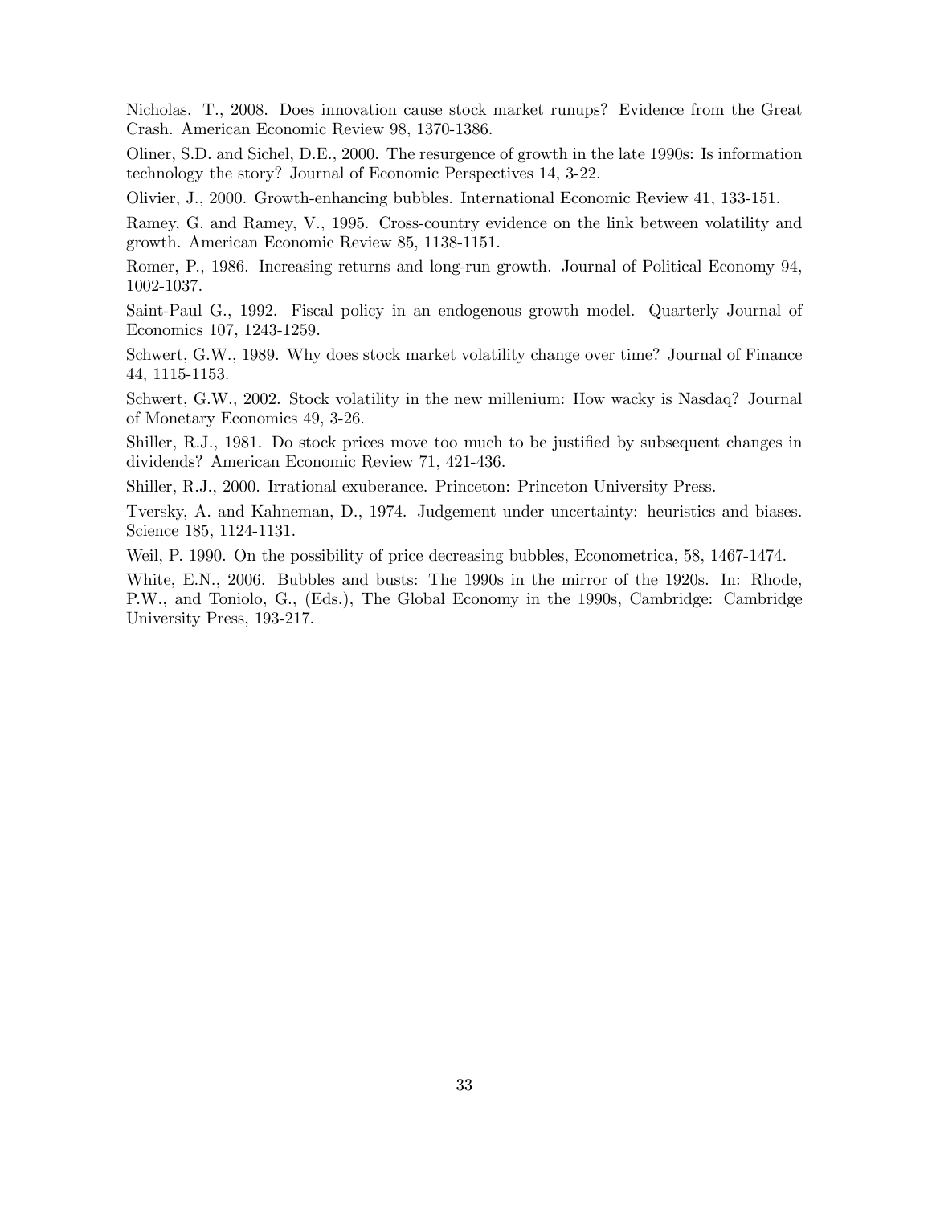Nicholas. T., 2008. Does innovation cause stock market runups? Evidence from the Great Crash. American Economic Review 98, 1370-1386.

Oliner, S.D. and Sichel, D.E., 2000. The resurgence of growth in the late 1990s: Is information technology the story? Journal of Economic Perspectives 14, 3-22.

Olivier, J., 2000. Growth-enhancing bubbles. International Economic Review 41, 133-151.

Ramey, G. and Ramey, V., 1995. Cross-country evidence on the link between volatility and growth. American Economic Review 85, 1138-1151.

Romer, P., 1986. Increasing returns and long-run growth. Journal of Political Economy 94, 1002-1037.

Saint-Paul G., 1992. Fiscal policy in an endogenous growth model. Quarterly Journal of Economics 107, 1243-1259.

Schwert, G.W., 1989. Why does stock market volatility change over time? Journal of Finance 44, 1115-1153.

Schwert, G.W., 2002. Stock volatility in the new millenium: How wacky is Nasdaq? Journal of Monetary Economics 49, 3-26.

Shiller, R.J., 1981. Do stock prices move too much to be justified by subsequent changes in dividends? American Economic Review 71, 421-436.

Shiller, R.J., 2000. Irrational exuberance. Princeton: Princeton University Press.

Tversky, A. and Kahneman, D., 1974. Judgement under uncertainty: heuristics and biases. Science 185, 1124-1131.

Weil, P. 1990. On the possibility of price decreasing bubbles, Econometrica, 58, 1467-1474.

White, E.N., 2006. Bubbles and busts: The 1990s in the mirror of the 1920s. In: Rhode, P.W., and Toniolo, G., (Eds.), The Global Economy in the 1990s, Cambridge: Cambridge University Press, 193-217.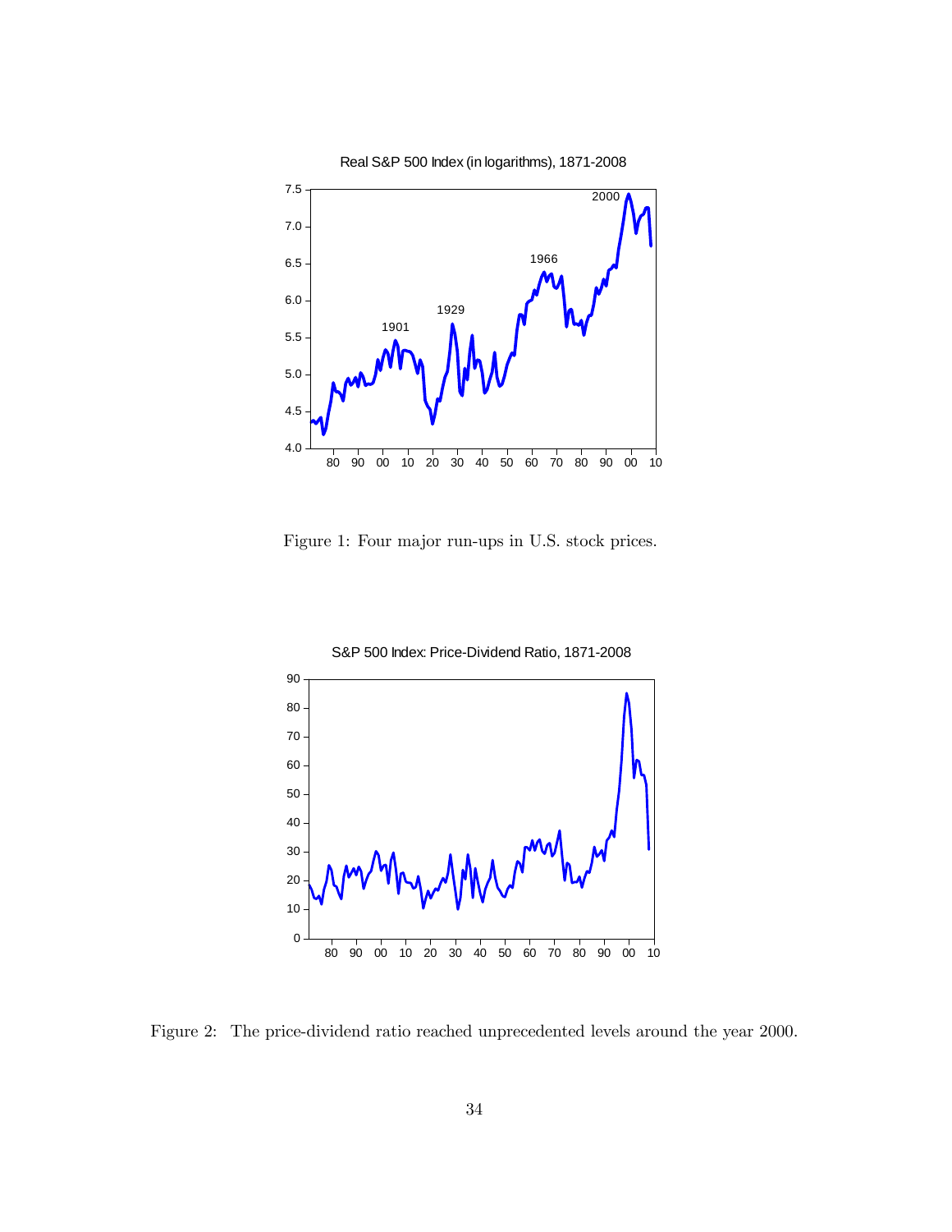Real S&P 500 Index (in logarithms), 1871-2008

Figure 1: Four major run-ups in U.S. stock prices.

S&P 500 Index: Price-Dividend Ratio, 1871-2008

Figure 2: The price-dividend ratio reached unprecedented levels around the year 2000.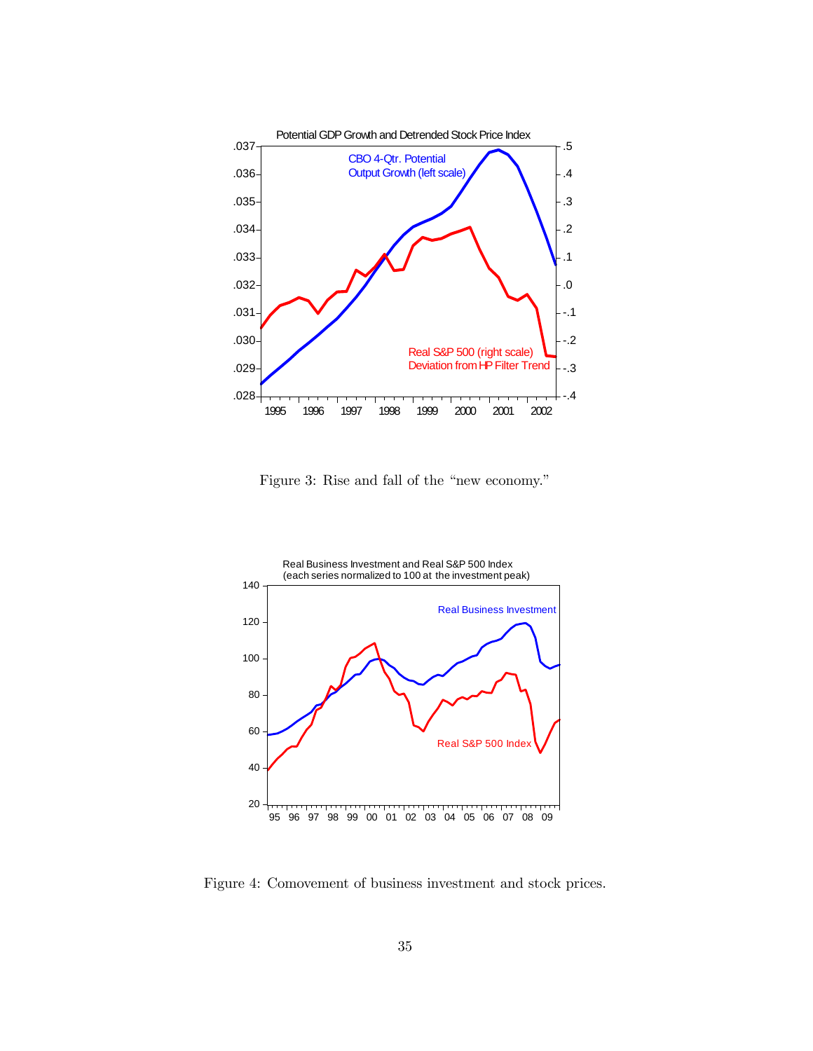Figure 3: Rise and fall of the "new economy."

Figure 4: Comovement of business investment and stock prices.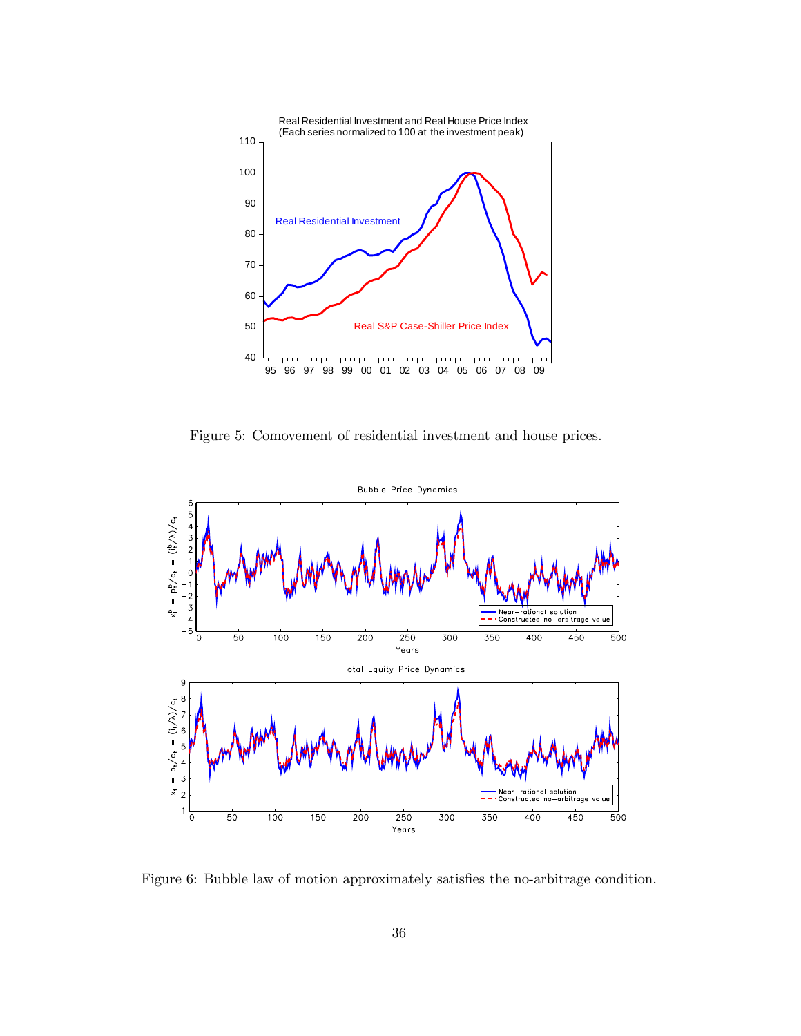Figure 5: Comovement of residential investment and house prices.

Figure 6: Bubble law of motion approximately satisfies the no-arbitrage condition.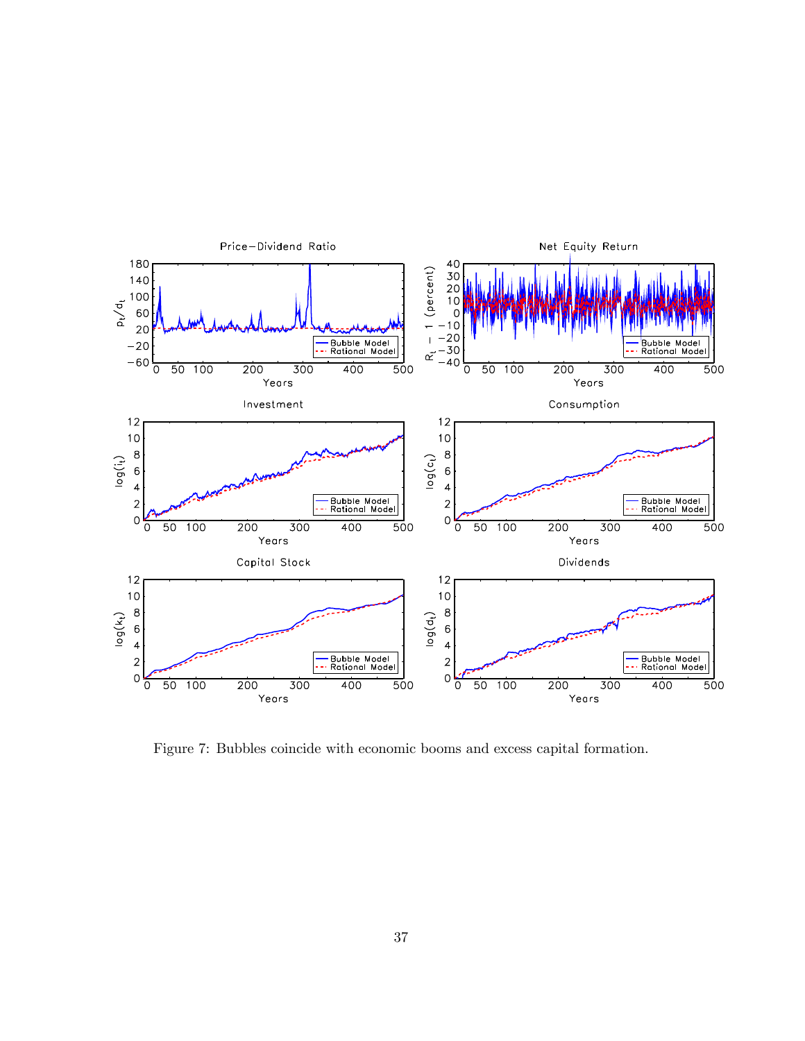Figure 7: Bubbles coincide with economic booms and excess capital formation.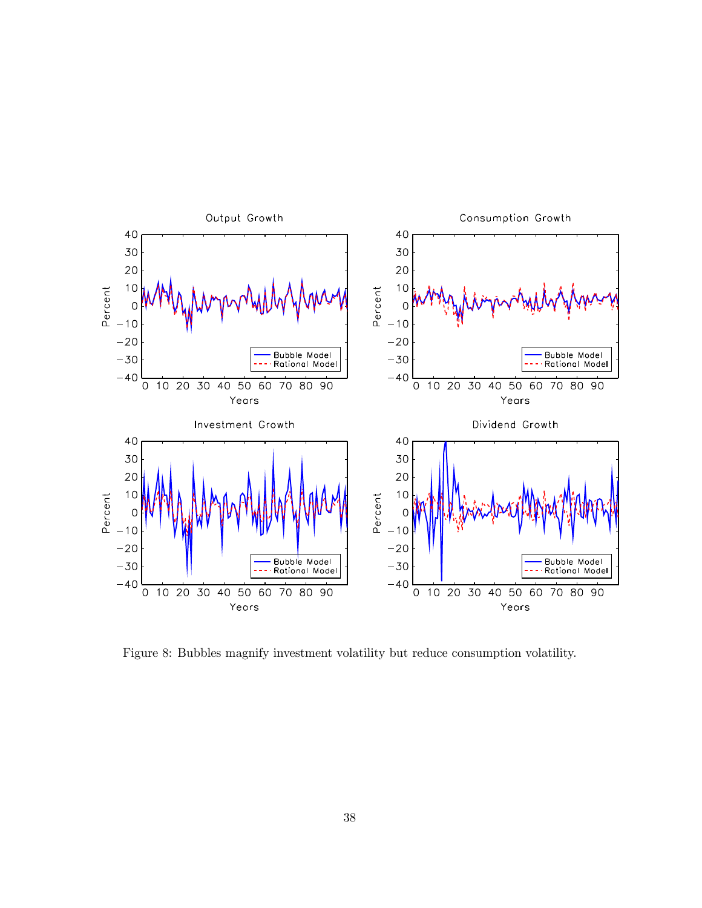Figure 8: Bubbles magnify investment volatility but reduce consumption volatility.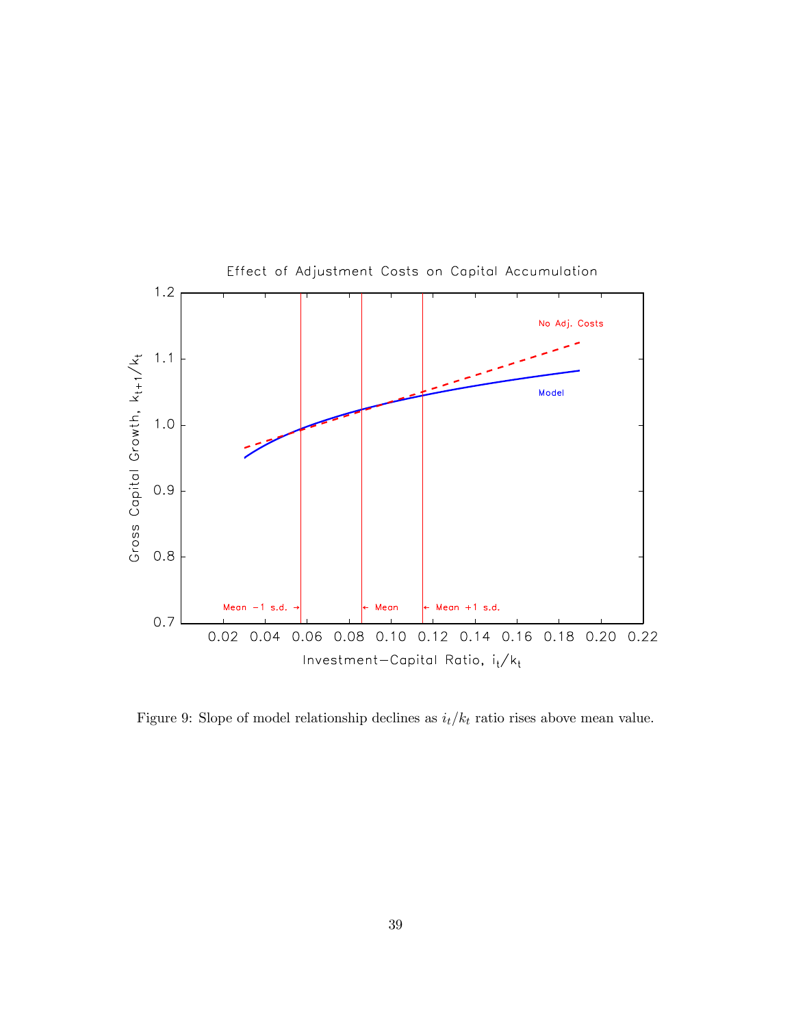Effect of Adjustment Costs on Capital Accumulation

Gross Capital Growth, $k_{t+1}/k_t$

1.2

1.1

1.0

0.9

0.8

0.7

No Adj. Costs

Model

Mean −1 s.d. →

← Mean

← Mean +1 s.d.

0.02 0.04 0.06 0.08 0.10 0.12 0.14 0.16 0.18 0.20 0.22

Investment−Capital Ratio, $i_t/k_t$

Figure 9: Slope of model relationship declines as $i_t/k_t$ ratio rises above mean value.